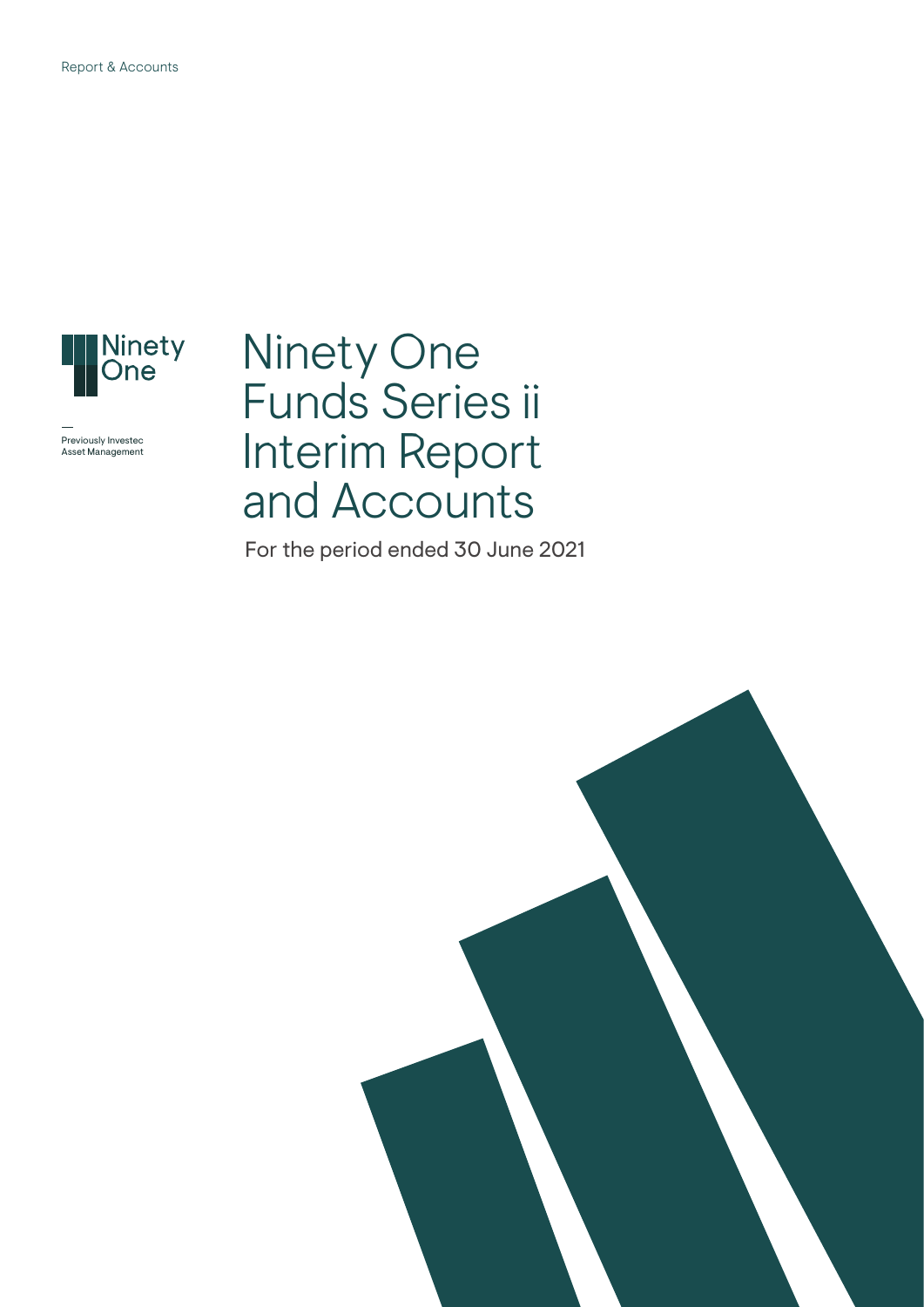Report & Accounts

Ninety One

Previously Investec Asset Management

# Ninety One Funds Series ii Interim Report and Accounts

For the period ended 30 June 2021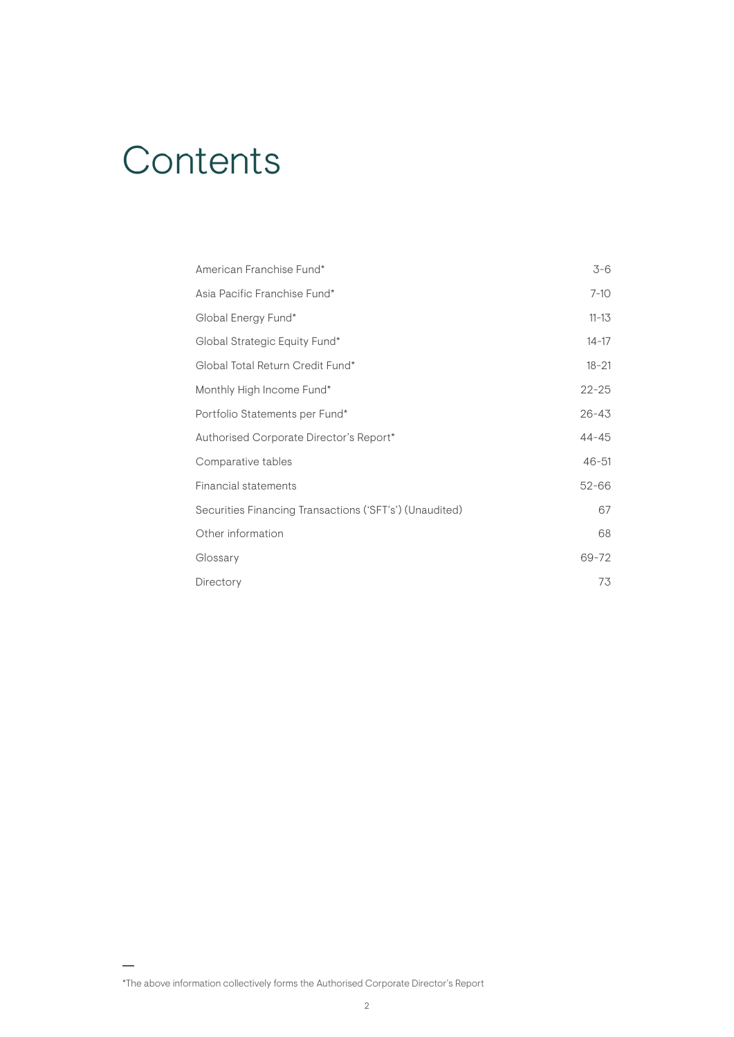# Contents

| | |
|---|---|
| American Franchise Fund* | 3-6 |
| Asia Pacific Franchise Fund* | 7-10 |
| Global Energy Fund* | 11-13 |
| Global Strategic Equity Fund* | 14-17 |
| Global Total Return Credit Fund* | 18-21 |
| Monthly High Income Fund* | 22-25 |
| Portfolio Statements per Fund* | 26-43 |
| Authorised Corporate Director's Report* | 44-45 |
| Comparative tables | 46-51 |
| Financial statements | 52-66 |
| Securities Financing Transactions ('SFT's') (Unaudited) | 67 |
| Other information | 68 |
| Glossary | 69-72 |
| Directory | 73 |

*The above information collectively forms the Authorised Corporate Director's Report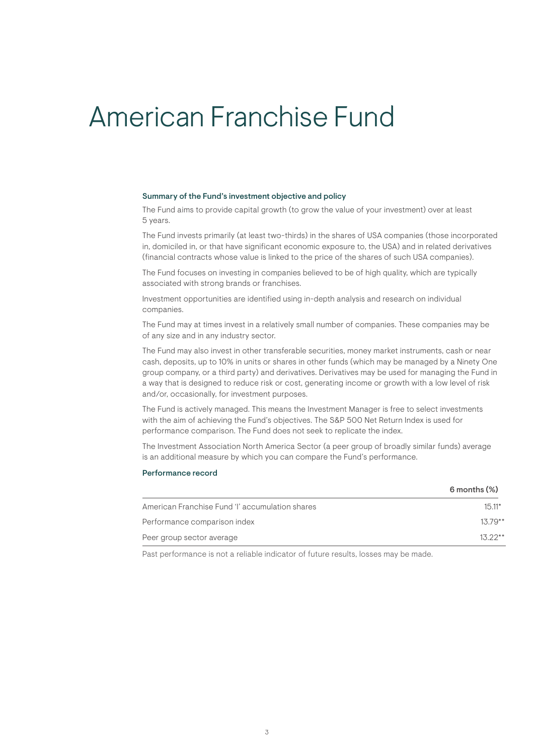# American Franchise Fund

### Summary of the Fund's investment objective and policy

The Fund aims to provide capital growth (to grow the value of your investment) over at least 5 years.

The Fund invests primarily (at least two-thirds) in the shares of USA companies (those incorporated in, domiciled in, or that have significant economic exposure to, the USA) and in related derivatives (financial contracts whose value is linked to the price of the shares of such USA companies).

The Fund focuses on investing in companies believed to be of high quality, which are typically associated with strong brands or franchises.

Investment opportunities are identified using in-depth analysis and research on individual companies.

The Fund may at times invest in a relatively small number of companies. These companies may be of any size and in any industry sector.

The Fund may also invest in other transferable securities, money market instruments, cash or near cash, deposits, up to 10% in units or shares in other funds (which may be managed by a Ninety One group company, or a third party) and derivatives. Derivatives may be used for managing the Fund in a way that is designed to reduce risk or cost, generating income or growth with a low level of risk and/or, occasionally, for investment purposes.

The Fund is actively managed. This means the Investment Manager is free to select investments with the aim of achieving the Fund's objectives. The S&P 500 Net Return Index is used for performance comparison. The Fund does not seek to replicate the index.

The Investment Association North America Sector (a peer group of broadly similar funds) average is an additional measure by which you can compare the Fund's performance.

### Performance record

| | 6 months (%) |
|---|---|
| American Franchise Fund 'I' accumulation shares | 15.11* |
| Performance comparison index | 13.79** |
| Peer group sector average | 13.22** |

Past performance is not a reliable indicator of future results, losses may be made.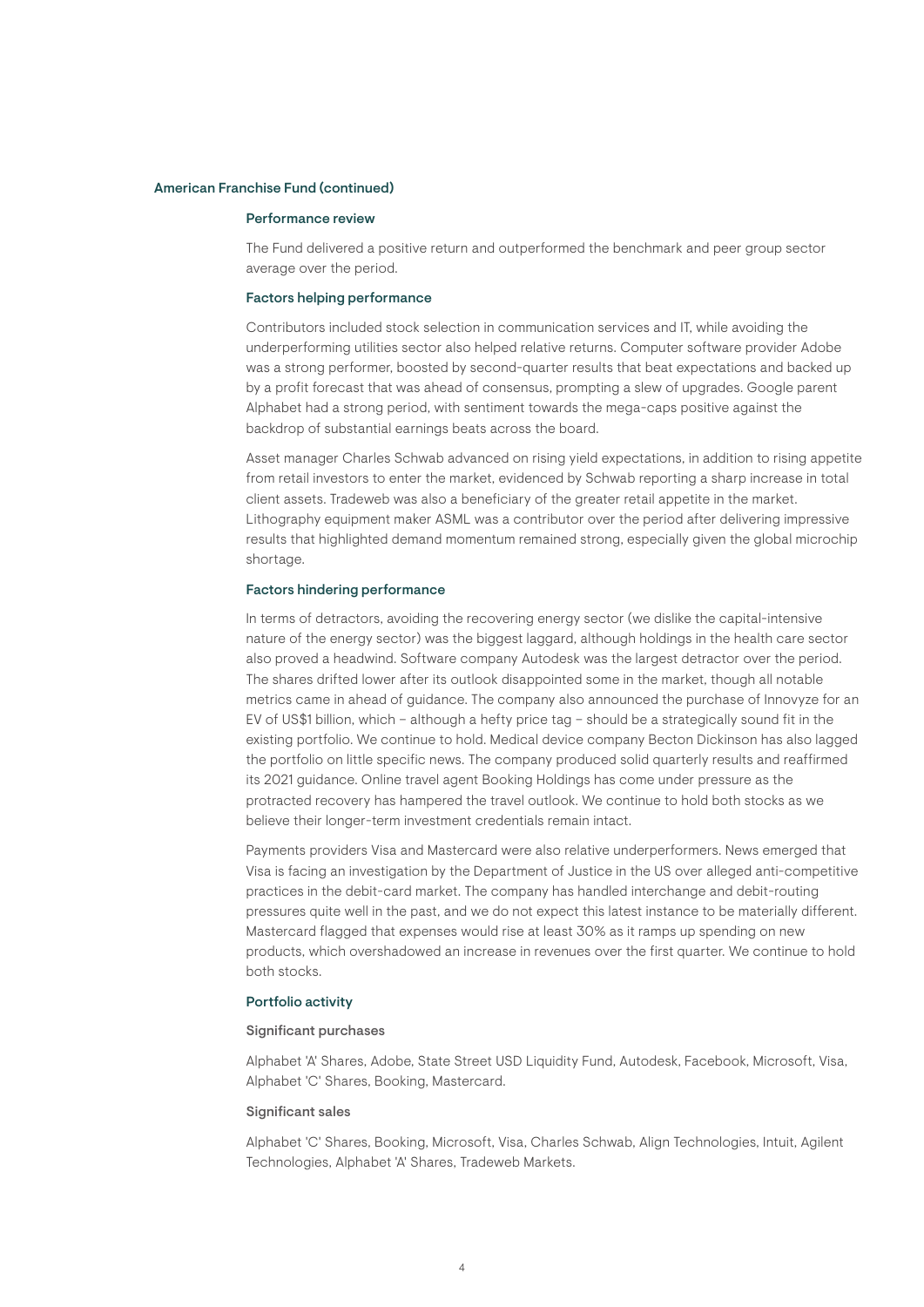## American Franchise Fund (continued)

### Performance review

The Fund delivered a positive return and outperformed the benchmark and peer group sector average over the period.

### Factors helping performance

Contributors included stock selection in communication services and IT, while avoiding the underperforming utilities sector also helped relative returns. Computer software provider Adobe was a strong performer, boosted by second-quarter results that beat expectations and backed up by a profit forecast that was ahead of consensus, prompting a slew of upgrades. Google parent Alphabet had a strong period, with sentiment towards the mega-caps positive against the backdrop of substantial earnings beats across the board.

Asset manager Charles Schwab advanced on rising yield expectations, in addition to rising appetite from retail investors to enter the market, evidenced by Schwab reporting a sharp increase in total client assets. Tradeweb was also a beneficiary of the greater retail appetite in the market. Lithography equipment maker ASML was a contributor over the period after delivering impressive results that highlighted demand momentum remained strong, especially given the global microchip shortage.

### Factors hindering performance

In terms of detractors, avoiding the recovering energy sector (we dislike the capital-intensive nature of the energy sector) was the biggest laggard, although holdings in the health care sector also proved a headwind. Software company Autodesk was the largest detractor over the period. The shares drifted lower after its outlook disappointed some in the market, though all notable metrics came in ahead of guidance. The company also announced the purchase of Innovyze for an EV of US$1 billion, which – although a hefty price tag – should be a strategically sound fit in the existing portfolio. We continue to hold. Medical device company Becton Dickinson has also lagged the portfolio on little specific news. The company produced solid quarterly results and reaffirmed its 2021 guidance. Online travel agent Booking Holdings has come under pressure as the protracted recovery has hampered the travel outlook. We continue to hold both stocks as we believe their longer-term investment credentials remain intact.

Payments providers Visa and Mastercard were also relative underperformers. News emerged that Visa is facing an investigation by the Department of Justice in the US over alleged anti-competitive practices in the debit-card market. The company has handled interchange and debit-routing pressures quite well in the past, and we do not expect this latest instance to be materially different. Mastercard flagged that expenses would rise at least 30% as it ramps up spending on new products, which overshadowed an increase in revenues over the first quarter. We continue to hold both stocks.

### Portfolio activity

#### Significant purchases

Alphabet 'A' Shares, Adobe, State Street USD Liquidity Fund, Autodesk, Facebook, Microsoft, Visa, Alphabet 'C' Shares, Booking, Mastercard.

#### Significant sales

Alphabet 'C' Shares, Booking, Microsoft, Visa, Charles Schwab, Align Technologies, Intuit, Agilent Technologies, Alphabet 'A' Shares, Tradeweb Markets.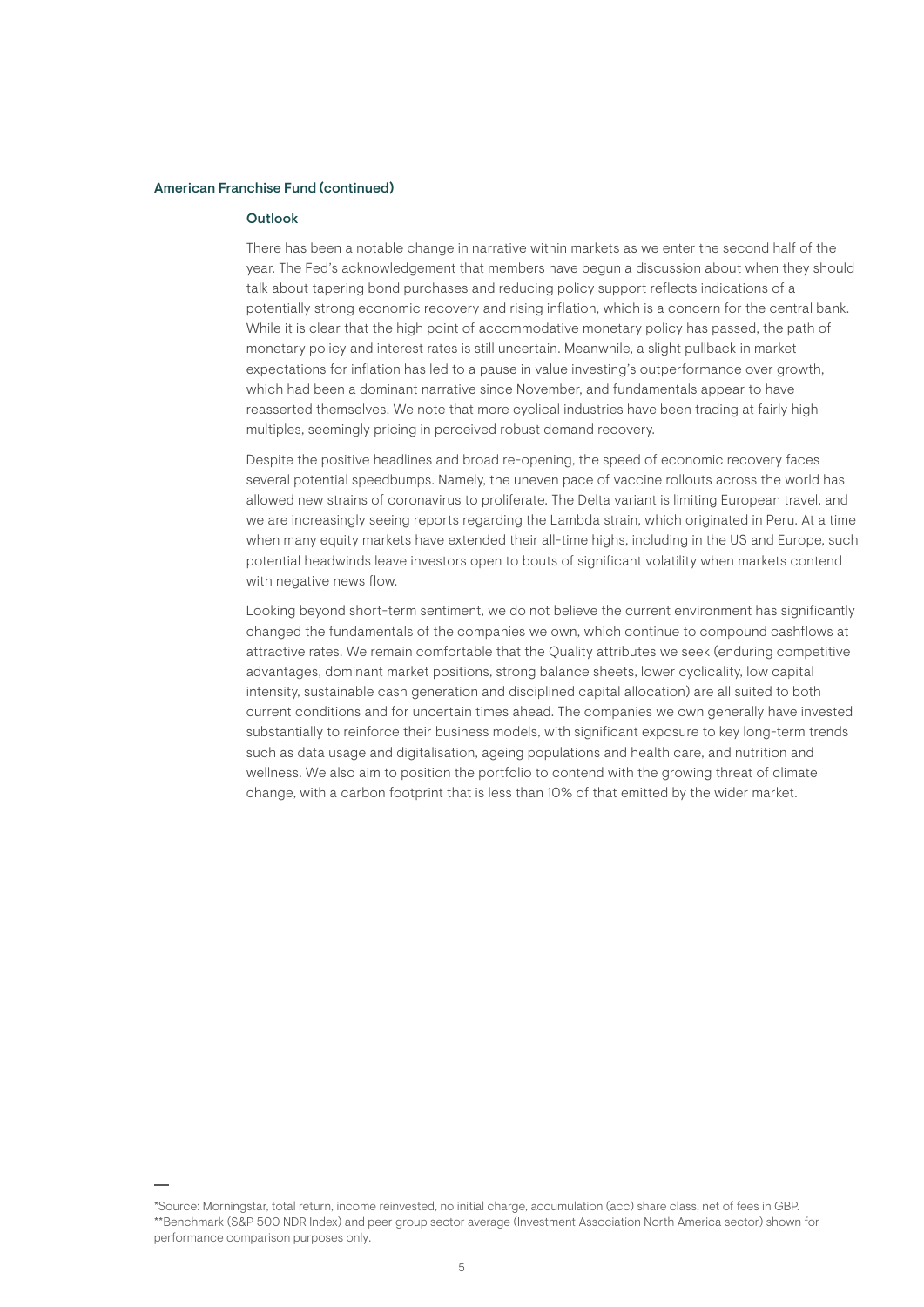## American Franchise Fund (continued)

### Outlook

There has been a notable change in narrative within markets as we enter the second half of the year. The Fed's acknowledgement that members have begun a discussion about when they should talk about tapering bond purchases and reducing policy support reflects indications of a potentially strong economic recovery and rising inflation, which is a concern for the central bank. While it is clear that the high point of accommodative monetary policy has passed, the path of monetary policy and interest rates is still uncertain. Meanwhile, a slight pullback in market expectations for inflation has led to a pause in value investing's outperformance over growth, which had been a dominant narrative since November, and fundamentals appear to have reasserted themselves. We note that more cyclical industries have been trading at fairly high multiples, seemingly pricing in perceived robust demand recovery.

Despite the positive headlines and broad re-opening, the speed of economic recovery faces several potential speedbumps. Namely, the uneven pace of vaccine rollouts across the world has allowed new strains of coronavirus to proliferate. The Delta variant is limiting European travel, and we are increasingly seeing reports regarding the Lambda strain, which originated in Peru. At a time when many equity markets have extended their all-time highs, including in the US and Europe, such potential headwinds leave investors open to bouts of significant volatility when markets contend with negative news flow.

Looking beyond short-term sentiment, we do not believe the current environment has significantly changed the fundamentals of the companies we own, which continue to compound cashflows at attractive rates. We remain comfortable that the Quality attributes we seek (enduring competitive advantages, dominant market positions, strong balance sheets, lower cyclicality, low capital intensity, sustainable cash generation and disciplined capital allocation) are all suited to both current conditions and for uncertain times ahead. The companies we own generally have invested substantially to reinforce their business models, with significant exposure to key long-term trends such as data usage and digitalisation, ageing populations and health care, and nutrition and wellness. We also aim to position the portfolio to contend with the growing threat of climate change, with a carbon footprint that is less than 10% of that emitted by the wider market.

---

*Source: Morningstar, total return, income reinvested, no initial charge, accumulation (acc) share class, net of fees in GBP.
**Benchmark (S&P 500 NDR Index) and peer group sector average (Investment Association North America sector) shown for performance comparison purposes only.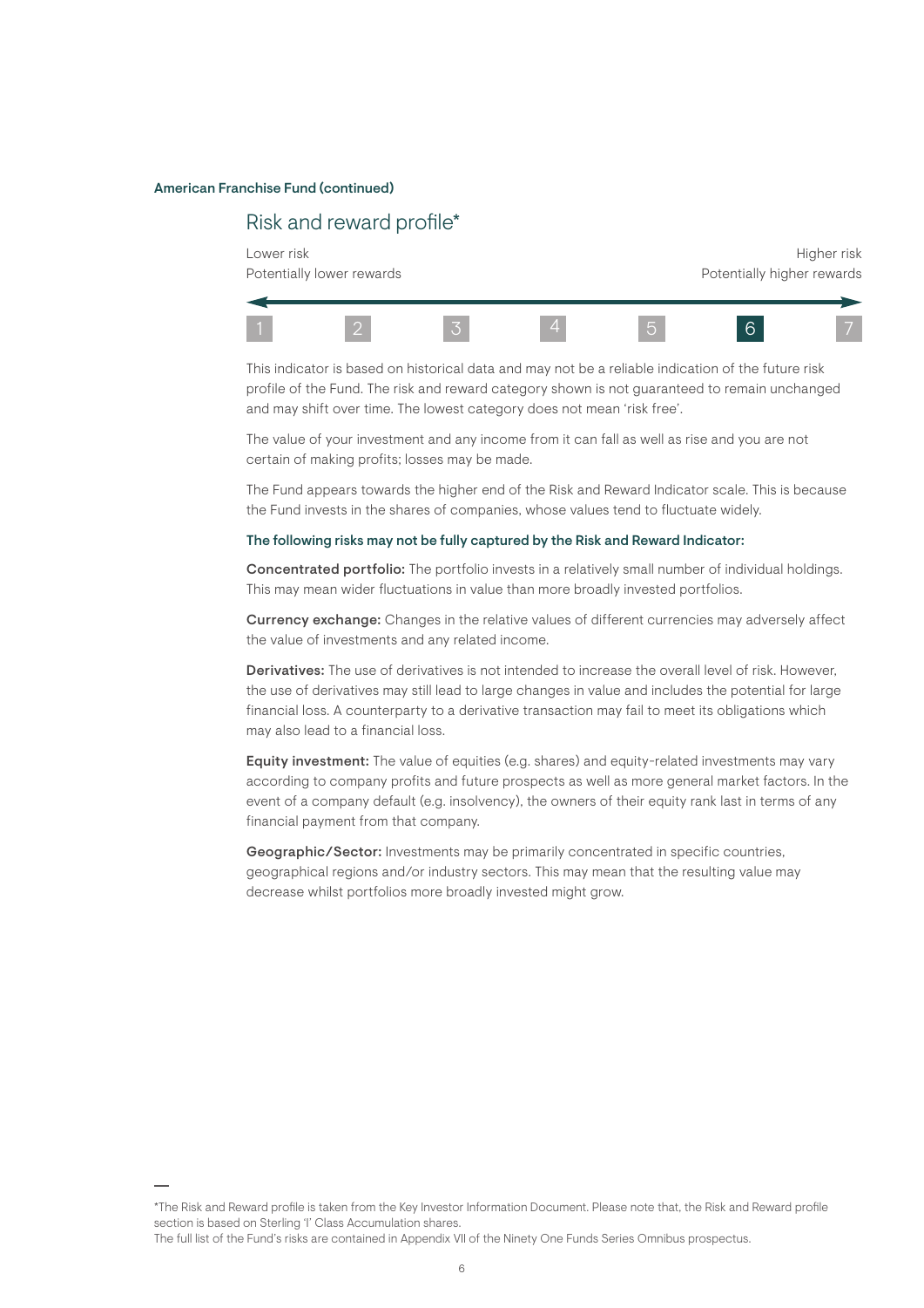American Franchise Fund (continued)

## Risk and reward profile*

| Lower risk | | | | | | Higher risk |
|---|---|---|---|---|---|---|
| Potentially lower rewards | | | | | | Potentially higher rewards |
| 1 | 2 | 3 | 4 | 5 | **6** | 7 |

This indicator is based on historical data and may not be a reliable indication of the future risk profile of the Fund. The risk and reward category shown is not guaranteed to remain unchanged and may shift over time. The lowest category does not mean 'risk free'.

The value of your investment and any income from it can fall as well as rise and you are not certain of making profits; losses may be made.

The Fund appears towards the higher end of the Risk and Reward Indicator scale. This is because the Fund invests in the shares of companies, whose values tend to fluctuate widely.

**The following risks may not be fully captured by the Risk and Reward Indicator:**

**Concentrated portfolio:** The portfolio invests in a relatively small number of individual holdings. This may mean wider fluctuations in value than more broadly invested portfolios.

**Currency exchange:** Changes in the relative values of different currencies may adversely affect the value of investments and any related income.

**Derivatives:** The use of derivatives is not intended to increase the overall level of risk. However, the use of derivatives may still lead to large changes in value and includes the potential for large financial loss. A counterparty to a derivative transaction may fail to meet its obligations which may also lead to a financial loss.

**Equity investment:** The value of equities (e.g. shares) and equity-related investments may vary according to company profits and future prospects as well as more general market factors. In the event of a company default (e.g. insolvency), the owners of their equity rank last in terms of any financial payment from that company.

**Geographic/Sector:** Investments may be primarily concentrated in specific countries, geographical regions and/or industry sectors. This may mean that the resulting value may decrease whilst portfolios more broadly invested might grow.

*The Risk and Reward profile is taken from the Key Investor Information Document. Please note that, the Risk and Reward profile section is based on Sterling 'I' Class Accumulation shares.
The full list of the Fund's risks are contained in Appendix VII of the Ninety One Funds Series Omnibus prospectus.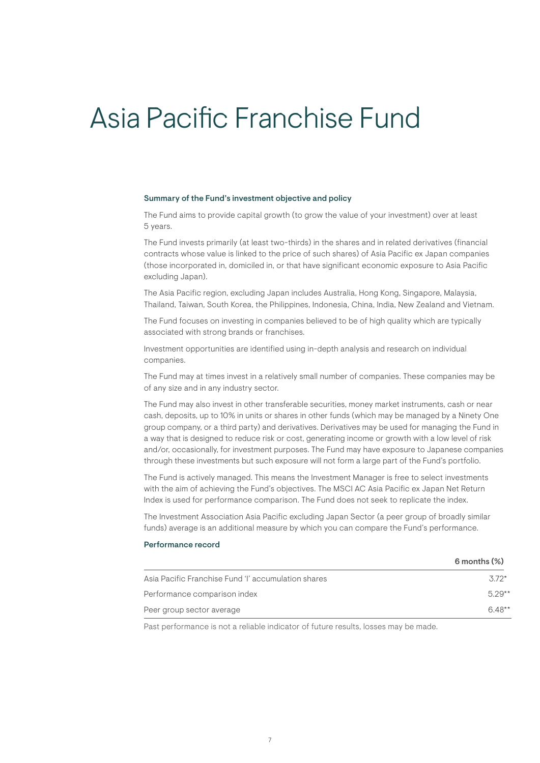# Asia Pacific Franchise Fund

### Summary of the Fund's investment objective and policy

The Fund aims to provide capital growth (to grow the value of your investment) over at least 5 years.

The Fund invests primarily (at least two-thirds) in the shares and in related derivatives (financial contracts whose value is linked to the price of such shares) of Asia Pacific ex Japan companies (those incorporated in, domiciled in, or that have significant economic exposure to Asia Pacific excluding Japan).

The Asia Pacific region, excluding Japan includes Australia, Hong Kong, Singapore, Malaysia, Thailand, Taiwan, South Korea, the Philippines, Indonesia, China, India, New Zealand and Vietnam.

The Fund focuses on investing in companies believed to be of high quality which are typically associated with strong brands or franchises.

Investment opportunities are identified using in-depth analysis and research on individual companies.

The Fund may at times invest in a relatively small number of companies. These companies may be of any size and in any industry sector.

The Fund may also invest in other transferable securities, money market instruments, cash or near cash, deposits, up to 10% in units or shares in other funds (which may be managed by a Ninety One group company, or a third party) and derivatives. Derivatives may be used for managing the Fund in a way that is designed to reduce risk or cost, generating income or growth with a low level of risk and/or, occasionally, for investment purposes. The Fund may have exposure to Japanese companies through these investments but such exposure will not form a large part of the Fund's portfolio.

The Fund is actively managed. This means the Investment Manager is free to select investments with the aim of achieving the Fund's objectives. The MSCI AC Asia Pacific ex Japan Net Return Index is used for performance comparison. The Fund does not seek to replicate the index.

The Investment Association Asia Pacific excluding Japan Sector (a peer group of broadly similar funds) average is an additional measure by which you can compare the Fund's performance.

### Performance record

| | 6 months (%) |
|---|---|
| Asia Pacific Franchise Fund 'I' accumulation shares | 3.72* |
| Performance comparison index | 5.29** |
| Peer group sector average | 6.48** |

Past performance is not a reliable indicator of future results, losses may be made.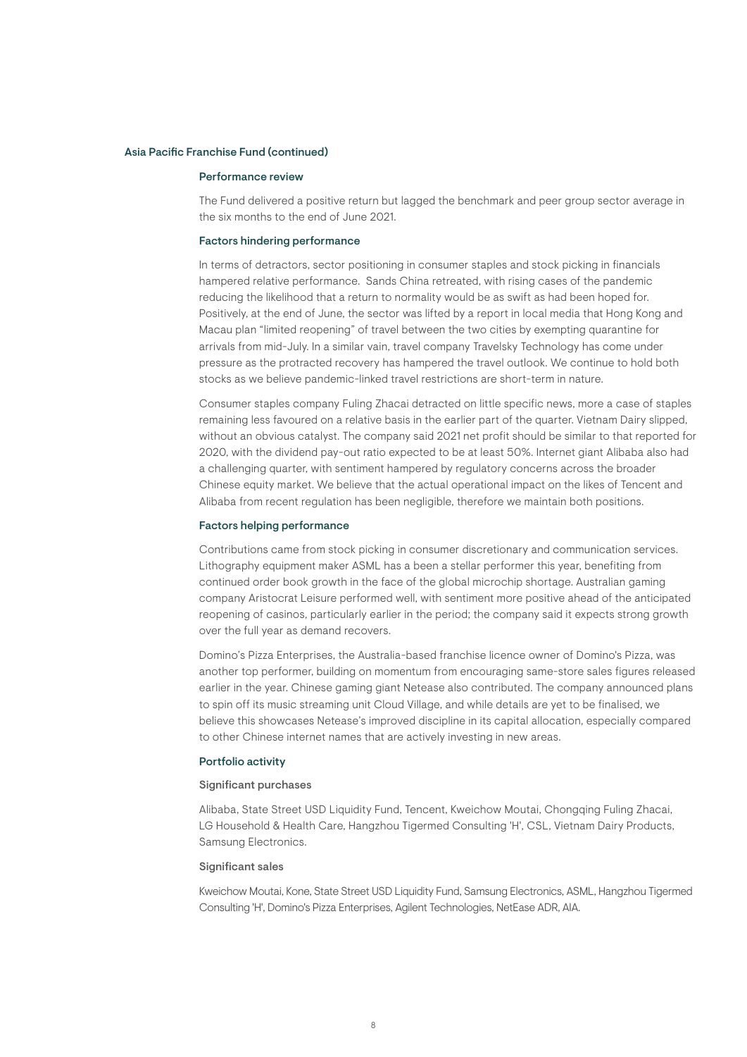## Asia Pacific Franchise Fund (continued)

### Performance review

The Fund delivered a positive return but lagged the benchmark and peer group sector average in the six months to the end of June 2021.

### Factors hindering performance

In terms of detractors, sector positioning in consumer staples and stock picking in financials hampered relative performance. Sands China retreated, with rising cases of the pandemic reducing the likelihood that a return to normality would be as swift as had been hoped for. Positively, at the end of June, the sector was lifted by a report in local media that Hong Kong and Macau plan "limited reopening" of travel between the two cities by exempting quarantine for arrivals from mid-July. In a similar vain, travel company Travelsky Technology has come under pressure as the protracted recovery has hampered the travel outlook. We continue to hold both stocks as we believe pandemic-linked travel restrictions are short-term in nature.

Consumer staples company Fuling Zhacai detracted on little specific news, more a case of staples remaining less favoured on a relative basis in the earlier part of the quarter. Vietnam Dairy slipped, without an obvious catalyst. The company said 2021 net profit should be similar to that reported for 2020, with the dividend pay-out ratio expected to be at least 50%. Internet giant Alibaba also had a challenging quarter, with sentiment hampered by regulatory concerns across the broader Chinese equity market. We believe that the actual operational impact on the likes of Tencent and Alibaba from recent regulation has been negligible, therefore we maintain both positions.

### Factors helping performance

Contributions came from stock picking in consumer discretionary and communication services. Lithography equipment maker ASML has a been a stellar performer this year, benefiting from continued order book growth in the face of the global microchip shortage. Australian gaming company Aristocrat Leisure performed well, with sentiment more positive ahead of the anticipated reopening of casinos, particularly earlier in the period; the company said it expects strong growth over the full year as demand recovers.

Domino's Pizza Enterprises, the Australia-based franchise licence owner of Domino's Pizza, was another top performer, building on momentum from encouraging same-store sales figures released earlier in the year. Chinese gaming giant Netease also contributed. The company announced plans to spin off its music streaming unit Cloud Village, and while details are yet to be finalised, we believe this showcases Netease's improved discipline in its capital allocation, especially compared to other Chinese internet names that are actively investing in new areas.

### Portfolio activity

#### Significant purchases

Alibaba, State Street USD Liquidity Fund, Tencent, Kweichow Moutai, Chongqing Fuling Zhacai, LG Household & Health Care, Hangzhou Tigermed Consulting 'H', CSL, Vietnam Dairy Products, Samsung Electronics.

#### Significant sales

Kweichow Moutai, Kone, State Street USD Liquidity Fund, Samsung Electronics, ASML, Hangzhou Tigermed Consulting 'H', Domino's Pizza Enterprises, Agilent Technologies, NetEase ADR, AIA.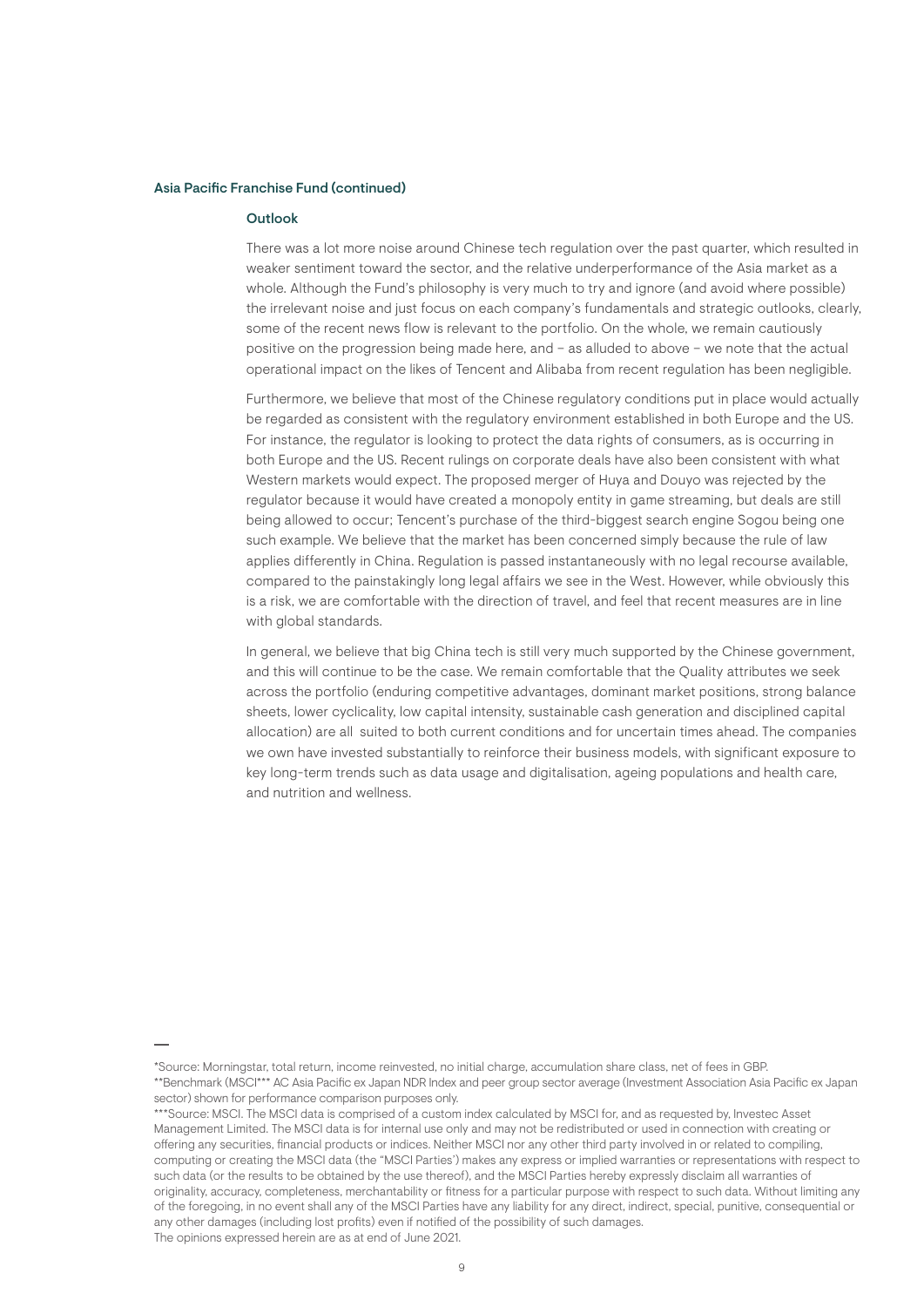## Asia Pacific Franchise Fund (continued)

### Outlook

There was a lot more noise around Chinese tech regulation over the past quarter, which resulted in weaker sentiment toward the sector, and the relative underperformance of the Asia market as a whole. Although the Fund's philosophy is very much to try and ignore (and avoid where possible) the irrelevant noise and just focus on each company's fundamentals and strategic outlooks, clearly, some of the recent news flow is relevant to the portfolio. On the whole, we remain cautiously positive on the progression being made here, and – as alluded to above – we note that the actual operational impact on the likes of Tencent and Alibaba from recent regulation has been negligible.

Furthermore, we believe that most of the Chinese regulatory conditions put in place would actually be regarded as consistent with the regulatory environment established in both Europe and the US. For instance, the regulator is looking to protect the data rights of consumers, as is occurring in both Europe and the US. Recent rulings on corporate deals have also been consistent with what Western markets would expect. The proposed merger of Huya and Douyo was rejected by the regulator because it would have created a monopoly entity in game streaming, but deals are still being allowed to occur; Tencent's purchase of the third-biggest search engine Sogou being one such example. We believe that the market has been concerned simply because the rule of law applies differently in China. Regulation is passed instantaneously with no legal recourse available, compared to the painstakingly long legal affairs we see in the West. However, while obviously this is a risk, we are comfortable with the direction of travel, and feel that recent measures are in line with global standards.

In general, we believe that big China tech is still very much supported by the Chinese government, and this will continue to be the case. We remain comfortable that the Quality attributes we seek across the portfolio (enduring competitive advantages, dominant market positions, strong balance sheets, lower cyclicality, low capital intensity, sustainable cash generation and disciplined capital allocation) are all suited to both current conditions and for uncertain times ahead. The companies we own have invested substantially to reinforce their business models, with significant exposure to key long-term trends such as data usage and digitalisation, ageing populations and health care, and nutrition and wellness.

---

*Source: Morningstar, total return, income reinvested, no initial charge, accumulation share class, net of fees in GBP.

**Benchmark (MSCI*** AC Asia Pacific ex Japan NDR Index and peer group sector average (Investment Association Asia Pacific ex Japan sector) shown for performance comparison purposes only.

***Source: MSCI. The MSCI data is comprised of a custom index calculated by MSCI for, and as requested by, Investec Asset Management Limited. The MSCI data is for internal use only and may not be redistributed or used in connection with creating or offering any securities, financial products or indices. Neither MSCI nor any other third party involved in or related to compiling, computing or creating the MSCI data (the "MSCI Parties') makes any express or implied warranties or representations with respect to such data (or the results to be obtained by the use thereof), and the MSCI Parties hereby expressly disclaim all warranties of originality, accuracy, completeness, merchantability or fitness for a particular purpose with respect to such data. Without limiting any of the foregoing, in no event shall any of the MSCI Parties have any liability for any direct, indirect, special, punitive, consequential or any other damages (including lost profits) even if notified of the possibility of such damages.

The opinions expressed herein are as at end of June 2021.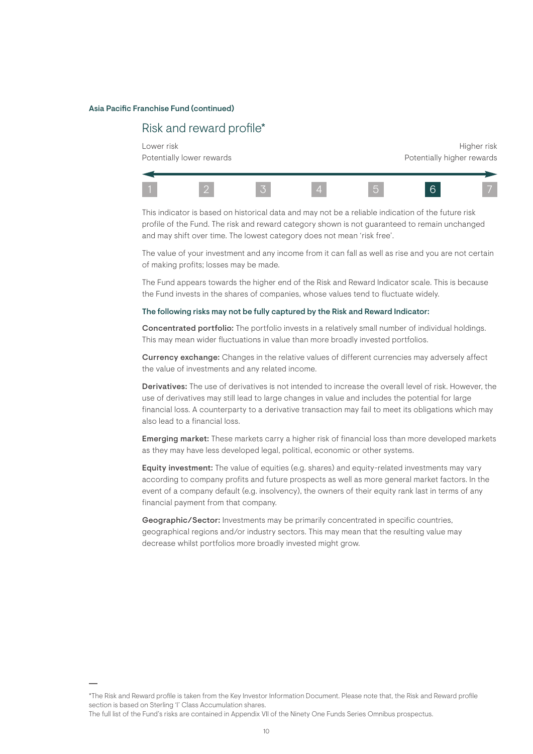**Asia Pacific Franchise Fund (continued)**

## Risk and reward profile*

| Lower risk<br>Potentially lower rewards | | | | | | Higher risk<br>Potentially higher rewards |
|---|---|---|---|---|---|---|
| 1 | 2 | 3 | 4 | 5 | **6** | 7 |

This indicator is based on historical data and may not be a reliable indication of the future risk profile of the Fund. The risk and reward category shown is not guaranteed to remain unchanged and may shift over time. The lowest category does not mean 'risk free'.

The value of your investment and any income from it can fall as well as rise and you are not certain of making profits; losses may be made.

The Fund appears towards the higher end of the Risk and Reward Indicator scale. This is because the Fund invests in the shares of companies, whose values tend to fluctuate widely.

**The following risks may not be fully captured by the Risk and Reward Indicator:**

**Concentrated portfolio:** The portfolio invests in a relatively small number of individual holdings. This may mean wider fluctuations in value than more broadly invested portfolios.

**Currency exchange:** Changes in the relative values of different currencies may adversely affect the value of investments and any related income.

**Derivatives:** The use of derivatives is not intended to increase the overall level of risk. However, the use of derivatives may still lead to large changes in value and includes the potential for large financial loss. A counterparty to a derivative transaction may fail to meet its obligations which may also lead to a financial loss.

**Emerging market:** These markets carry a higher risk of financial loss than more developed markets as they may have less developed legal, political, economic or other systems.

**Equity investment:** The value of equities (e.g. shares) and equity-related investments may vary according to company profits and future prospects as well as more general market factors. In the event of a company default (e.g. insolvency), the owners of their equity rank last in terms of any financial payment from that company.

**Geographic/Sector:** Investments may be primarily concentrated in specific countries, geographical regions and/or industry sectors. This may mean that the resulting value may decrease whilst portfolios more broadly invested might grow.

---

*The Risk and Reward profile is taken from the Key Investor Information Document. Please note that, the Risk and Reward profile section is based on Sterling 'I' Class Accumulation shares.
The full list of the Fund's risks are contained in Appendix VII of the Ninety One Funds Series Omnibus prospectus.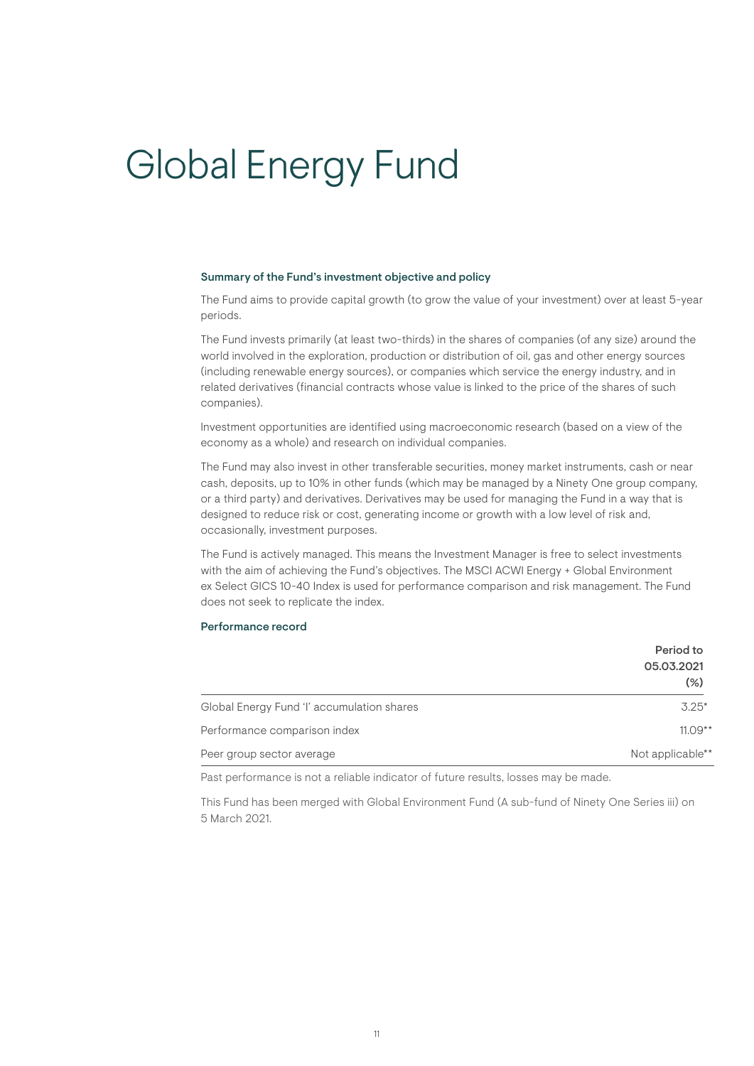# Global Energy Fund

### Summary of the Fund's investment objective and policy

The Fund aims to provide capital growth (to grow the value of your investment) over at least 5-year periods.

The Fund invests primarily (at least two-thirds) in the shares of companies (of any size) around the world involved in the exploration, production or distribution of oil, gas and other energy sources (including renewable energy sources), or companies which service the energy industry, and in related derivatives (financial contracts whose value is linked to the price of the shares of such companies).

Investment opportunities are identified using macroeconomic research (based on a view of the economy as a whole) and research on individual companies.

The Fund may also invest in other transferable securities, money market instruments, cash or near cash, deposits, up to 10% in other funds (which may be managed by a Ninety One group company, or a third party) and derivatives. Derivatives may be used for managing the Fund in a way that is designed to reduce risk or cost, generating income or growth with a low level of risk and, occasionally, investment purposes.

The Fund is actively managed. This means the Investment Manager is free to select investments with the aim of achieving the Fund's objectives. The MSCI ACWI Energy + Global Environment ex Select GICS 10-40 Index is used for performance comparison and risk management. The Fund does not seek to replicate the index.

### Performance record

| | Period to 05.03.2021 (%) |
|---|---|
| Global Energy Fund 'I' accumulation shares | 3.25* |
| Performance comparison index | 11.09** |
| Peer group sector average | Not applicable** |

Past performance is not a reliable indicator of future results, losses may be made.

This Fund has been merged with Global Environment Fund (A sub-fund of Ninety One Series iii) on 5 March 2021.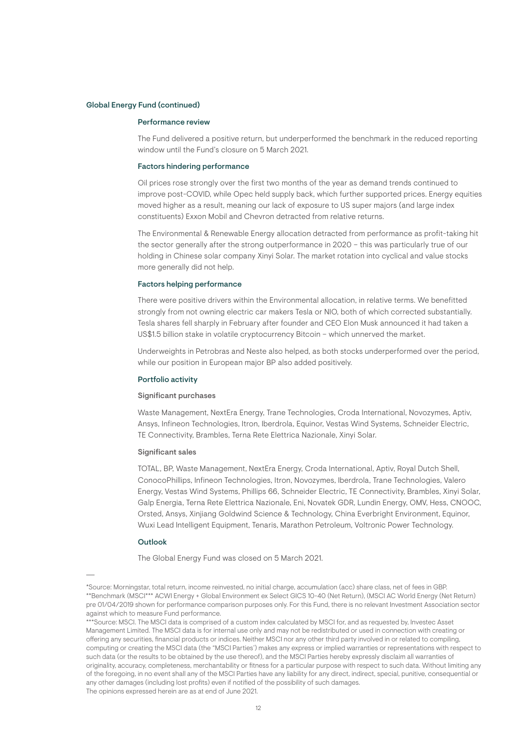## Global Energy Fund (continued)

### Performance review

The Fund delivered a positive return, but underperformed the benchmark in the reduced reporting window until the Fund's closure on 5 March 2021.

### Factors hindering performance

Oil prices rose strongly over the first two months of the year as demand trends continued to improve post-COVID, while Opec held supply back, which further supported prices. Energy equities moved higher as a result, meaning our lack of exposure to US super majors (and large index constituents) Exxon Mobil and Chevron detracted from relative returns.

The Environmental & Renewable Energy allocation detracted from performance as profit-taking hit the sector generally after the strong outperformance in 2020 – this was particularly true of our holding in Chinese solar company Xinyi Solar. The market rotation into cyclical and value stocks more generally did not help.

### Factors helping performance

There were positive drivers within the Environmental allocation, in relative terms. We benefitted strongly from not owning electric car makers Tesla or NIO, both of which corrected substantially. Tesla shares fell sharply in February after founder and CEO Elon Musk announced it had taken a US$1.5 billion stake in volatile cryptocurrency Bitcoin – which unnerved the market.

Underweights in Petrobras and Neste also helped, as both stocks underperformed over the period, while our position in European major BP also added positively.

### Portfolio activity

#### Significant purchases

Waste Management, NextEra Energy, Trane Technologies, Croda International, Novozymes, Aptiv, Ansys, Infineon Technologies, Itron, Iberdrola, Equinor, Vestas Wind Systems, Schneider Electric, TE Connectivity, Brambles, Terna Rete Elettrica Nazionale, Xinyi Solar.

#### Significant sales

TOTAL, BP, Waste Management, NextEra Energy, Croda International, Aptiv, Royal Dutch Shell, ConocoPhillips, Infineon Technologies, Itron, Novozymes, Iberdrola, Trane Technologies, Valero Energy, Vestas Wind Systems, Phillips 66, Schneider Electric, TE Connectivity, Brambles, Xinyi Solar, Galp Energia, Terna Rete Elettrica Nazionale, Eni, Novatek GDR, Lundin Energy, OMV, Hess, CNOOC, Orsted, Ansys, Xinjiang Goldwind Science & Technology, China Everbright Environment, Equinor, Wuxi Lead Intelligent Equipment, Tenaris, Marathon Petroleum, Voltronic Power Technology.

### Outlook

The Global Energy Fund was closed on 5 March 2021.

---

*Source: Morningstar, total return, income reinvested, no initial charge, accumulation (acc) share class, net of fees in GBP.
**Benchmark (MSCI*** ACWI Energy + Global Environment ex Select GICS 10-40 (Net Return), (MSCI AC World Energy (Net Return) pre 01/04/2019 shown for performance comparison purposes only. For this Fund, there is no relevant Investment Association sector against which to measure Fund performance.
***Source: MSCI. The MSCI data is comprised of a custom index calculated by MSCI for, and as requested by, Investec Asset Management Limited. The MSCI data is for internal use only and may not be redistributed or used in connection with creating or offering any securities, financial products or indices. Neither MSCI nor any other third party involved in or related to compiling, computing or creating the MSCI data (the "MSCI Parties') makes any express or implied warranties or representations with respect to such data (or the results to be obtained by the use thereof), and the MSCI Parties hereby expressly disclaim all warranties of originality, accuracy, completeness, merchantability or fitness for a particular purpose with respect to such data. Without limiting any of the foregoing, in no event shall any of the MSCI Parties have any liability for any direct, indirect, special, punitive, consequential or any other damages (including lost profits) even if notified of the possibility of such damages.
The opinions expressed herein are as at end of June 2021.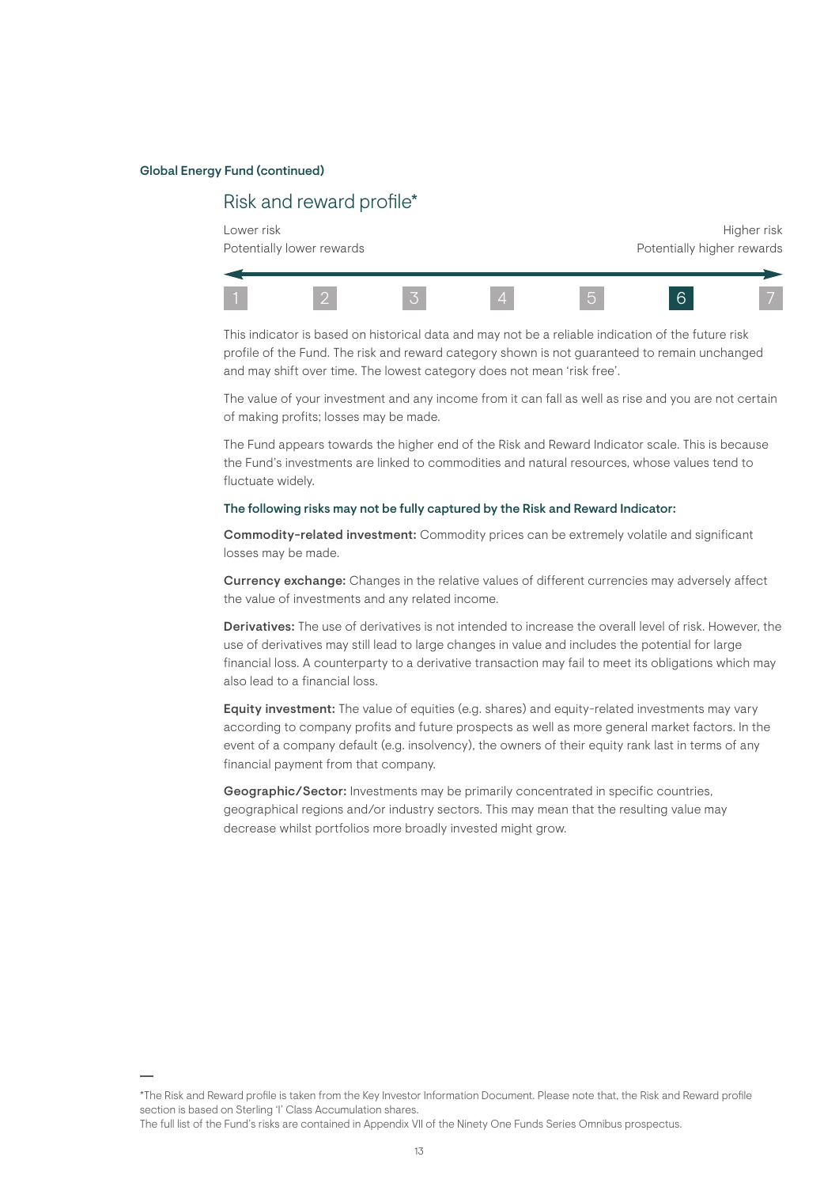**Global Energy Fund (continued)**

## Risk and reward profile*

| Lower risk<br>Potentially lower rewards | | | | | | Higher risk<br>Potentially higher rewards |
|---|---|---|---|---|---|---|
| 1 | 2 | 3 | 4 | 5 | **6** | 7 |

This indicator is based on historical data and may not be a reliable indication of the future risk profile of the Fund. The risk and reward category shown is not guaranteed to remain unchanged and may shift over time. The lowest category does not mean 'risk free'.

The value of your investment and any income from it can fall as well as rise and you are not certain of making profits; losses may be made.

The Fund appears towards the higher end of the Risk and Reward Indicator scale. This is because the Fund's investments are linked to commodities and natural resources, whose values tend to fluctuate widely.

**The following risks may not be fully captured by the Risk and Reward Indicator:**

**Commodity-related investment:** Commodity prices can be extremely volatile and significant losses may be made.

**Currency exchange:** Changes in the relative values of different currencies may adversely affect the value of investments and any related income.

**Derivatives:** The use of derivatives is not intended to increase the overall level of risk. However, the use of derivatives may still lead to large changes in value and includes the potential for large financial loss. A counterparty to a derivative transaction may fail to meet its obligations which may also lead to a financial loss.

**Equity investment:** The value of equities (e.g. shares) and equity-related investments may vary according to company profits and future prospects as well as more general market factors. In the event of a company default (e.g. insolvency), the owners of their equity rank last in terms of any financial payment from that company.

**Geographic/Sector:** Investments may be primarily concentrated in specific countries, geographical regions and/or industry sectors. This may mean that the resulting value may decrease whilst portfolios more broadly invested might grow.

---

*The Risk and Reward profile is taken from the Key Investor Information Document. Please note that, the Risk and Reward profile section is based on Sterling 'I' Class Accumulation shares.
The full list of the Fund's risks are contained in Appendix VII of the Ninety One Funds Series Omnibus prospectus.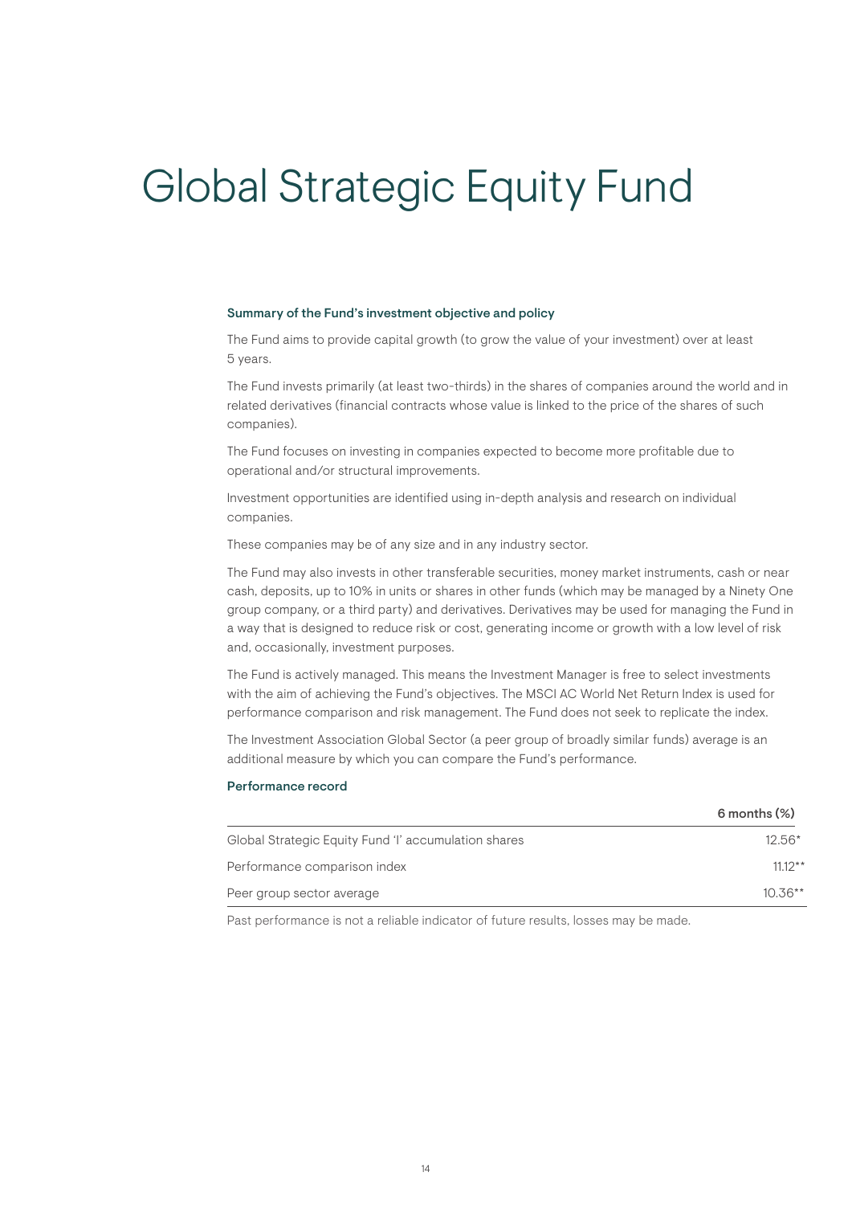# Global Strategic Equity Fund

### Summary of the Fund's investment objective and policy

The Fund aims to provide capital growth (to grow the value of your investment) over at least 5 years.

The Fund invests primarily (at least two-thirds) in the shares of companies around the world and in related derivatives (financial contracts whose value is linked to the price of the shares of such companies).

The Fund focuses on investing in companies expected to become more profitable due to operational and/or structural improvements.

Investment opportunities are identified using in-depth analysis and research on individual companies.

These companies may be of any size and in any industry sector.

The Fund may also invests in other transferable securities, money market instruments, cash or near cash, deposits, up to 10% in units or shares in other funds (which may be managed by a Ninety One group company, or a third party) and derivatives. Derivatives may be used for managing the Fund in a way that is designed to reduce risk or cost, generating income or growth with a low level of risk and, occasionally, investment purposes.

The Fund is actively managed. This means the Investment Manager is free to select investments with the aim of achieving the Fund's objectives. The MSCI AC World Net Return Index is used for performance comparison and risk management. The Fund does not seek to replicate the index.

The Investment Association Global Sector (a peer group of broadly similar funds) average is an additional measure by which you can compare the Fund's performance.

### Performance record

| | 6 months (%) |
|---|---|
| Global Strategic Equity Fund 'I' accumulation shares | 12.56* |
| Performance comparison index | 11.12** |
| Peer group sector average | 10.36** |

Past performance is not a reliable indicator of future results, losses may be made.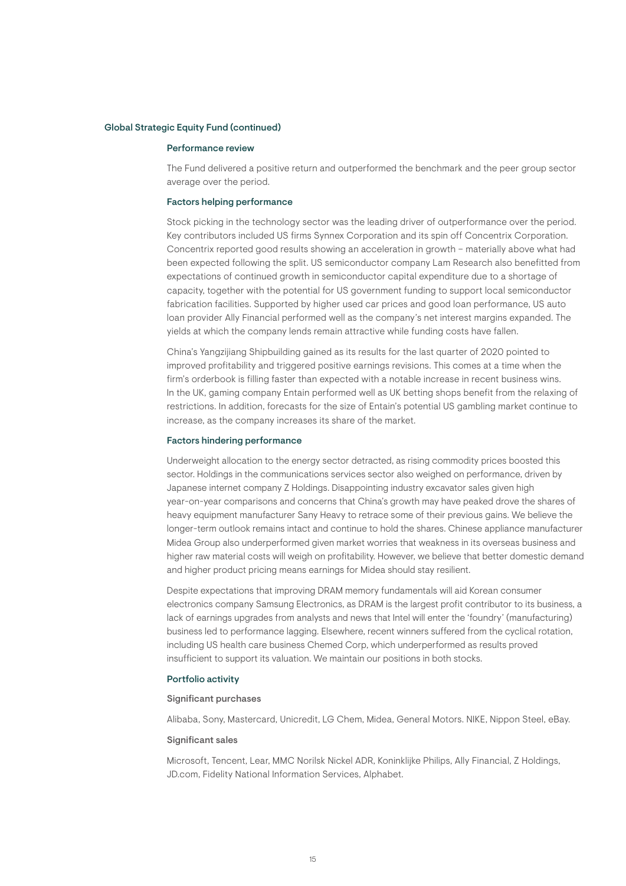## Global Strategic Equity Fund (continued)

### Performance review

The Fund delivered a positive return and outperformed the benchmark and the peer group sector average over the period.

### Factors helping performance

Stock picking in the technology sector was the leading driver of outperformance over the period. Key contributors included US firms Synnex Corporation and its spin off Concentrix Corporation. Concentrix reported good results showing an acceleration in growth – materially above what had been expected following the split. US semiconductor company Lam Research also benefitted from expectations of continued growth in semiconductor capital expenditure due to a shortage of capacity, together with the potential for US government funding to support local semiconductor fabrication facilities. Supported by higher used car prices and good loan performance, US auto loan provider Ally Financial performed well as the company's net interest margins expanded. The yields at which the company lends remain attractive while funding costs have fallen.

China's Yangzijiang Shipbuilding gained as its results for the last quarter of 2020 pointed to improved profitability and triggered positive earnings revisions. This comes at a time when the firm's orderbook is filling faster than expected with a notable increase in recent business wins. In the UK, gaming company Entain performed well as UK betting shops benefit from the relaxing of restrictions. In addition, forecasts for the size of Entain's potential US gambling market continue to increase, as the company increases its share of the market.

### Factors hindering performance

Underweight allocation to the energy sector detracted, as rising commodity prices boosted this sector. Holdings in the communications services sector also weighed on performance, driven by Japanese internet company Z Holdings. Disappointing industry excavator sales given high year-on-year comparisons and concerns that China's growth may have peaked drove the shares of heavy equipment manufacturer Sany Heavy to retrace some of their previous gains. We believe the longer-term outlook remains intact and continue to hold the shares. Chinese appliance manufacturer Midea Group also underperformed given market worries that weakness in its overseas business and higher raw material costs will weigh on profitability. However, we believe that better domestic demand and higher product pricing means earnings for Midea should stay resilient.

Despite expectations that improving DRAM memory fundamentals will aid Korean consumer electronics company Samsung Electronics, as DRAM is the largest profit contributor to its business, a lack of earnings upgrades from analysts and news that Intel will enter the 'foundry' (manufacturing) business led to performance lagging. Elsewhere, recent winners suffered from the cyclical rotation, including US health care business Chemed Corp, which underperformed as results proved insufficient to support its valuation. We maintain our positions in both stocks.

### Portfolio activity

#### Significant purchases

Alibaba, Sony, Mastercard, Unicredit, LG Chem, Midea, General Motors. NIKE, Nippon Steel, eBay.

#### Significant sales

Microsoft, Tencent, Lear, MMC Norilsk Nickel ADR, Koninklijke Philips, Ally Financial, Z Holdings, JD.com, Fidelity National Information Services, Alphabet.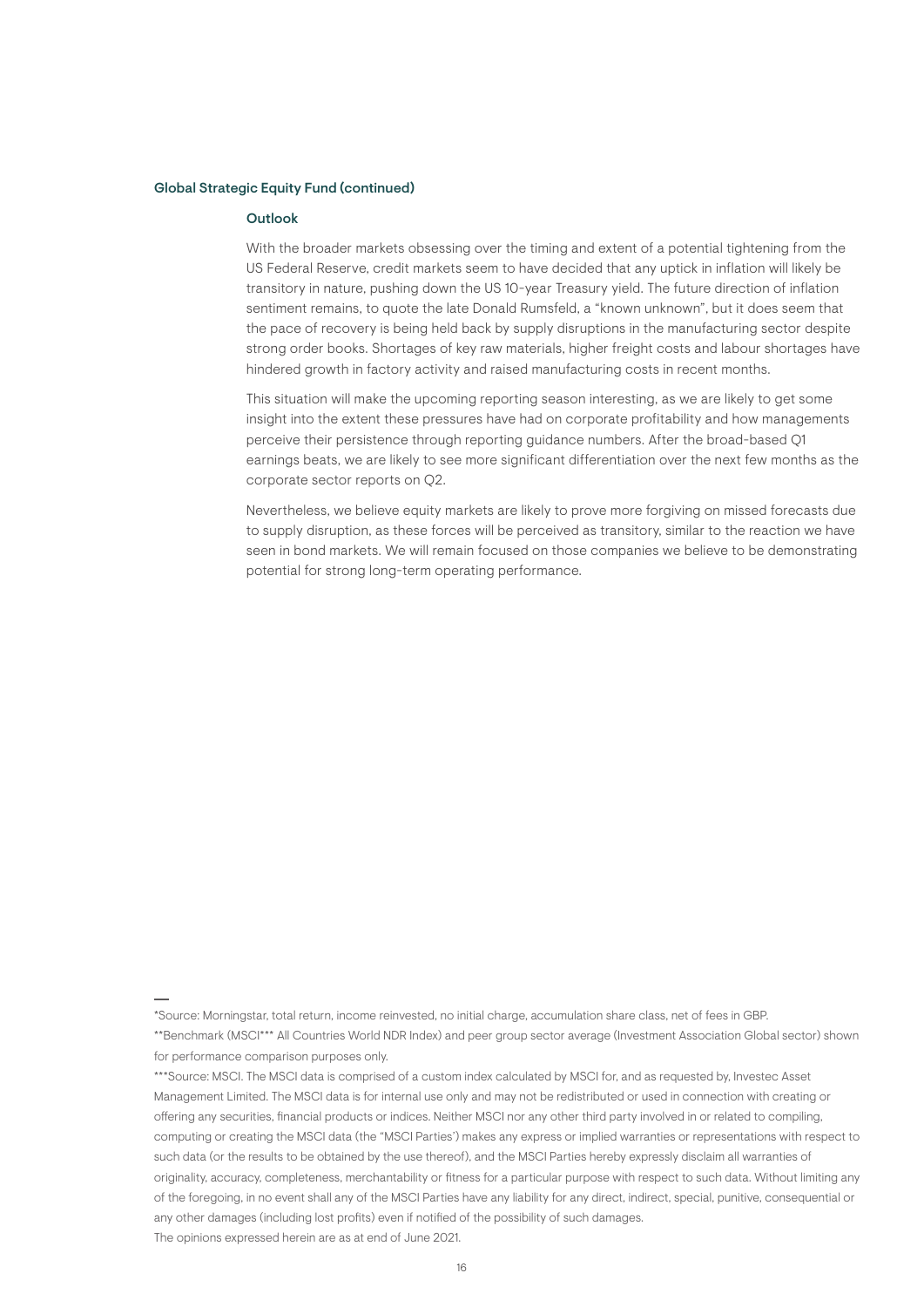### Global Strategic Equity Fund (continued)

#### Outlook

With the broader markets obsessing over the timing and extent of a potential tightening from the US Federal Reserve, credit markets seem to have decided that any uptick in inflation will likely be transitory in nature, pushing down the US 10-year Treasury yield. The future direction of inflation sentiment remains, to quote the late Donald Rumsfeld, a "known unknown", but it does seem that the pace of recovery is being held back by supply disruptions in the manufacturing sector despite strong order books. Shortages of key raw materials, higher freight costs and labour shortages have hindered growth in factory activity and raised manufacturing costs in recent months.

This situation will make the upcoming reporting season interesting, as we are likely to get some insight into the extent these pressures have had on corporate profitability and how managements perceive their persistence through reporting guidance numbers. After the broad-based Q1 earnings beats, we are likely to see more significant differentiation over the next few months as the corporate sector reports on Q2.

Nevertheless, we believe equity markets are likely to prove more forgiving on missed forecasts due to supply disruption, as these forces will be perceived as transitory, similar to the reaction we have seen in bond markets. We will remain focused on those companies we believe to be demonstrating potential for strong long-term operating performance.

---

*Source: Morningstar, total return, income reinvested, no initial charge, accumulation share class, net of fees in GBP.

**Benchmark (MSCI*** All Countries World NDR Index) and peer group sector average (Investment Association Global sector) shown for performance comparison purposes only.

***Source: MSCI. The MSCI data is comprised of a custom index calculated by MSCI for, and as requested by, Investec Asset Management Limited. The MSCI data is for internal use only and may not be redistributed or used in connection with creating or offering any securities, financial products or indices. Neither MSCI nor any other third party involved in or related to compiling, computing or creating the MSCI data (the "MSCI Parties') makes any express or implied warranties or representations with respect to such data (or the results to be obtained by the use thereof), and the MSCI Parties hereby expressly disclaim all warranties of originality, accuracy, completeness, merchantability or fitness for a particular purpose with respect to such data. Without limiting any of the foregoing, in no event shall any of the MSCI Parties have any liability for any direct, indirect, special, punitive, consequential or any other damages (including lost profits) even if notified of the possibility of such damages.

The opinions expressed herein are as at end of June 2021.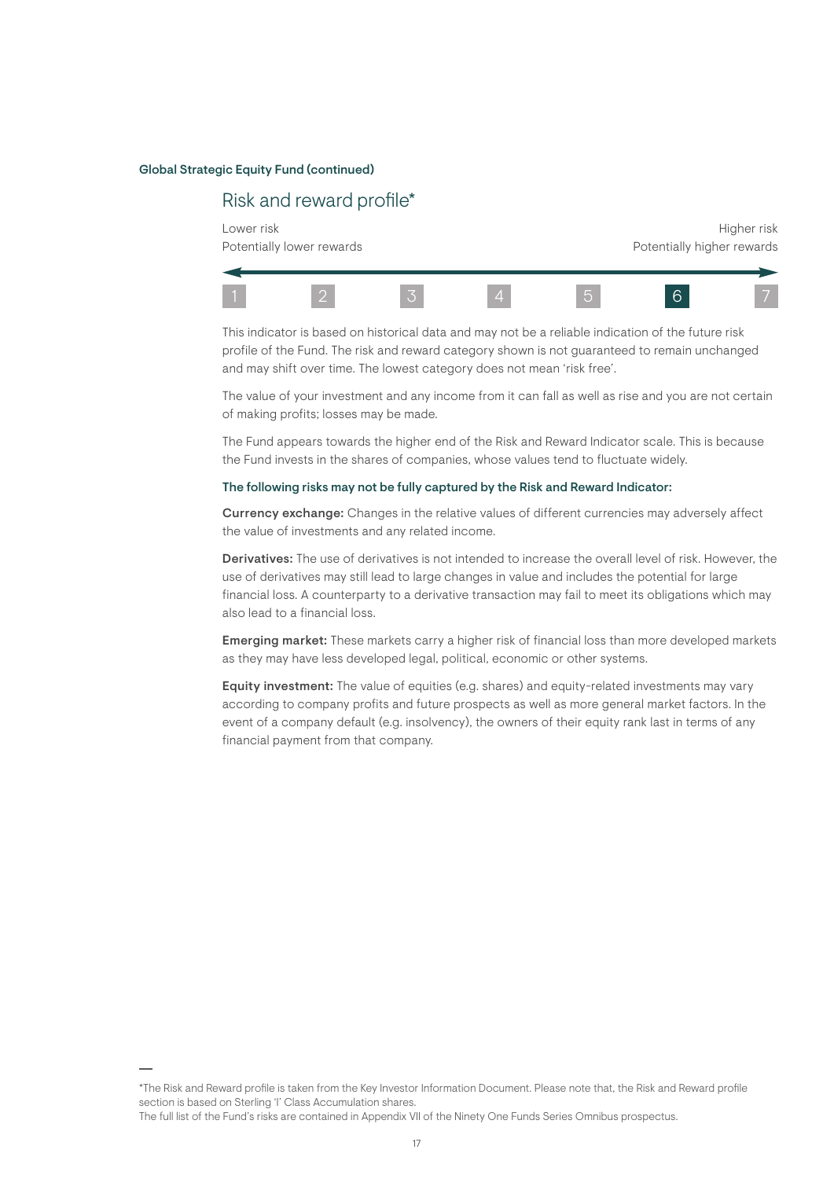**Global Strategic Equity Fund (continued)**

## Risk and reward profile*

| Lower risk<br>Potentially lower rewards | | | | | | Higher risk<br>Potentially higher rewards |
|---|---|---|---|---|---|---|
| 1 | 2 | 3 | 4 | 5 | **6** | 7 |

This indicator is based on historical data and may not be a reliable indication of the future risk profile of the Fund. The risk and reward category shown is not guaranteed to remain unchanged and may shift over time. The lowest category does not mean 'risk free'.

The value of your investment and any income from it can fall as well as rise and you are not certain of making profits; losses may be made.

The Fund appears towards the higher end of the Risk and Reward Indicator scale. This is because the Fund invests in the shares of companies, whose values tend to fluctuate widely.

**The following risks may not be fully captured by the Risk and Reward Indicator:**

**Currency exchange:** Changes in the relative values of different currencies may adversely affect the value of investments and any related income.

**Derivatives:** The use of derivatives is not intended to increase the overall level of risk. However, the use of derivatives may still lead to large changes in value and includes the potential for large financial loss. A counterparty to a derivative transaction may fail to meet its obligations which may also lead to a financial loss.

**Emerging market:** These markets carry a higher risk of financial loss than more developed markets as they may have less developed legal, political, economic or other systems.

**Equity investment:** The value of equities (e.g. shares) and equity-related investments may vary according to company profits and future prospects as well as more general market factors. In the event of a company default (e.g. insolvency), the owners of their equity rank last in terms of any financial payment from that company.

—

*The Risk and Reward profile is taken from the Key Investor Information Document. Please note that, the Risk and Reward profile section is based on Sterling 'I' Class Accumulation shares.
The full list of the Fund's risks are contained in Appendix VII of the Ninety One Funds Series Omnibus prospectus.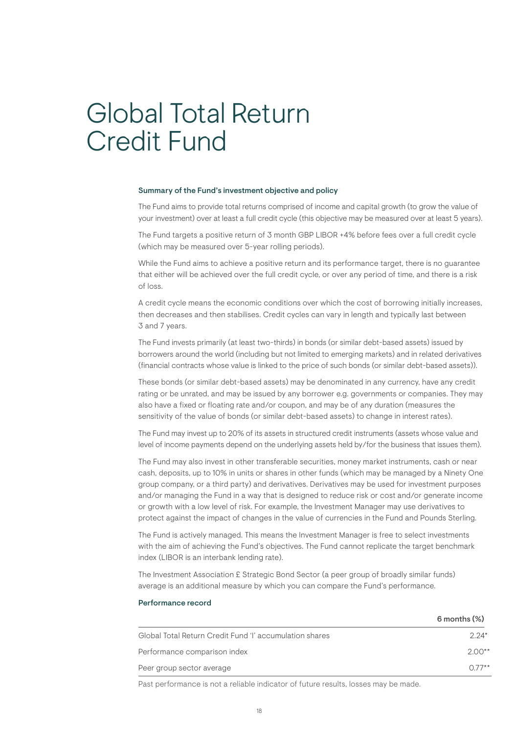# Global Total Return Credit Fund

### Summary of the Fund's investment objective and policy

The Fund aims to provide total returns comprised of income and capital growth (to grow the value of your investment) over at least a full credit cycle (this objective may be measured over at least 5 years).

The Fund targets a positive return of 3 month GBP LIBOR +4% before fees over a full credit cycle (which may be measured over 5-year rolling periods).

While the Fund aims to achieve a positive return and its performance target, there is no guarantee that either will be achieved over the full credit cycle, or over any period of time, and there is a risk of loss.

A credit cycle means the economic conditions over which the cost of borrowing initially increases, then decreases and then stabilises. Credit cycles can vary in length and typically last between 3 and 7 years.

The Fund invests primarily (at least two-thirds) in bonds (or similar debt-based assets) issued by borrowers around the world (including but not limited to emerging markets) and in related derivatives (financial contracts whose value is linked to the price of such bonds (or similar debt-based assets)).

These bonds (or similar debt-based assets) may be denominated in any currency, have any credit rating or be unrated, and may be issued by any borrower e.g. governments or companies. They may also have a fixed or floating rate and/or coupon, and may be of any duration (measures the sensitivity of the value of bonds (or similar debt-based assets) to change in interest rates).

The Fund may invest up to 20% of its assets in structured credit instruments (assets whose value and level of income payments depend on the underlying assets held by/for the business that issues them).

The Fund may also invest in other transferable securities, money market instruments, cash or near cash, deposits, up to 10% in units or shares in other funds (which may be managed by a Ninety One group company, or a third party) and derivatives. Derivatives may be used for investment purposes and/or managing the Fund in a way that is designed to reduce risk or cost and/or generate income or growth with a low level of risk. For example, the Investment Manager may use derivatives to protect against the impact of changes in the value of currencies in the Fund and Pounds Sterling.

The Fund is actively managed. This means the Investment Manager is free to select investments with the aim of achieving the Fund's objectives. The Fund cannot replicate the target benchmark index (LIBOR is an interbank lending rate).

The Investment Association £ Strategic Bond Sector (a peer group of broadly similar funds) average is an additional measure by which you can compare the Fund's performance.

### Performance record

| | 6 months (%) |
|---|---|
| Global Total Return Credit Fund 'I' accumulation shares | 2.24* |
| Performance comparison index | 2.00** |
| Peer group sector average | 0.77** |

Past performance is not a reliable indicator of future results, losses may be made.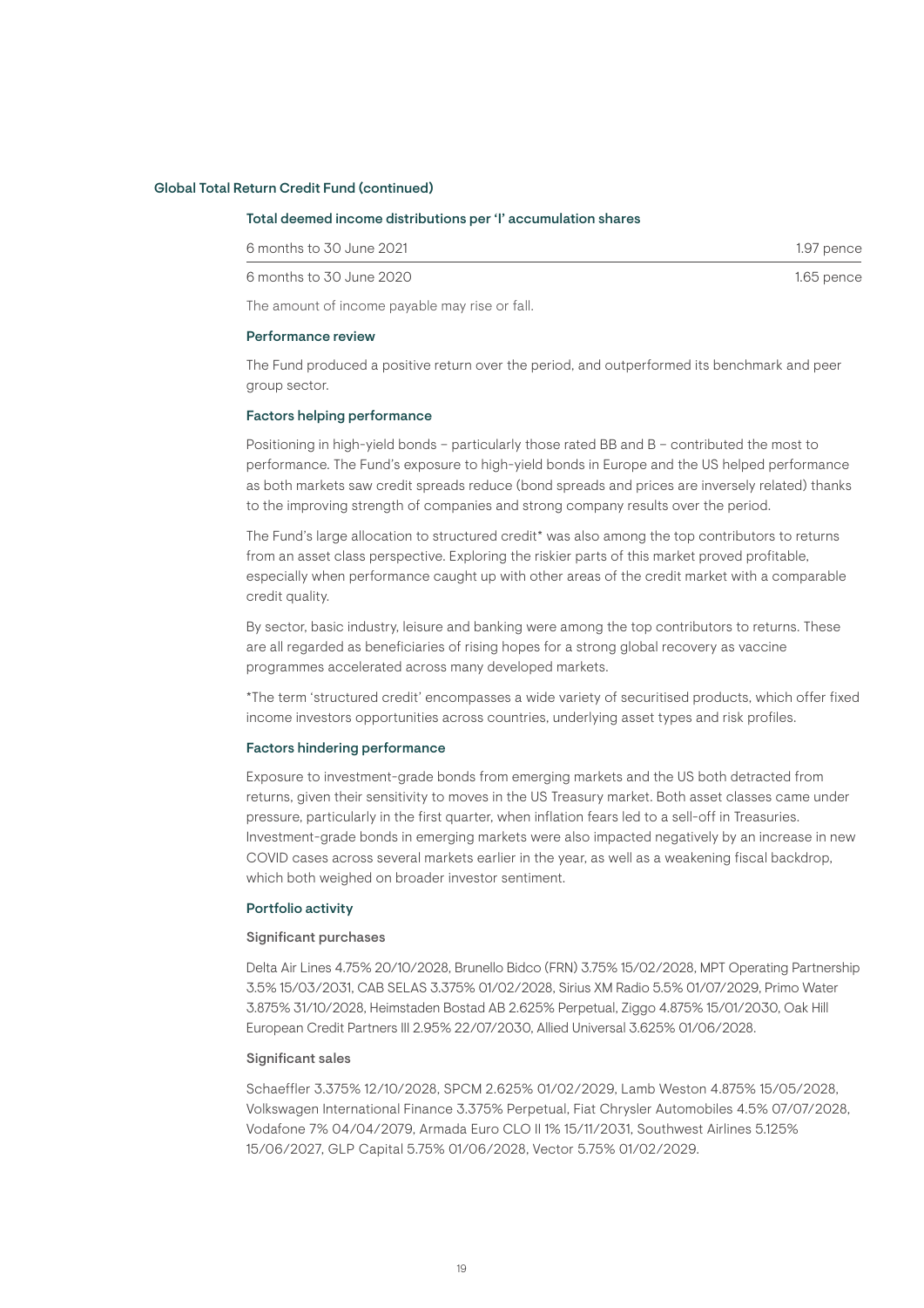## Global Total Return Credit Fund (continued)

### Total deemed income distributions per 'I' accumulation shares

| | |
|---|---|
| 6 months to 30 June 2021 | 1.97 pence |
| 6 months to 30 June 2020 | 1.65 pence |

The amount of income payable may rise or fall.

### Performance review

The Fund produced a positive return over the period, and outperformed its benchmark and peer group sector.

### Factors helping performance

Positioning in high-yield bonds – particularly those rated BB and B – contributed the most to performance. The Fund's exposure to high-yield bonds in Europe and the US helped performance as both markets saw credit spreads reduce (bond spreads and prices are inversely related) thanks to the improving strength of companies and strong company results over the period.

The Fund's large allocation to structured credit* was also among the top contributors to returns from an asset class perspective. Exploring the riskier parts of this market proved profitable, especially when performance caught up with other areas of the credit market with a comparable credit quality.

By sector, basic industry, leisure and banking were among the top contributors to returns. These are all regarded as beneficiaries of rising hopes for a strong global recovery as vaccine programmes accelerated across many developed markets.

*The term 'structured credit' encompasses a wide variety of securitised products, which offer fixed income investors opportunities across countries, underlying asset types and risk profiles.

### Factors hindering performance

Exposure to investment-grade bonds from emerging markets and the US both detracted from returns, given their sensitivity to moves in the US Treasury market. Both asset classes came under pressure, particularly in the first quarter, when inflation fears led to a sell-off in Treasuries. Investment-grade bonds in emerging markets were also impacted negatively by an increase in new COVID cases across several markets earlier in the year, as well as a weakening fiscal backdrop, which both weighed on broader investor sentiment.

### Portfolio activity

#### Significant purchases

Delta Air Lines 4.75% 20/10/2028, Brunello Bidco (FRN) 3.75% 15/02/2028, MPT Operating Partnership 3.5% 15/03/2031, CAB SELAS 3.375% 01/02/2028, Sirius XM Radio 5.5% 01/07/2029, Primo Water 3.875% 31/10/2028, Heimstaden Bostad AB 2.625% Perpetual, Ziggo 4.875% 15/01/2030, Oak Hill European Credit Partners III 2.95% 22/07/2030, Allied Universal 3.625% 01/06/2028.

#### Significant sales

Schaeffler 3.375% 12/10/2028, SPCM 2.625% 01/02/2029, Lamb Weston 4.875% 15/05/2028, Volkswagen International Finance 3.375% Perpetual, Fiat Chrysler Automobiles 4.5% 07/07/2028, Vodafone 7% 04/04/2079, Armada Euro CLO II 1% 15/11/2031, Southwest Airlines 5.125% 15/06/2027, GLP Capital 5.75% 01/06/2028, Vector 5.75% 01/02/2029.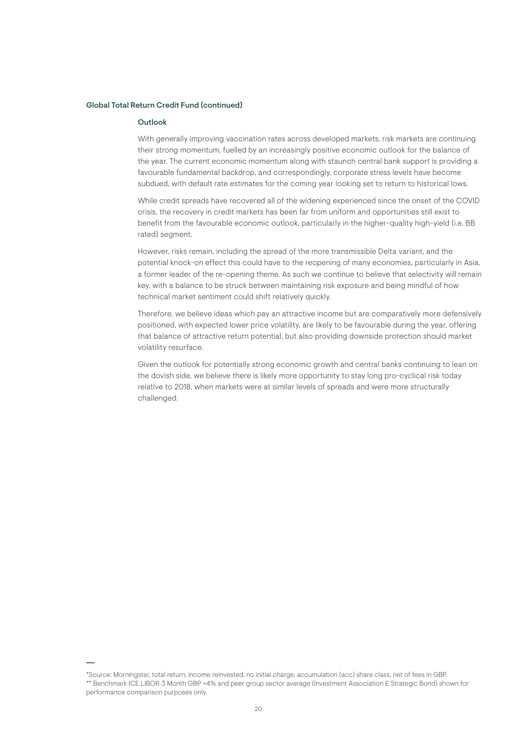## Global Total Return Credit Fund (continued)

### Outlook

With generally improving vaccination rates across developed markets, risk markets are continuing their strong momentum, fuelled by an increasingly positive economic outlook for the balance of the year. The current economic momentum along with staunch central bank support is providing a favourable fundamental backdrop, and correspondingly, corporate stress levels have become subdued, with default rate estimates for the coming year looking set to return to historical lows.

While credit spreads have recovered all of the widening experienced since the onset of the COVID crisis, the recovery in credit markets has been far from uniform and opportunities still exist to benefit from the favourable economic outlook, particularly in the higher-quality high-yield (i.e. BB rated) segment.

However, risks remain, including the spread of the more transmissible Delta variant, and the potential knock-on effect this could have to the reopening of many economies, particularly in Asia, a former leader of the re-opening theme. As such we continue to believe that selectivity will remain key, with a balance to be struck between maintaining risk exposure and being mindful of how technical market sentiment could shift relatively quickly.

Therefore, we believe ideas which pay an attractive income but are comparatively more defensively positioned, with expected lower price volatility, are likely to be favourable during the year, offering that balance of attractive return potential, but also providing downside protection should market volatility resurface.

Given the outlook for potentially strong economic growth and central banks continuing to lean on the dovish side, we believe there is likely more opportunity to stay long pro-cyclical risk today relative to 2018, when markets were at similar levels of spreads and were more structurally challenged.

---

*Source: Morningstar, total return, income reinvested, no initial charge, accumulation (acc) share class, net of fees in GBP.
** Benchmark ICE LIBOR 3 Month GBP +4% and peer group sector average (Investment Association £ Strategic Bond) shown for performance comparison purposes only.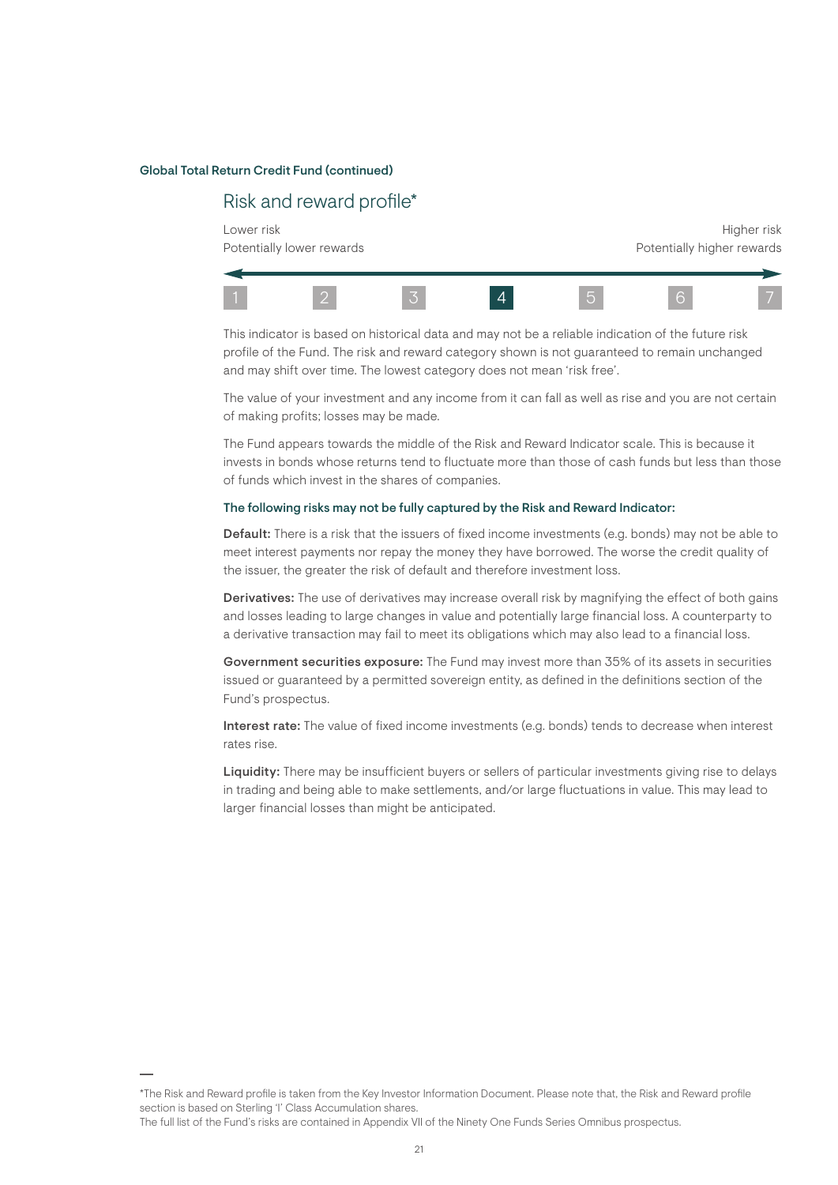**Global Total Return Credit Fund (continued)**

## Risk and reward profile*

| Lower risk<br>Potentially lower rewards | | | | | | Higher risk<br>Potentially higher rewards |
|---|---|---|---|---|---|---|
| 1 | 2 | 3 | **4** | 5 | 6 | 7 |

This indicator is based on historical data and may not be a reliable indication of the future risk profile of the Fund. The risk and reward category shown is not guaranteed to remain unchanged and may shift over time. The lowest category does not mean 'risk free'.

The value of your investment and any income from it can fall as well as rise and you are not certain of making profits; losses may be made.

The Fund appears towards the middle of the Risk and Reward Indicator scale. This is because it invests in bonds whose returns tend to fluctuate more than those of cash funds but less than those of funds which invest in the shares of companies.

**The following risks may not be fully captured by the Risk and Reward Indicator:**

**Default:** There is a risk that the issuers of fixed income investments (e.g. bonds) may not be able to meet interest payments nor repay the money they have borrowed. The worse the credit quality of the issuer, the greater the risk of default and therefore investment loss.

**Derivatives:** The use of derivatives may increase overall risk by magnifying the effect of both gains and losses leading to large changes in value and potentially large financial loss. A counterparty to a derivative transaction may fail to meet its obligations which may also lead to a financial loss.

**Government securities exposure:** The Fund may invest more than 35% of its assets in securities issued or guaranteed by a permitted sovereign entity, as defined in the definitions section of the Fund's prospectus.

**Interest rate:** The value of fixed income investments (e.g. bonds) tends to decrease when interest rates rise.

**Liquidity:** There may be insufficient buyers or sellers of particular investments giving rise to delays in trading and being able to make settlements, and/or large fluctuations in value. This may lead to larger financial losses than might be anticipated.

---

*The Risk and Reward profile is taken from the Key Investor Information Document. Please note that, the Risk and Reward profile section is based on Sterling 'I' Class Accumulation shares.

The full list of the Fund's risks are contained in Appendix VII of the Ninety One Funds Series Omnibus prospectus.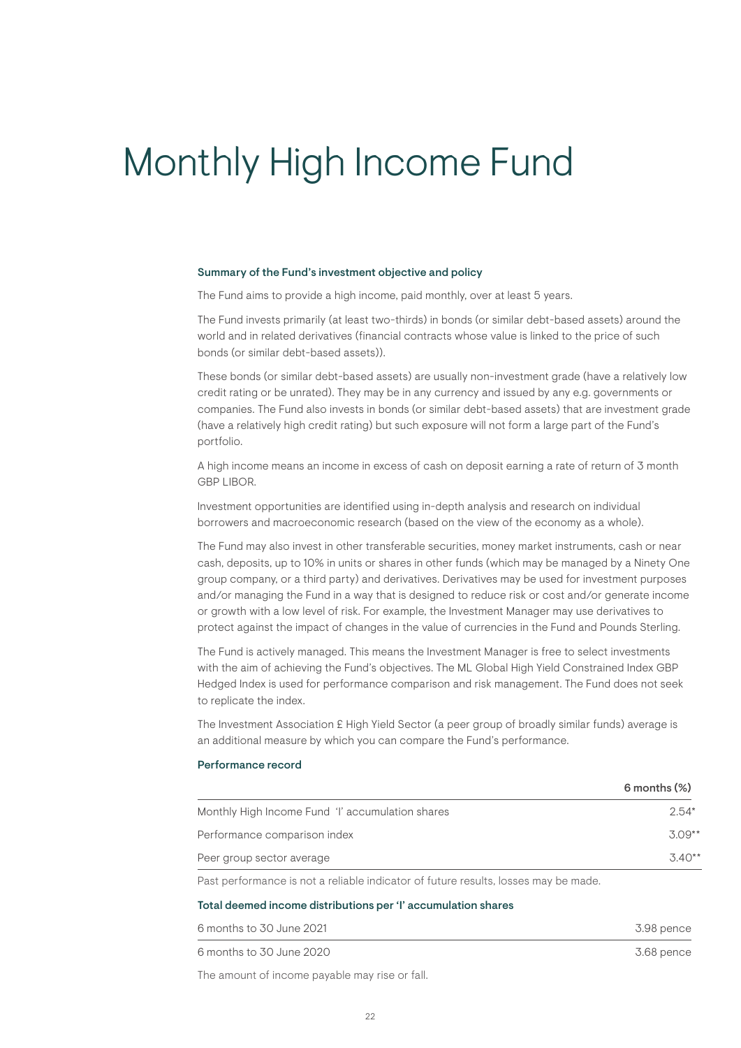# Monthly High Income Fund

### Summary of the Fund's investment objective and policy

The Fund aims to provide a high income, paid monthly, over at least 5 years.

The Fund invests primarily (at least two-thirds) in bonds (or similar debt-based assets) around the world and in related derivatives (financial contracts whose value is linked to the price of such bonds (or similar debt-based assets)).

These bonds (or similar debt-based assets) are usually non-investment grade (have a relatively low credit rating or be unrated). They may be in any currency and issued by any e.g. governments or companies. The Fund also invests in bonds (or similar debt-based assets) that are investment grade (have a relatively high credit rating) but such exposure will not form a large part of the Fund's portfolio.

A high income means an income in excess of cash on deposit earning a rate of return of 3 month GBP LIBOR.

Investment opportunities are identified using in-depth analysis and research on individual borrowers and macroeconomic research (based on the view of the economy as a whole).

The Fund may also invest in other transferable securities, money market instruments, cash or near cash, deposits, up to 10% in units or shares in other funds (which may be managed by a Ninety One group company, or a third party) and derivatives. Derivatives may be used for investment purposes and/or managing the Fund in a way that is designed to reduce risk or cost and/or generate income or growth with a low level of risk. For example, the Investment Manager may use derivatives to protect against the impact of changes in the value of currencies in the Fund and Pounds Sterling.

The Fund is actively managed. This means the Investment Manager is free to select investments with the aim of achieving the Fund's objectives. The ML Global High Yield Constrained Index GBP Hedged Index is used for performance comparison and risk management. The Fund does not seek to replicate the index.

The Investment Association £ High Yield Sector (a peer group of broadly similar funds) average is an additional measure by which you can compare the Fund's performance.

### Performance record

| | 6 months (%) |
|---|---|
| Monthly High Income Fund 'I' accumulation shares | 2.54* |
| Performance comparison index | 3.09** |
| Peer group sector average | 3.40** |

Past performance is not a reliable indicator of future results, losses may be made.

### Total deemed income distributions per 'I' accumulation shares

| | |
|---|---|
| 6 months to 30 June 2021 | 3.98 pence |
| 6 months to 30 June 2020 | 3.68 pence |

The amount of income payable may rise or fall.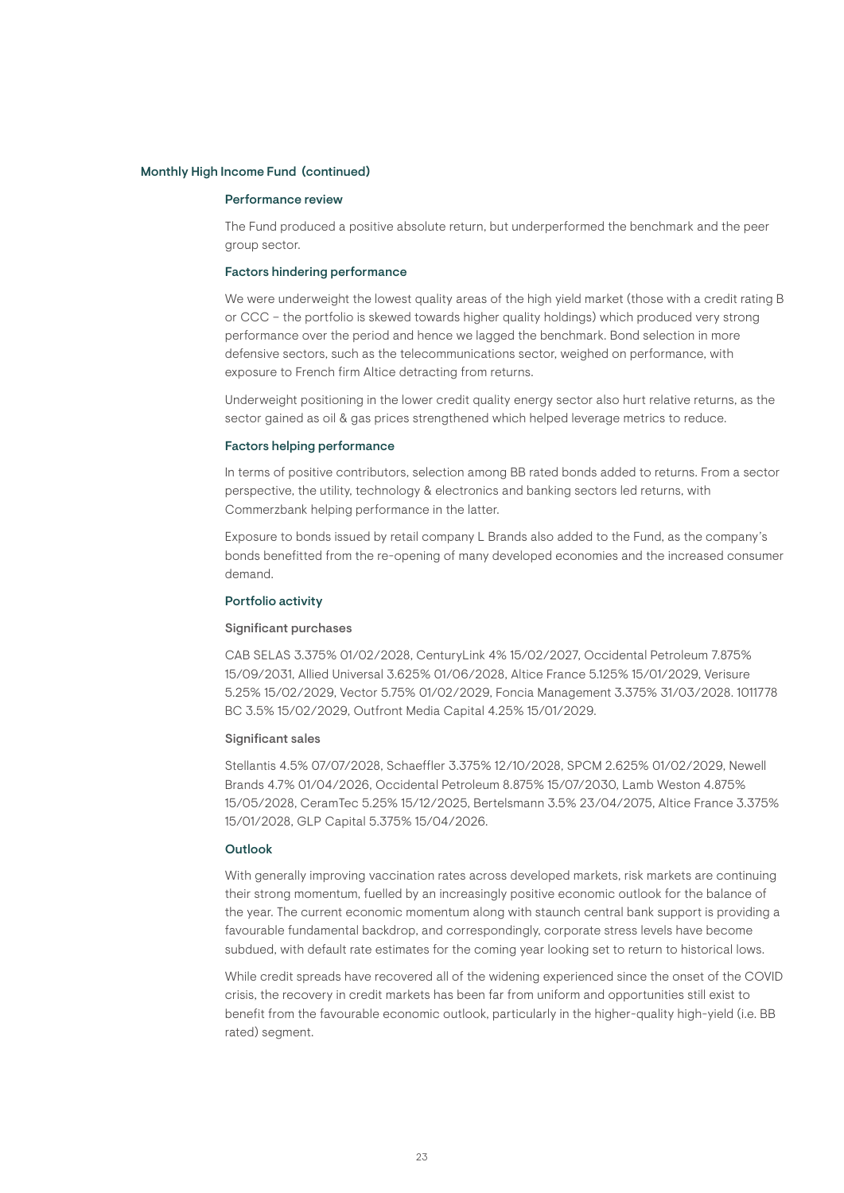## Monthly High Income Fund (continued)

### Performance review

The Fund produced a positive absolute return, but underperformed the benchmark and the peer group sector.

### Factors hindering performance

We were underweight the lowest quality areas of the high yield market (those with a credit rating B or CCC – the portfolio is skewed towards higher quality holdings) which produced very strong performance over the period and hence we lagged the benchmark. Bond selection in more defensive sectors, such as the telecommunications sector, weighed on performance, with exposure to French firm Altice detracting from returns.

Underweight positioning in the lower credit quality energy sector also hurt relative returns, as the sector gained as oil & gas prices strengthened which helped leverage metrics to reduce.

### Factors helping performance

In terms of positive contributors, selection among BB rated bonds added to returns. From a sector perspective, the utility, technology & electronics and banking sectors led returns, with Commerzbank helping performance in the latter.

Exposure to bonds issued by retail company L Brands also added to the Fund, as the company's bonds benefitted from the re-opening of many developed economies and the increased consumer demand.

### Portfolio activity

#### Significant purchases

CAB SELAS 3.375% 01/02/2028, CenturyLink 4% 15/02/2027, Occidental Petroleum 7.875% 15/09/2031, Allied Universal 3.625% 01/06/2028, Altice France 5.125% 15/01/2029, Verisure 5.25% 15/02/2029, Vector 5.75% 01/02/2029, Foncia Management 3.375% 31/03/2028. 1011778 BC 3.5% 15/02/2029, Outfront Media Capital 4.25% 15/01/2029.

#### Significant sales

Stellantis 4.5% 07/07/2028, Schaeffler 3.375% 12/10/2028, SPCM 2.625% 01/02/2029, Newell Brands 4.7% 01/04/2026, Occidental Petroleum 8.875% 15/07/2030, Lamb Weston 4.875% 15/05/2028, CeramTec 5.25% 15/12/2025, Bertelsmann 3.5% 23/04/2075, Altice France 3.375% 15/01/2028, GLP Capital 5.375% 15/04/2026.

### Outlook

With generally improving vaccination rates across developed markets, risk markets are continuing their strong momentum, fuelled by an increasingly positive economic outlook for the balance of the year. The current economic momentum along with staunch central bank support is providing a favourable fundamental backdrop, and correspondingly, corporate stress levels have become subdued, with default rate estimates for the coming year looking set to return to historical lows.

While credit spreads have recovered all of the widening experienced since the onset of the COVID crisis, the recovery in credit markets has been far from uniform and opportunities still exist to benefit from the favourable economic outlook, particularly in the higher-quality high-yield (i.e. BB rated) segment.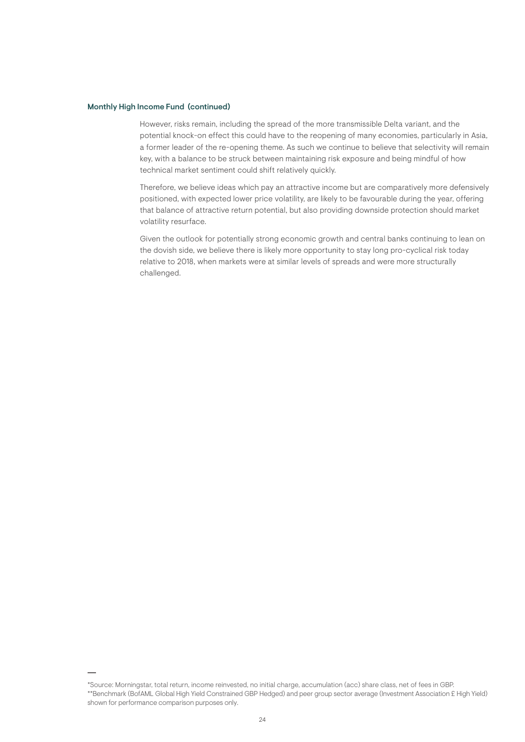### Monthly High Income Fund (continued)

However, risks remain, including the spread of the more transmissible Delta variant, and the potential knock-on effect this could have to the reopening of many economies, particularly in Asia, a former leader of the re-opening theme. As such we continue to believe that selectivity will remain key, with a balance to be struck between maintaining risk exposure and being mindful of how technical market sentiment could shift relatively quickly.

Therefore, we believe ideas which pay an attractive income but are comparatively more defensively positioned, with expected lower price volatility, are likely to be favourable during the year, offering that balance of attractive return potential, but also providing downside protection should market volatility resurface.

Given the outlook for potentially strong economic growth and central banks continuing to lean on the dovish side, we believe there is likely more opportunity to stay long pro-cyclical risk today relative to 2018, when markets were at similar levels of spreads and were more structurally challenged.

—

*Source: Morningstar, total return, income reinvested, no initial charge, accumulation (acc) share class, net of fees in GBP.

**Benchmark (BofAML Global High Yield Constrained GBP Hedged) and peer group sector average (Investment Association £ High Yield) shown for performance comparison purposes only.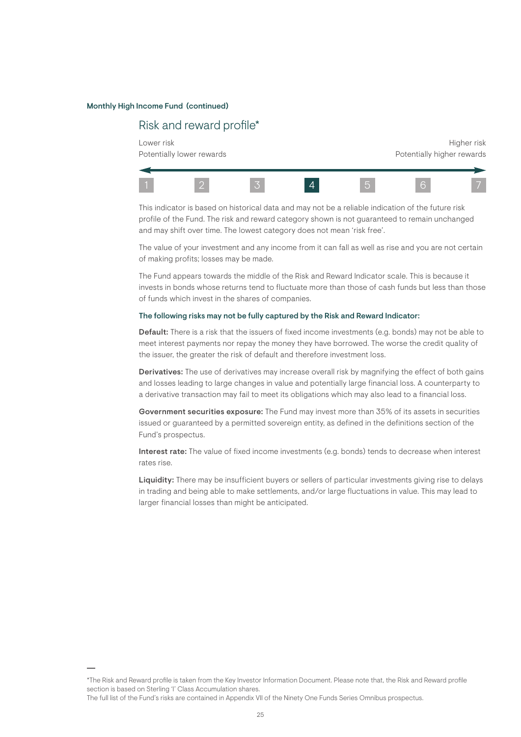**Monthly High Income Fund (continued)**

## Risk and reward profile*

| Lower risk<br>Potentially lower rewards | | | | | | Higher risk<br>Potentially higher rewards |
|---|---|---|---|---|---|---|
| 1 | 2 | 3 | **4** | 5 | 6 | 7 |

This indicator is based on historical data and may not be a reliable indication of the future risk profile of the Fund. The risk and reward category shown is not guaranteed to remain unchanged and may shift over time. The lowest category does not mean 'risk free'.

The value of your investment and any income from it can fall as well as rise and you are not certain of making profits; losses may be made.

The Fund appears towards the middle of the Risk and Reward Indicator scale. This is because it invests in bonds whose returns tend to fluctuate more than those of cash funds but less than those of funds which invest in the shares of companies.

**The following risks may not be fully captured by the Risk and Reward Indicator:**

**Default:** There is a risk that the issuers of fixed income investments (e.g. bonds) may not be able to meet interest payments nor repay the money they have borrowed. The worse the credit quality of the issuer, the greater the risk of default and therefore investment loss.

**Derivatives:** The use of derivatives may increase overall risk by magnifying the effect of both gains and losses leading to large changes in value and potentially large financial loss. A counterparty to a derivative transaction may fail to meet its obligations which may also lead to a financial loss.

**Government securities exposure:** The Fund may invest more than 35% of its assets in securities issued or guaranteed by a permitted sovereign entity, as defined in the definitions section of the Fund's prospectus.

**Interest rate:** The value of fixed income investments (e.g. bonds) tends to decrease when interest rates rise.

**Liquidity:** There may be insufficient buyers or sellers of particular investments giving rise to delays in trading and being able to make settlements, and/or large fluctuations in value. This may lead to larger financial losses than might be anticipated.

---

*The Risk and Reward profile is taken from the Key Investor Information Document. Please note that, the Risk and Reward profile section is based on Sterling 'I' Class Accumulation shares.
The full list of the Fund's risks are contained in Appendix VII of the Ninety One Funds Series Omnibus prospectus.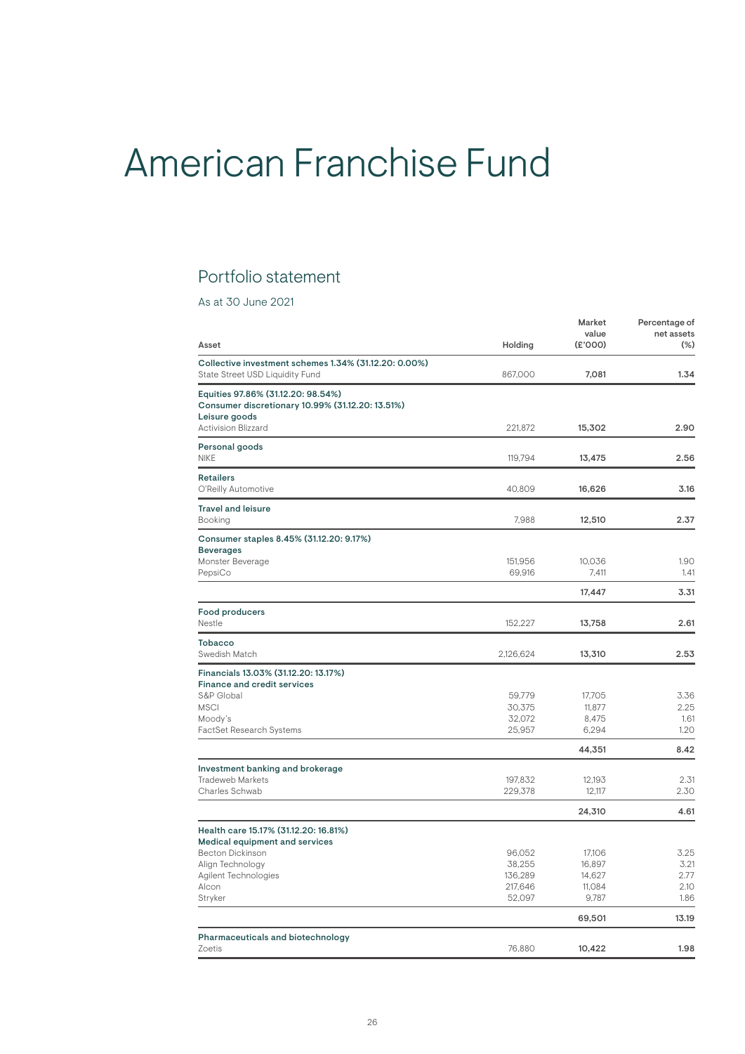# American Franchise Fund

## Portfolio statement

As at 30 June 2021

| Asset | Holding | Market value (£'000) | Percentage of net assets (%) |
|---|---|---|---|
| **Collective investment schemes 1.34% (31.12.20: 0.00%)** | | | |
| State Street USD Liquidity Fund | 867,000 | **7,081** | **1.34** |
| **Equities 97.86% (31.12.20: 98.54%)** | | | |
| **Consumer discretionary 10.99% (31.12.20: 13.51%)** | | | |
| **Leisure goods** | | | |
| Activision Blizzard | 221,872 | **15,302** | **2.90** |
| **Personal goods** | | | |
| NIKE | 119,794 | **13,475** | **2.56** |
| **Retailers** | | | |
| O'Reilly Automotive | 40,809 | **16,626** | **3.16** |
| **Travel and leisure** | | | |
| Booking | 7,988 | **12,510** | **2.37** |
| **Consumer staples 8.45% (31.12.20: 9.17%)** | | | |
| **Beverages** | | | |
| Monster Beverage | 151,956 | 10,036 | 1.90 |
| PepsiCo | 69,916 | 7,411 | 1.41 |
| | | **17,447** | **3.31** |
| **Food producers** | | | |
| Nestle | 152,227 | **13,758** | **2.61** |
| **Tobacco** | | | |
| Swedish Match | 2,126,624 | **13,310** | **2.53** |
| **Financials 13.03% (31.12.20: 13.17%)** | | | |
| **Finance and credit services** | | | |
| S&P Global | 59,779 | 17,705 | 3.36 |
| MSCI | 30,375 | 11,877 | 2.25 |
| Moody's | 32,072 | 8,475 | 1.61 |
| FactSet Research Systems | 25,957 | 6,294 | 1.20 |
| | | **44,351** | **8.42** |
| **Investment banking and brokerage** | | | |
| Tradeweb Markets | 197,832 | 12,193 | 2.31 |
| Charles Schwab | 229,378 | 12,117 | 2.30 |
| | | **24,310** | **4.61** |
| **Health care 15.17% (31.12.20: 16.81%)** | | | |
| **Medical equipment and services** | | | |
| Becton Dickinson | 96,052 | 17,106 | 3.25 |
| Align Technology | 38,255 | 16,897 | 3.21 |
| Agilent Technologies | 136,289 | 14,627 | 2.77 |
| Alcon | 217,646 | 11,084 | 2.10 |
| Stryker | 52,097 | 9,787 | 1.86 |
| | | **69,501** | **13.19** |
| **Pharmaceuticals and biotechnology** | | | |
| Zoetis | 76,880 | **10,422** | **1.98** |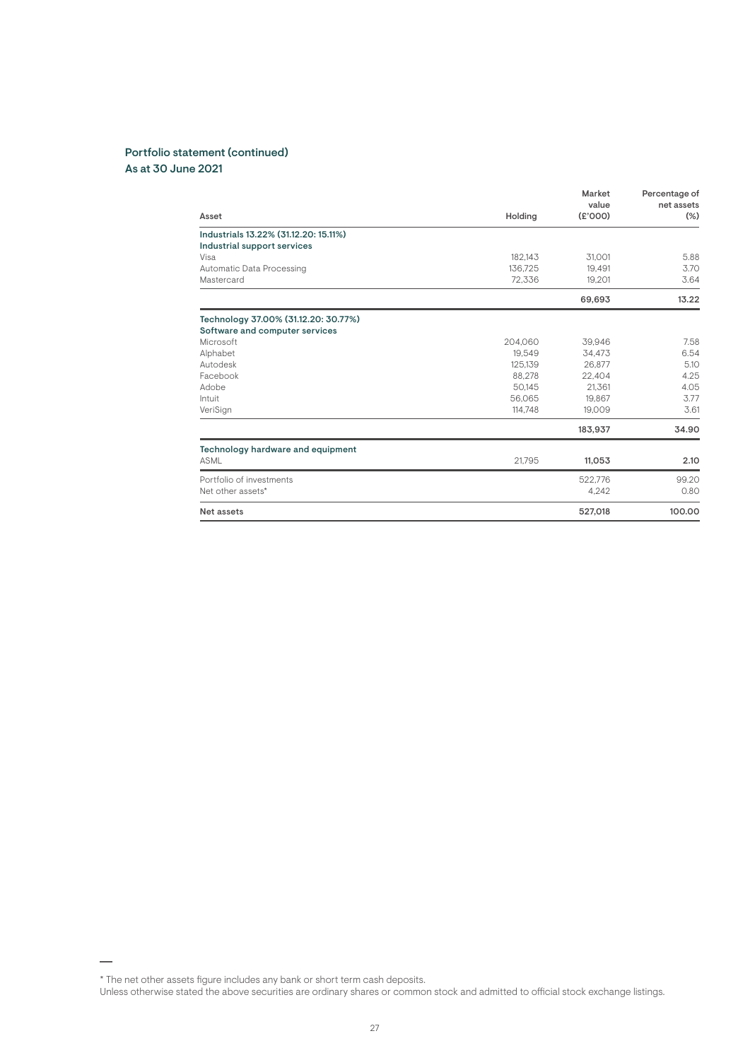## Portfolio statement (continued)
### As at 30 June 2021

| Asset | Holding | Market value (£'000) | Percentage of net assets (%) |
|---|---|---|---|
| **Industrials 13.22% (31.12.20: 15.11%)** | | | |
| **Industrial support services** | | | |
| Visa | 182,143 | 31,001 | 5.88 |
| Automatic Data Processing | 136,725 | 19,491 | 3.70 |
| Mastercard | 72,336 | 19,201 | 3.64 |
| | | **69,693** | **13.22** |
| **Technology 37.00% (31.12.20: 30.77%)** | | | |
| **Software and computer services** | | | |
| Microsoft | 204,060 | 39,946 | 7.58 |
| Alphabet | 19,549 | 34,473 | 6.54 |
| Autodesk | 125,139 | 26,877 | 5.10 |
| Facebook | 88,278 | 22,404 | 4.25 |
| Adobe | 50,145 | 21,361 | 4.05 |
| Intuit | 56,065 | 19,867 | 3.77 |
| VeriSign | 114,748 | 19,009 | 3.61 |
| | | **183,937** | **34.90** |
| **Technology hardware and equipment** | | | |
| ASML | 21,795 | **11,053** | **2.10** |
| Portfolio of investments | | 522,776 | 99.20 |
| Net other assets* | | 4,242 | 0.80 |
| **Net assets** | | **527,018** | **100.00** |

* The net other assets figure includes any bank or short term cash deposits.

Unless otherwise stated the above securities are ordinary shares or common stock and admitted to official stock exchange listings.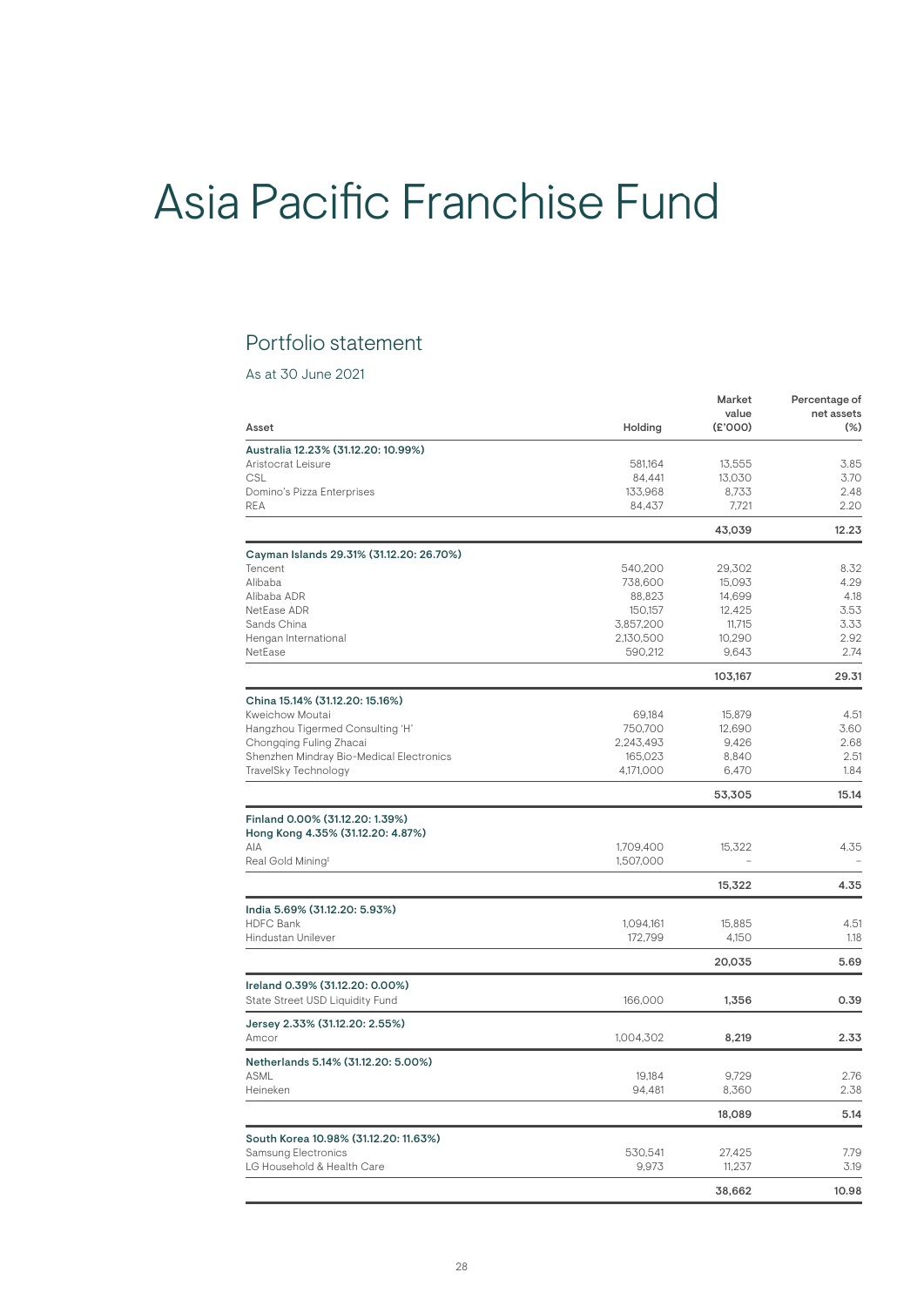// Asia Pacific Franchise Fund — portfolio statement; transcribed as markdown below.
# Asia Pacific Franchise Fund

## Portfolio statement

As at 30 June 2021

| Asset | Holding | Market value (£'000) | Percentage of net assets (%) |
|---|---|---|---|
| **Australia 12.23% (31.12.20: 10.99%)** | | | |
| Aristocrat Leisure | 581,164 | 13,555 | 3.85 |
| CSL | 84,441 | 13,030 | 3.70 |
| Domino's Pizza Enterprises | 133,968 | 8,733 | 2.48 |
| REA | 84,437 | 7,721 | 2.20 |
| | | **43,039** | **12.23** |
| **Cayman Islands 29.31% (31.12.20: 26.70%)** | | | |
| Tencent | 540,200 | 29,302 | 8.32 |
| Alibaba | 738,600 | 15,093 | 4.29 |
| Alibaba ADR | 88,823 | 14,699 | 4.18 |
| NetEase ADR | 150,157 | 12,425 | 3.53 |
| Sands China | 3,857,200 | 11,715 | 3.33 |
| Hengan International | 2,130,500 | 10,290 | 2.92 |
| NetEase | 590,212 | 9,643 | 2.74 |
| | | **103,167** | **29.31** |
| **China 15.14% (31.12.20: 15.16%)** | | | |
| Kweichow Moutai | 69,184 | 15,879 | 4.51 |
| Hangzhou Tigermed Consulting 'H' | 750,700 | 12,690 | 3.60 |
| Chongqing Fuling Zhacai | 2,243,493 | 9,426 | 2.68 |
| Shenzhen Mindray Bio-Medical Electronics | 165,023 | 8,840 | 2.51 |
| TravelSky Technology | 4,171,000 | 6,470 | 1.84 |
| | | **53,305** | **15.14** |
| **Finland 0.00% (31.12.20: 1.39%)** | | | |
| **Hong Kong 4.35% (31.12.20: 4.87%)** | | | |
| AIA | 1,709,400 | 15,322 | 4.35 |
| Real Gold Mining‡ | 1,507,000 | – | – |
| | | **15,322** | **4.35** |
| **India 5.69% (31.12.20: 5.93%)** | | | |
| HDFC Bank | 1,094,161 | 15,885 | 4.51 |
| Hindustan Unilever | 172,799 | 4,150 | 1.18 |
| | | **20,035** | **5.69** |
| **Ireland 0.39% (31.12.20: 0.00%)** | | | |
| State Street USD Liquidity Fund | 166,000 | **1,356** | **0.39** |
| **Jersey 2.33% (31.12.20: 2.55%)** | | | |
| Amcor | 1,004,302 | **8,219** | **2.33** |
| **Netherlands 5.14% (31.12.20: 5.00%)** | | | |
| ASML | 19,184 | 9,729 | 2.76 |
| Heineken | 94,481 | 8,360 | 2.38 |
| | | **18,089** | **5.14** |
| **South Korea 10.98% (31.12.20: 11.63%)** | | | |
| Samsung Electronics | 530,541 | 27,425 | 7.79 |
| LG Household & Health Care | 9,973 | 11,237 | 3.19 |
| | | **38,662** | **10.98** |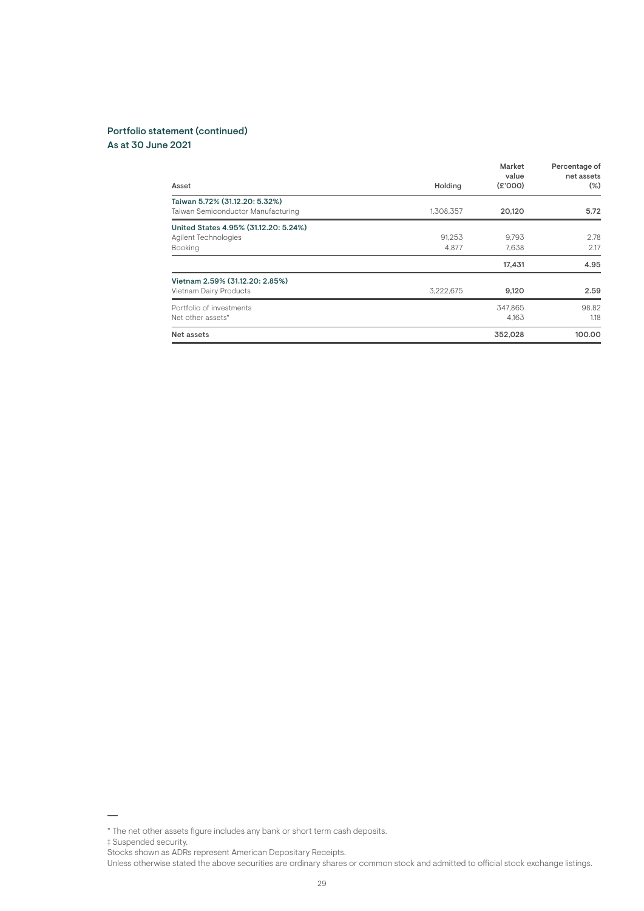## Portfolio statement (continued)
### As at 30 June 2021

| Asset | Holding | Market value (£'000) | Percentage of net assets (%) |
|---|---|---|---|
| **Taiwan 5.72% (31.12.20: 5.32%)** | | | |
| Taiwan Semiconductor Manufacturing | 1,308,357 | **20,120** | **5.72** |
| **United States 4.95% (31.12.20: 5.24%)** | | | |
| Agilent Technologies | 91,253 | 9,793 | 2.78 |
| Booking | 4,877 | 7,638 | 2.17 |
| | | **17,431** | **4.95** |
| **Vietnam 2.59% (31.12.20: 2.85%)** | | | |
| Vietnam Dairy Products | 3,222,675 | **9,120** | **2.59** |
| Portfolio of investments | | 347,865 | 98.82 |
| Net other assets* | | 4,163 | 1.18 |
| **Net assets** | | **352,028** | **100.00** |

\* The net other assets figure includes any bank or short term cash deposits.

‡ Suspended security.

Stocks shown as ADRs represent American Depositary Receipts.

Unless otherwise stated the above securities are ordinary shares or common stock and admitted to official stock exchange listings.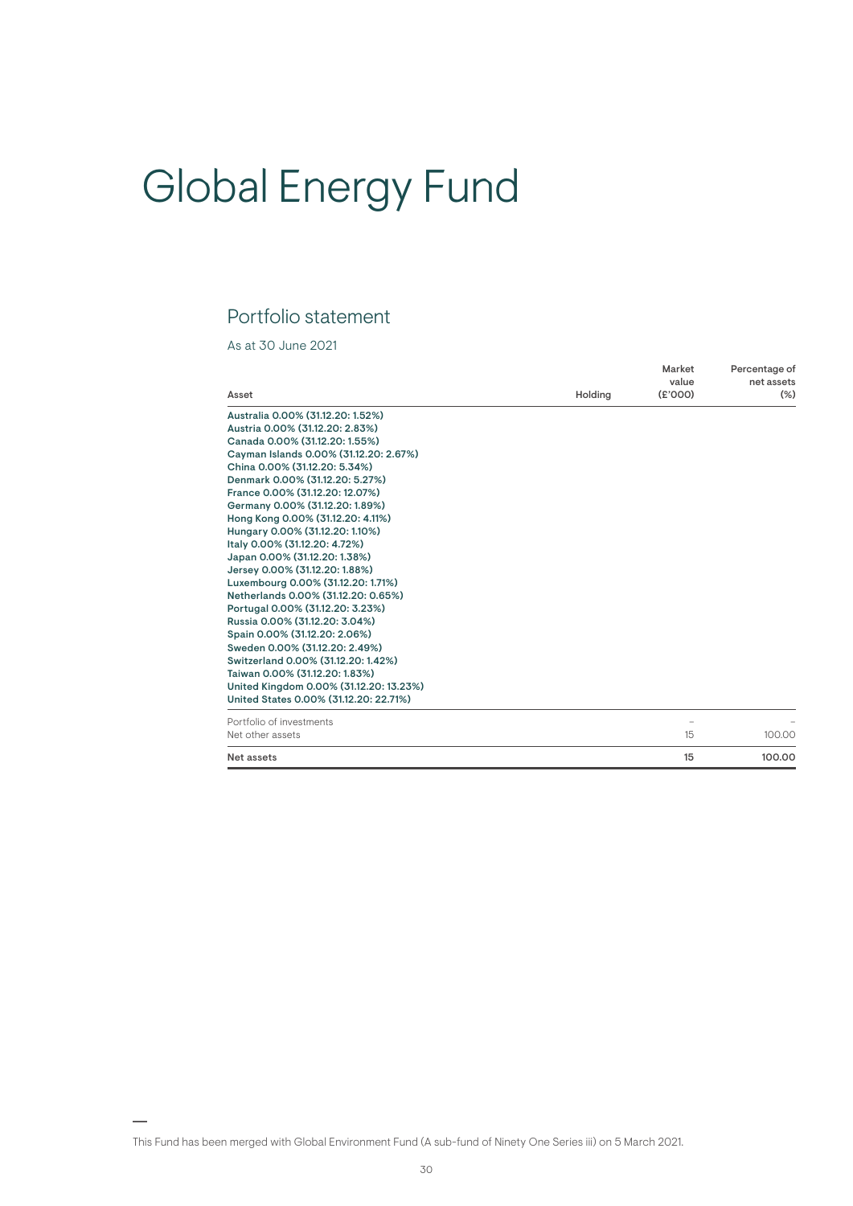# Global Energy Fund

## Portfolio statement

As at 30 June 2021

| Asset | Holding | Market value (£'000) | Percentage of net assets (%) |
|---|---|---|---|
| **Australia 0.00% (31.12.20: 1.52%)** | | | |
| **Austria 0.00% (31.12.20: 2.83%)** | | | |
| **Canada 0.00% (31.12.20: 1.55%)** | | | |
| **Cayman Islands 0.00% (31.12.20: 2.67%)** | | | |
| **China 0.00% (31.12.20: 5.34%)** | | | |
| **Denmark 0.00% (31.12.20: 5.27%)** | | | |
| **France 0.00% (31.12.20: 12.07%)** | | | |
| **Germany 0.00% (31.12.20: 1.89%)** | | | |
| **Hong Kong 0.00% (31.12.20: 4.11%)** | | | |
| **Hungary 0.00% (31.12.20: 1.10%)** | | | |
| **Italy 0.00% (31.12.20: 4.72%)** | | | |
| **Japan 0.00% (31.12.20: 1.38%)** | | | |
| **Jersey 0.00% (31.12.20: 1.88%)** | | | |
| **Luxembourg 0.00% (31.12.20: 1.71%)** | | | |
| **Netherlands 0.00% (31.12.20: 0.65%)** | | | |
| **Portugal 0.00% (31.12.20: 3.23%)** | | | |
| **Russia 0.00% (31.12.20: 3.04%)** | | | |
| **Spain 0.00% (31.12.20: 2.06%)** | | | |
| **Sweden 0.00% (31.12.20: 2.49%)** | | | |
| **Switzerland 0.00% (31.12.20: 1.42%)** | | | |
| **Taiwan 0.00% (31.12.20: 1.83%)** | | | |
| **United Kingdom 0.00% (31.12.20: 13.23%)** | | | |
| **United States 0.00% (31.12.20: 22.71%)** | | | |
| Portfolio of investments | | – | – |
| Net other assets | | 15 | 100.00 |
| **Net assets** | | **15** | **100.00** |

This Fund has been merged with Global Environment Fund (A sub-fund of Ninety One Series iii) on 5 March 2021.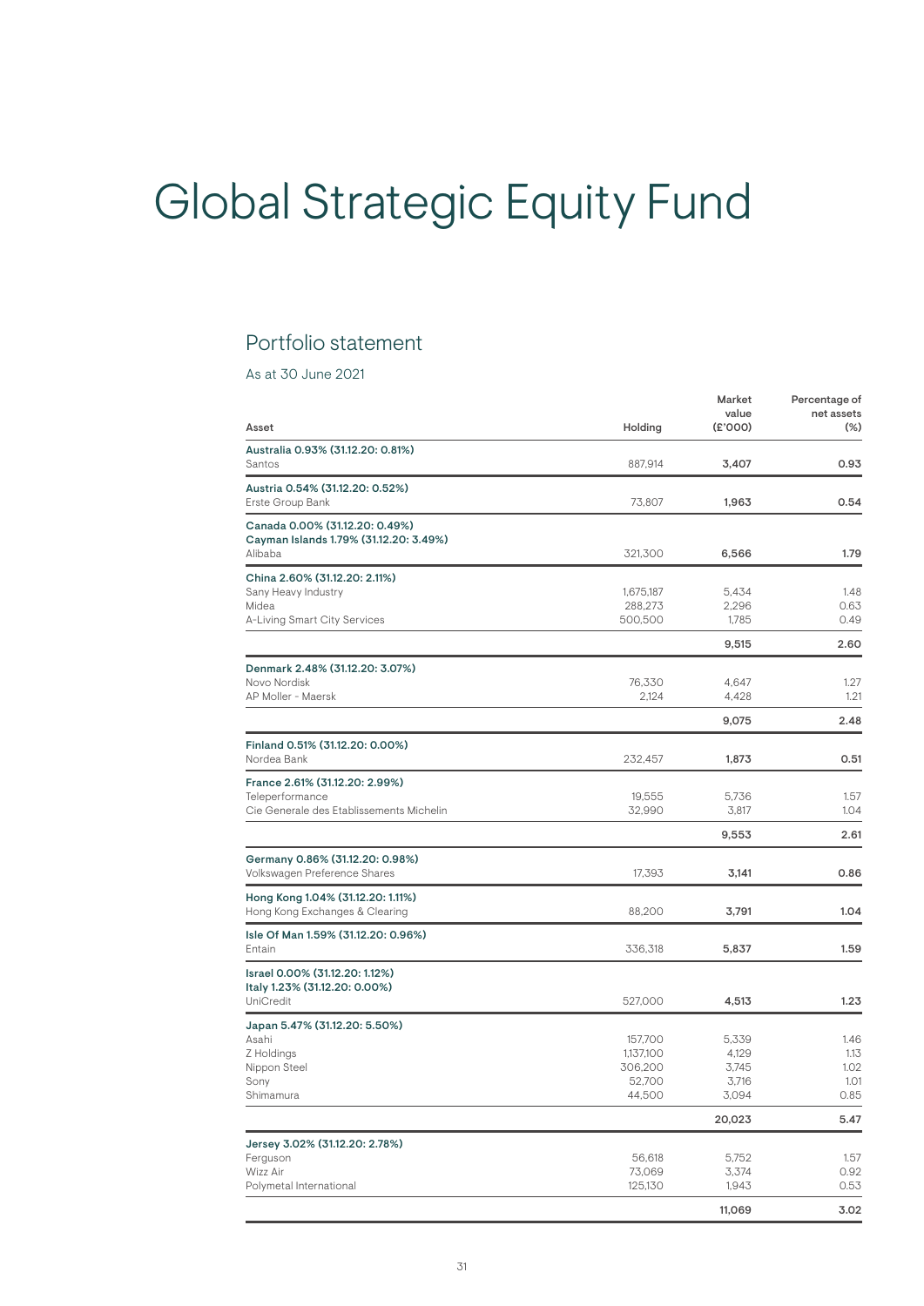# Global Strategic Equity Fund

## Portfolio statement

As at 30 June 2021

| Asset | Holding | Market value (£'000) | Percentage of net assets (%) |
|---|---|---|---|
| **Australia 0.93% (31.12.20: 0.81%)** | | | |
| Santos | 887,914 | **3,407** | **0.93** |
| **Austria 0.54% (31.12.20: 0.52%)** | | | |
| Erste Group Bank | 73,807 | **1,963** | **0.54** |
| **Canada 0.00% (31.12.20: 0.49%)** | | | |
| **Cayman Islands 1.79% (31.12.20: 3.49%)** | | | |
| Alibaba | 321,300 | **6,566** | **1.79** |
| **China 2.60% (31.12.20: 2.11%)** | | | |
| Sany Heavy Industry | 1,675,187 | 5,434 | 1.48 |
| Midea | 288,273 | 2,296 | 0.63 |
| A-Living Smart City Services | 500,500 | 1,785 | 0.49 |
| | | **9,515** | **2.60** |
| **Denmark 2.48% (31.12.20: 3.07%)** | | | |
| Novo Nordisk | 76,330 | 4,647 | 1.27 |
| AP Moller - Maersk | 2,124 | 4,428 | 1.21 |
| | | **9,075** | **2.48** |
| **Finland 0.51% (31.12.20: 0.00%)** | | | |
| Nordea Bank | 232,457 | **1,873** | **0.51** |
| **France 2.61% (31.12.20: 2.99%)** | | | |
| Teleperformance | 19,555 | 5,736 | 1.57 |
| Cie Generale des Etablissements Michelin | 32,990 | 3,817 | 1.04 |
| | | **9,553** | **2.61** |
| **Germany 0.86% (31.12.20: 0.98%)** | | | |
| Volkswagen Preference Shares | 17,393 | **3,141** | **0.86** |
| **Hong Kong 1.04% (31.12.20: 1.11%)** | | | |
| Hong Kong Exchanges & Clearing | 88,200 | **3,791** | **1.04** |
| **Isle Of Man 1.59% (31.12.20: 0.96%)** | | | |
| Entain | 336,318 | **5,837** | **1.59** |
| **Israel 0.00% (31.12.20: 1.12%)** | | | |
| **Italy 1.23% (31.12.20: 0.00%)** | | | |
| UniCredit | 527,000 | **4,513** | **1.23** |
| **Japan 5.47% (31.12.20: 5.50%)** | | | |
| Asahi | 157,700 | 5,339 | 1.46 |
| Z Holdings | 1,137,100 | 4,129 | 1.13 |
| Nippon Steel | 306,200 | 3,745 | 1.02 |
| Sony | 52,700 | 3,716 | 1.01 |
| Shimamura | 44,500 | 3,094 | 0.85 |
| | | **20,023** | **5.47** |
| **Jersey 3.02% (31.12.20: 2.78%)** | | | |
| Ferguson | 56,618 | 5,752 | 1.57 |
| Wizz Air | 73,069 | 3,374 | 0.92 |
| Polymetal International | 125,130 | 1,943 | 0.53 |
| | | **11,069** | **3.02** |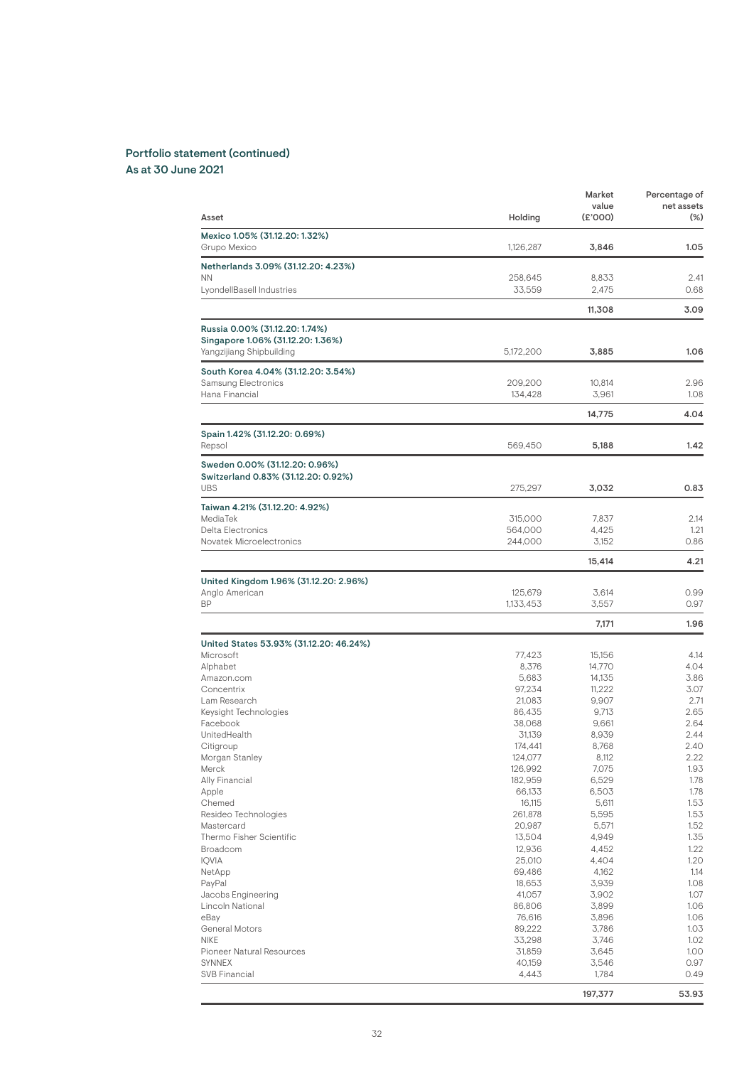## Portfolio statement (continued)
## As at 30 June 2021

| Asset | Holding | Market value (£'000) | Percentage of net assets (%) |
|---|---|---|---|
| **Mexico 1.05% (31.12.20: 1.32%)** | | | |
| Grupo Mexico | 1,126,287 | **3,846** | **1.05** |
| **Netherlands 3.09% (31.12.20: 4.23%)** | | | |
| NN | 258,645 | 8,833 | 2.41 |
| LyondellBasell Industries | 33,559 | 2,475 | 0.68 |
| | | **11,308** | **3.09** |
| **Russia 0.00% (31.12.20: 1.74%)** | | | |
| **Singapore 1.06% (31.12.20: 1.36%)** | | | |
| Yangzijiang Shipbuilding | 5,172,200 | **3,885** | **1.06** |
| **South Korea 4.04% (31.12.20: 3.54%)** | | | |
| Samsung Electronics | 209,200 | 10,814 | 2.96 |
| Hana Financial | 134,428 | 3,961 | 1.08 |
| | | **14,775** | **4.04** |
| **Spain 1.42% (31.12.20: 0.69%)** | | | |
| Repsol | 569,450 | **5,188** | **1.42** |
| **Sweden 0.00% (31.12.20: 0.96%)** | | | |
| **Switzerland 0.83% (31.12.20: 0.92%)** | | | |
| UBS | 275,297 | **3,032** | **0.83** |
| **Taiwan 4.21% (31.12.20: 4.92%)** | | | |
| MediaTek | 315,000 | 7,837 | 2.14 |
| Delta Electronics | 564,000 | 4,425 | 1.21 |
| Novatek Microelectronics | 244,000 | 3,152 | 0.86 |
| | | **15,414** | **4.21** |
| **United Kingdom 1.96% (31.12.20: 2.96%)** | | | |
| Anglo American | 125,679 | 3,614 | 0.99 |
| BP | 1,133,453 | 3,557 | 0.97 |
| | | **7,171** | **1.96** |
| **United States 53.93% (31.12.20: 46.24%)** | | | |
| Microsoft | 77,423 | 15,156 | 4.14 |
| Alphabet | 8,376 | 14,770 | 4.04 |
| Amazon.com | 5,683 | 14,135 | 3.86 |
| Concentrix | 97,234 | 11,222 | 3.07 |
| Lam Research | 21,083 | 9,907 | 2.71 |
| Keysight Technologies | 86,435 | 9,713 | 2.65 |
| Facebook | 38,068 | 9,661 | 2.64 |
| UnitedHealth | 31,139 | 8,939 | 2.44 |
| Citigroup | 174,441 | 8,768 | 2.40 |
| Morgan Stanley | 124,077 | 8,112 | 2.22 |
| Merck | 126,992 | 7,075 | 1.93 |
| Ally Financial | 182,959 | 6,529 | 1.78 |
| Apple | 66,133 | 6,503 | 1.78 |
| Chemed | 16,115 | 5,611 | 1.53 |
| Resideo Technologies | 261,878 | 5,595 | 1.53 |
| Mastercard | 20,987 | 5,571 | 1.52 |
| Thermo Fisher Scientific | 13,504 | 4,949 | 1.35 |
| Broadcom | 12,936 | 4,452 | 1.22 |
| IQVIA | 25,010 | 4,404 | 1.20 |
| NetApp | 69,486 | 4,162 | 1.14 |
| PayPal | 18,653 | 3,939 | 1.08 |
| Jacobs Engineering | 41,057 | 3,902 | 1.07 |
| Lincoln National | 86,806 | 3,899 | 1.06 |
| eBay | 76,616 | 3,896 | 1.06 |
| General Motors | 89,222 | 3,786 | 1.03 |
| NIKE | 33,298 | 3,746 | 1.02 |
| Pioneer Natural Resources | 31,859 | 3,645 | 1.00 |
| SYNNEX | 40,159 | 3,546 | 0.97 |
| SVB Financial | 4,443 | 1,784 | 0.49 |
| | | **197,377** | **53.93** |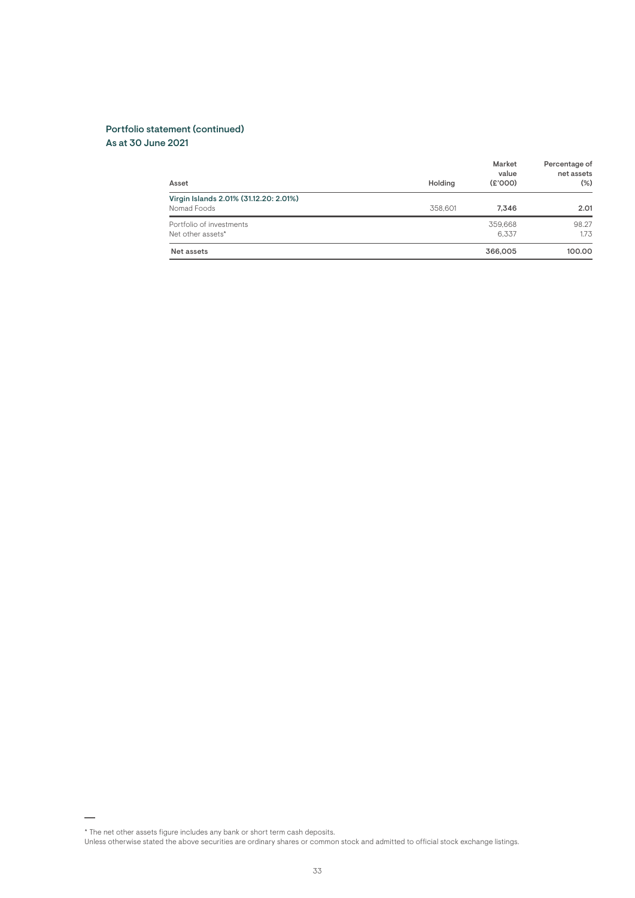## Portfolio statement (continued)
### As at 30 June 2021

| Asset | Holding | Market value (£'000) | Percentage of net assets (%) |
|---|---|---|---|
| **Virgin Islands 2.01% (31.12.20: 2.01%)** | | | |
| Nomad Foods | 358,601 | **7,346** | **2.01** |
| Portfolio of investments | | 359,668 | 98.27 |
| Net other assets* | | 6,337 | 1.73 |
| **Net assets** | | **366,005** | **100.00** |

* The net other assets figure includes any bank or short term cash deposits.
Unless otherwise stated the above securities are ordinary shares or common stock and admitted to official stock exchange listings.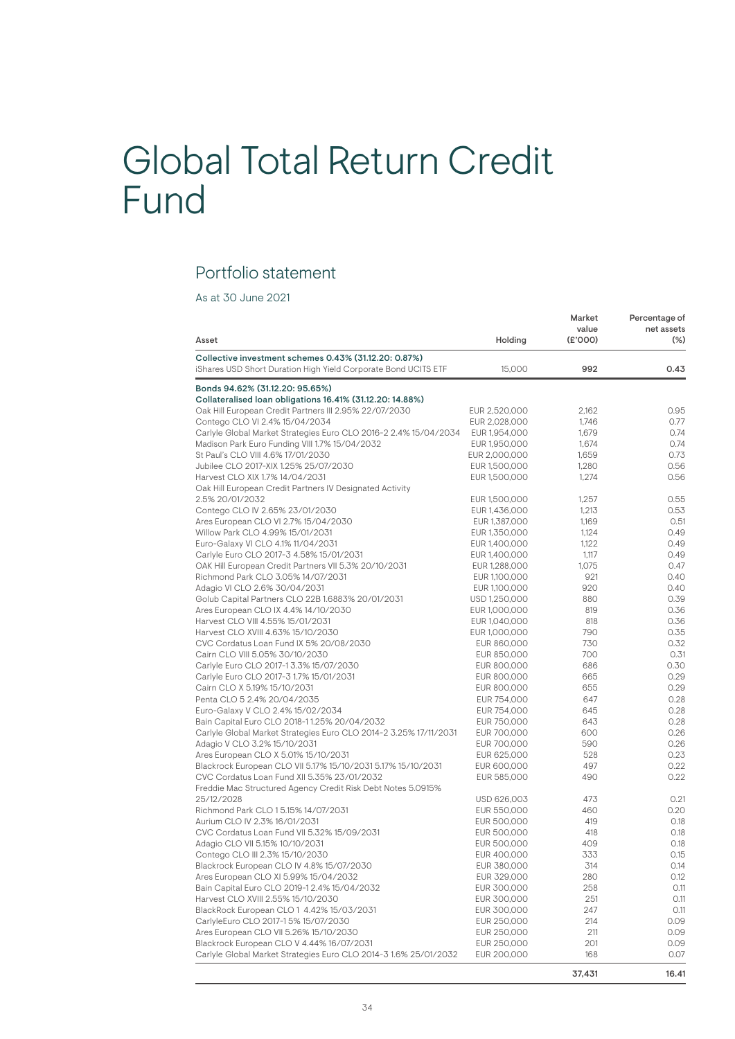# Global Total Return Credit Fund

## Portfolio statement

As at 30 June 2021

| Asset | Holding | Market value (£'000) | Percentage of net assets (%) |
|---|---|---|---|
| **Collective investment schemes 0.43% (31.12.20: 0.87%)** | | | |
| iShares USD Short Duration High Yield Corporate Bond UCITS ETF | 15,000 | **992** | **0.43** |
| **Bonds 94.62% (31.12.20: 95.65%)** | | | |
| **Collateralised loan obligations 16.41% (31.12.20: 14.88%)** | | | |
| Oak Hill European Credit Partners III 2.95% 22/07/2030 | EUR 2,520,000 | 2,162 | 0.95 |
| Contego CLO VI 2.4% 15/04/2034 | EUR 2,028,000 | 1,746 | 0.77 |
| Carlyle Global Market Strategies Euro CLO 2016-2 2.4% 15/04/2034 | EUR 1,954,000 | 1,679 | 0.74 |
| Madison Park Euro Funding VIII 1.7% 15/04/2032 | EUR 1,950,000 | 1,674 | 0.74 |
| St Paul's CLO VIII 4.6% 17/01/2030 | EUR 2,000,000 | 1,659 | 0.73 |
| Jubilee CLO 2017-XIX 1.25% 25/07/2030 | EUR 1,500,000 | 1,280 | 0.56 |
| Harvest CLO XIX 1.7% 14/04/2031 | EUR 1,500,000 | 1,274 | 0.56 |
| Oak Hill European Credit Partners IV Designated Activity 2.5% 20/01/2032 | EUR 1,500,000 | 1,257 | 0.55 |
| Contego CLO IV 2.65% 23/01/2030 | EUR 1,436,000 | 1,213 | 0.53 |
| Ares European CLO VI 2.7% 15/04/2030 | EUR 1,387,000 | 1,169 | 0.51 |
| Willow Park CLO 4.99% 15/01/2031 | EUR 1,350,000 | 1,124 | 0.49 |
| Euro-Galaxy VI CLO 4.1% 11/04/2031 | EUR 1,400,000 | 1,122 | 0.49 |
| Carlyle Euro CLO 2017-3 4.58% 15/01/2031 | EUR 1,400,000 | 1,117 | 0.49 |
| OAK Hill European Credit Partners VII 5.3% 20/10/2031 | EUR 1,288,000 | 1,075 | 0.47 |
| Richmond Park CLO 3.05% 14/07/2031 | EUR 1,100,000 | 921 | 0.40 |
| Adagio VI CLO 2.6% 30/04/2031 | EUR 1,100,000 | 920 | 0.40 |
| Golub Capital Partners CLO 22B 1.6883% 20/01/2031 | USD 1,250,000 | 880 | 0.39 |
| Ares European CLO IX 4.4% 14/10/2030 | EUR 1,000,000 | 819 | 0.36 |
| Harvest CLO VIII 4.55% 15/01/2031 | EUR 1,040,000 | 818 | 0.36 |
| Harvest CLO XVIII 4.63% 15/10/2030 | EUR 1,000,000 | 790 | 0.35 |
| CVC Cordatus Loan Fund IX 5% 20/08/2030 | EUR 860,000 | 730 | 0.32 |
| Cairn CLO VIII 5.05% 30/10/2030 | EUR 850,000 | 700 | 0.31 |
| Carlyle Euro CLO 2017-1 3.3% 15/07/2030 | EUR 800,000 | 686 | 0.30 |
| Carlyle Euro CLO 2017-3 1.7% 15/01/2031 | EUR 800,000 | 665 | 0.29 |
| Cairn CLO X 5.19% 15/10/2031 | EUR 800,000 | 655 | 0.29 |
| Penta CLO 5 2.4% 20/04/2035 | EUR 754,000 | 647 | 0.28 |
| Euro-Galaxy V CLO 2.4% 15/02/2034 | EUR 754,000 | 645 | 0.28 |
| Bain Capital Euro CLO 2018-1 1.25% 20/04/2032 | EUR 750,000 | 643 | 0.28 |
| Carlyle Global Market Strategies Euro CLO 2014-2 3.25% 17/11/2031 | EUR 700,000 | 600 | 0.26 |
| Adagio V CLO 3.2% 15/10/2031 | EUR 700,000 | 590 | 0.26 |
| Ares European CLO X 5.01% 15/10/2031 | EUR 625,000 | 528 | 0.23 |
| Blackrock European CLO VII 5.17% 15/10/2031 5.17% 15/10/2031 | EUR 600,000 | 497 | 0.22 |
| CVC Cordatus Loan Fund XII 5.35% 23/01/2032 | EUR 585,000 | 490 | 0.22 |
| Freddie Mac Structured Agency Credit Risk Debt Notes 5.0915% 25/12/2028 | USD 626,003 | 473 | 0.21 |
| Richmond Park CLO 1 5.15% 14/07/2031 | EUR 550,000 | 460 | 0.20 |
| Aurium CLO IV 2.3% 16/01/2031 | EUR 500,000 | 419 | 0.18 |
| CVC Cordatus Loan Fund VII 5.32% 15/09/2031 | EUR 500,000 | 418 | 0.18 |
| Adagio CLO VII 5.15% 10/10/2031 | EUR 500,000 | 409 | 0.18 |
| Contego CLO III 2.3% 15/10/2030 | EUR 400,000 | 333 | 0.15 |
| Blackrock European CLO IV 4.8% 15/07/2030 | EUR 380,000 | 314 | 0.14 |
| Ares European CLO XI 5.99% 15/04/2032 | EUR 329,000 | 280 | 0.12 |
| Bain Capital Euro CLO 2019-1 2.4% 15/04/2032 | EUR 300,000 | 258 | 0.11 |
| Harvest CLO XVIII 2.55% 15/10/2030 | EUR 300,000 | 251 | 0.11 |
| BlackRock European CLO 1 4.42% 15/03/2031 | EUR 300,000 | 247 | 0.11 |
| CarlyleEuro CLO 2017-1 5% 15/07/2030 | EUR 250,000 | 214 | 0.09 |
| Ares European CLO VII 5.26% 15/10/2030 | EUR 250,000 | 211 | 0.09 |
| Blackrock European CLO V 4.44% 16/07/2031 | EUR 250,000 | 201 | 0.09 |
| Carlyle Global Market Strategies Euro CLO 2014-3 1.6% 25/01/2032 | EUR 200,000 | 168 | 0.07 |
| | | **37,431** | **16.41** |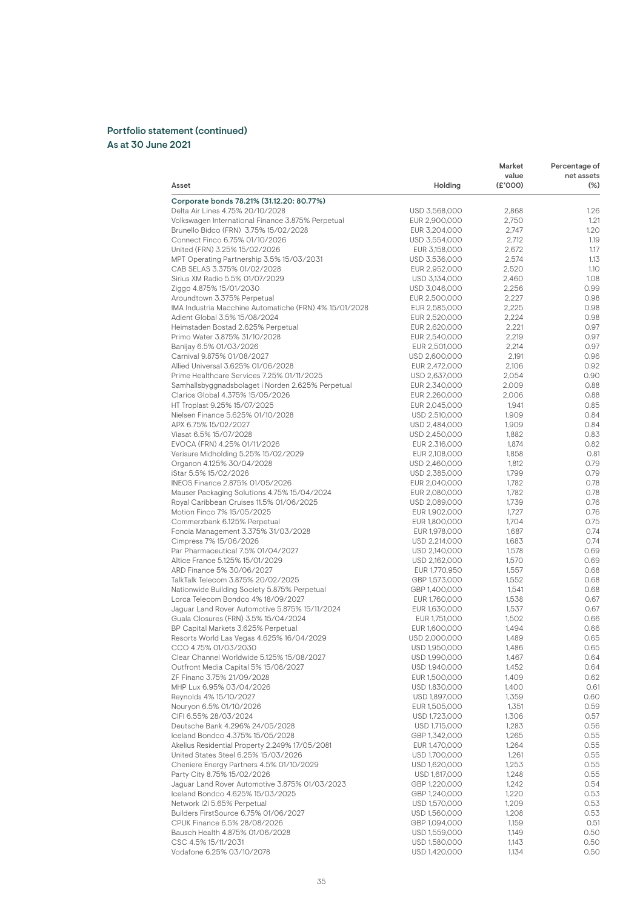## Portfolio statement (continued)
### As at 30 June 2021

| Asset | Holding | Market value (£'000) | Percentage of net assets (%) |
|---|---|---|---|
| **Corporate bonds 78.21% (31.12.20: 80.77%)** | | | |
| Delta Air Lines 4.75% 20/10/2028 | USD 3,568,000 | 2,868 | 1.26 |
| Volkswagen International Finance 3.875% Perpetual | EUR 2,900,000 | 2,750 | 1.21 |
| Brunello Bidco (FRN) 3.75% 15/02/2028 | EUR 3,204,000 | 2,747 | 1.20 |
| Connect Finco 6.75% 01/10/2026 | USD 3,554,000 | 2,712 | 1.19 |
| United (FRN) 3.25% 15/02/2026 | EUR 3,158,000 | 2,672 | 1.17 |
| MPT Operating Partnership 3.5% 15/03/2031 | USD 3,536,000 | 2,574 | 1.13 |
| CAB SELAS 3.375% 01/02/2028 | EUR 2,952,000 | 2,520 | 1.10 |
| Sirius XM Radio 5.5% 01/07/2029 | USD 3,134,000 | 2,460 | 1.08 |
| Ziggo 4.875% 15/01/2030 | USD 3,046,000 | 2,256 | 0.99 |
| Aroundtown 3.375% Perpetual | EUR 2,500,000 | 2,227 | 0.98 |
| IMA Industria Macchine Automatiche (FRN) 4% 15/01/2028 | EUR 2,585,000 | 2,225 | 0.98 |
| Adient Global 3.5% 15/08/2024 | EUR 2,520,000 | 2,224 | 0.98 |
| Heimstaden Bostad 2.625% Perpetual | EUR 2,620,000 | 2,221 | 0.97 |
| Primo Water 3.875% 31/10/2028 | EUR 2,540,000 | 2,219 | 0.97 |
| Banijay 6.5% 01/03/2026 | EUR 2,501,000 | 2,214 | 0.97 |
| Carnival 9.875% 01/08/2027 | USD 2,600,000 | 2,191 | 0.96 |
| Allied Universal 3.625% 01/06/2028 | EUR 2,472,000 | 2,106 | 0.92 |
| Prime Healthcare Services 7.25% 01/11/2025 | USD 2,637,000 | 2,054 | 0.90 |
| Samhallsbyggnadsbolaget i Norden 2.625% Perpetual | EUR 2,340,000 | 2,009 | 0.88 |
| Clarios Global 4.375% 15/05/2026 | EUR 2,260,000 | 2,006 | 0.88 |
| HT Troplast 9.25% 15/07/2025 | EUR 2,045,000 | 1,941 | 0.85 |
| Nielsen Finance 5.625% 01/10/2028 | USD 2,510,000 | 1,909 | 0.84 |
| APX 6.75% 15/02/2027 | USD 2,484,000 | 1,909 | 0.84 |
| Viasat 6.5% 15/07/2028 | USD 2,450,000 | 1,882 | 0.83 |
| EVOCA (FRN) 4.25% 01/11/2026 | EUR 2,316,000 | 1,874 | 0.82 |
| Verisure Midholding 5.25% 15/02/2029 | EUR 2,108,000 | 1,858 | 0.81 |
| Organon 4.125% 30/04/2028 | USD 2,460,000 | 1,812 | 0.79 |
| iStar 5.5% 15/02/2026 | USD 2,385,000 | 1,799 | 0.79 |
| INEOS Finance 2.875% 01/05/2026 | EUR 2,040,000 | 1,782 | 0.78 |
| Mauser Packaging Solutions 4.75% 15/04/2024 | EUR 2,080,000 | 1,782 | 0.78 |
| Royal Caribbean Cruises 11.5% 01/06/2025 | USD 2,089,000 | 1,739 | 0.76 |
| Motion Finco 7% 15/05/2025 | EUR 1,902,000 | 1,727 | 0.76 |
| Commerzbank 6.125% Perpetual | EUR 1,800,000 | 1,704 | 0.75 |
| Foncia Management 3.375% 31/03/2028 | EUR 1,978,000 | 1,687 | 0.74 |
| Cimpress 7% 15/06/2026 | USD 2,214,000 | 1,683 | 0.74 |
| Par Pharmaceutical 7.5% 01/04/2027 | USD 2,140,000 | 1,578 | 0.69 |
| Altice France 5.125% 15/01/2029 | USD 2,162,000 | 1,570 | 0.69 |
| ARD Finance 5% 30/06/2027 | EUR 1,770,950 | 1,557 | 0.68 |
| TalkTalk Telecom 3.875% 20/02/2025 | GBP 1,573,000 | 1,552 | 0.68 |
| Nationwide Building Society 5.875% Perpetual | GBP 1,400,000 | 1,541 | 0.68 |
| Lorca Telecom Bondco 4% 18/09/2027 | EUR 1,760,000 | 1,538 | 0.67 |
| Jaguar Land Rover Automotive 5.875% 15/11/2024 | EUR 1,630,000 | 1,537 | 0.67 |
| Guala Closures (FRN) 3.5% 15/04/2024 | EUR 1,751,000 | 1,502 | 0.66 |
| BP Capital Markets 3.625% Perpetual | EUR 1,600,000 | 1,494 | 0.66 |
| Resorts World Las Vegas 4.625% 16/04/2029 | USD 2,000,000 | 1,489 | 0.65 |
| CCO 4.75% 01/03/2030 | USD 1,950,000 | 1,486 | 0.65 |
| Clear Channel Worldwide 5.125% 15/08/2027 | USD 1,990,000 | 1,467 | 0.64 |
| Outfront Media Capital 5% 15/08/2027 | USD 1,940,000 | 1,452 | 0.64 |
| ZF Financ 3.75% 21/09/2028 | EUR 1,500,000 | 1,409 | 0.62 |
| MHP Lux 6.95% 03/04/2026 | USD 1,830,000 | 1,400 | 0.61 |
| Reynolds 4% 15/10/2027 | USD 1,897,000 | 1,359 | 0.60 |
| Nouryon 6.5% 01/10/2026 | EUR 1,505,000 | 1,351 | 0.59 |
| CIFI 6.55% 28/03/2024 | USD 1,723,000 | 1,306 | 0.57 |
| Deutsche Bank 4.296% 24/05/2028 | USD 1,715,000 | 1,283 | 0.56 |
| Iceland Bondco 4.375% 15/05/2028 | GBP 1,342,000 | 1,265 | 0.55 |
| Akelius Residential Property 2.249% 17/05/2081 | EUR 1,470,000 | 1,264 | 0.55 |
| United States Steel 6.25% 15/03/2026 | USD 1,700,000 | 1,261 | 0.55 |
| Cheniere Energy Partners 4.5% 01/10/2029 | USD 1,620,000 | 1,253 | 0.55 |
| Party City 8.75% 15/02/2026 | USD 1,617,000 | 1,248 | 0.55 |
| Jaguar Land Rover Automotive 3.875% 01/03/2023 | GBP 1,220,000 | 1,242 | 0.54 |
| Iceland Bondco 4.625% 15/03/2025 | GBP 1,240,000 | 1,220 | 0.53 |
| Network i2i 5.65% Perpetual | USD 1,570,000 | 1,209 | 0.53 |
| Builders FirstSource 6.75% 01/06/2027 | USD 1,560,000 | 1,208 | 0.53 |
| CPUK Finance 6.5% 28/08/2026 | GBP 1,094,000 | 1,159 | 0.51 |
| Bausch Health 4.875% 01/06/2028 | USD 1,559,000 | 1,149 | 0.50 |
| CSC 4.5% 15/11/2031 | USD 1,580,000 | 1,143 | 0.50 |
| Vodafone 6.25% 03/10/2078 | USD 1,420,000 | 1,134 | 0.50 |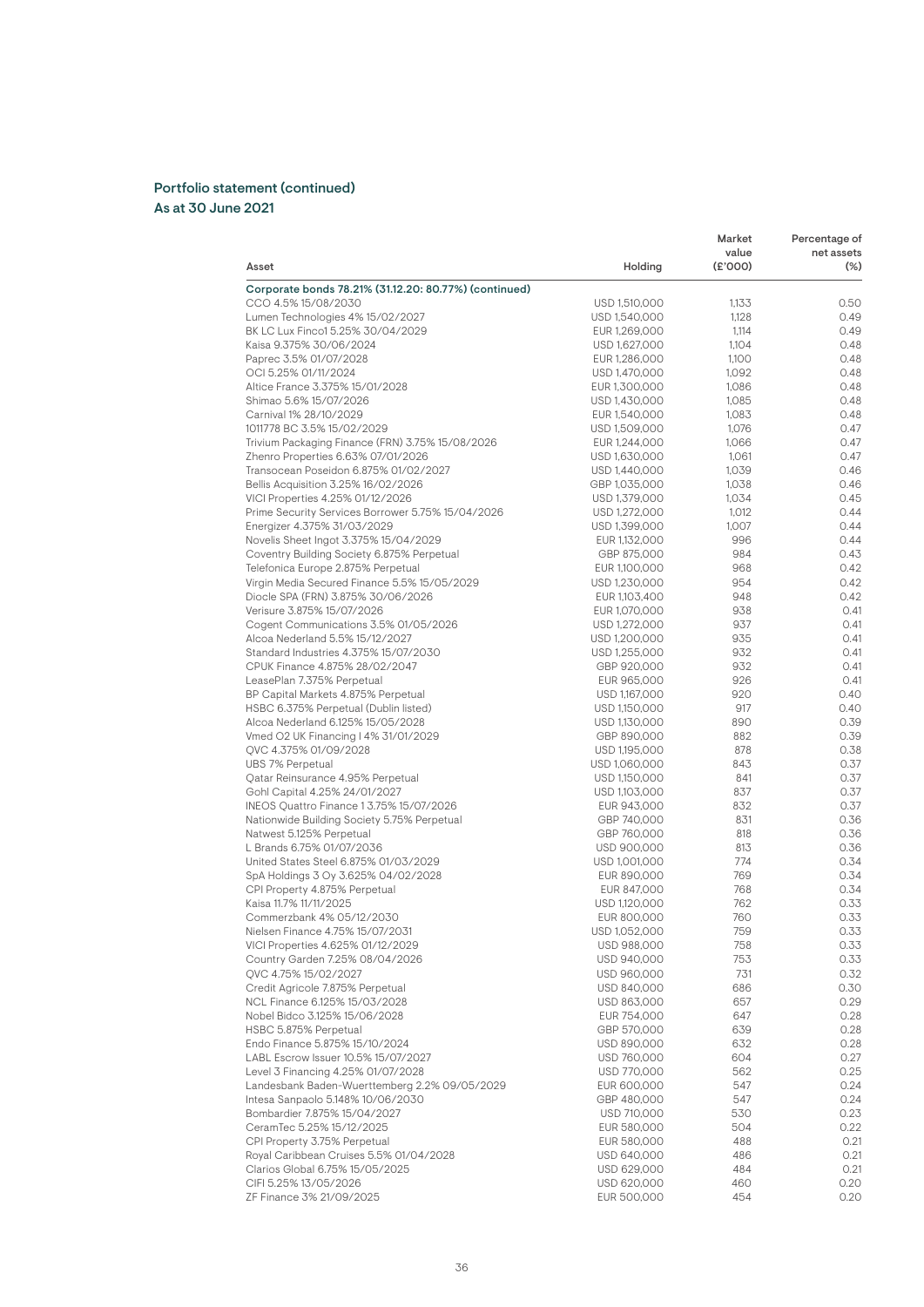## Portfolio statement (continued)
### As at 30 June 2021

| Asset | Holding | Market value (£'000) | Percentage of net assets (%) |
|---|---|---|---|
| **Corporate bonds 78.21% (31.12.20: 80.77%) (continued)** | | | |
| CCO 4.5% 15/08/2030 | USD 1,510,000 | 1,133 | 0.50 |
| Lumen Technologies 4% 15/02/2027 | USD 1,540,000 | 1,128 | 0.49 |
| BK LC Lux Finco1 5.25% 30/04/2029 | EUR 1,269,000 | 1,114 | 0.49 |
| Kaisa 9.375% 30/06/2024 | USD 1,627,000 | 1,104 | 0.48 |
| Paprec 3.5% 01/07/2028 | EUR 1,286,000 | 1,100 | 0.48 |
| OCI 5.25% 01/11/2024 | USD 1,470,000 | 1,092 | 0.48 |
| Altice France 3.375% 15/01/2028 | EUR 1,300,000 | 1,086 | 0.48 |
| Shimao 5.6% 15/07/2026 | USD 1,430,000 | 1,085 | 0.48 |
| Carnival 1% 28/10/2029 | EUR 1,540,000 | 1,083 | 0.48 |
| 1011778 BC 3.5% 15/02/2029 | USD 1,509,000 | 1,076 | 0.47 |
| Trivium Packaging Finance (FRN) 3.75% 15/08/2026 | EUR 1,244,000 | 1,066 | 0.47 |
| Zhenro Properties 6.63% 07/01/2026 | USD 1,630,000 | 1,061 | 0.47 |
| Transocean Poseidon 6.875% 01/02/2027 | USD 1,440,000 | 1,039 | 0.46 |
| Bellis Acquisition 3.25% 16/02/2026 | GBP 1,035,000 | 1,038 | 0.46 |
| VICI Properties 4.25% 01/12/2026 | USD 1,379,000 | 1,034 | 0.45 |
| Prime Security Services Borrower 5.75% 15/04/2026 | USD 1,272,000 | 1,012 | 0.44 |
| Energizer 4.375% 31/03/2029 | USD 1,399,000 | 1,007 | 0.44 |
| Novelis Sheet Ingot 3.375% 15/04/2029 | EUR 1,132,000 | 996 | 0.44 |
| Coventry Building Society 6.875% Perpetual | GBP 875,000 | 984 | 0.43 |
| Telefonica Europe 2.875% Perpetual | EUR 1,100,000 | 968 | 0.42 |
| Virgin Media Secured Finance 5.5% 15/05/2029 | USD 1,230,000 | 954 | 0.42 |
| Diocle SPA (FRN) 3.875% 30/06/2026 | EUR 1,103,400 | 948 | 0.42 |
| Verisure 3.875% 15/07/2026 | EUR 1,070,000 | 938 | 0.41 |
| Cogent Communications 3.5% 01/05/2026 | USD 1,272,000 | 937 | 0.41 |
| Alcoa Nederland 5.5% 15/12/2027 | USD 1,200,000 | 935 | 0.41 |
| Standard Industries 4.375% 15/07/2030 | USD 1,255,000 | 932 | 0.41 |
| CPUK Finance 4.875% 28/02/2047 | GBP 920,000 | 932 | 0.41 |
| LeasePlan 7.375% Perpetual | EUR 965,000 | 926 | 0.41 |
| BP Capital Markets 4.875% Perpetual | USD 1,167,000 | 920 | 0.40 |
| HSBC 6.375% Perpetual (Dublin listed) | USD 1,150,000 | 917 | 0.40 |
| Alcoa Nederland 6.125% 15/05/2028 | USD 1,130,000 | 890 | 0.39 |
| Vmed O2 UK Financing I 4% 31/01/2029 | GBP 890,000 | 882 | 0.39 |
| QVC 4.375% 01/09/2028 | USD 1,195,000 | 878 | 0.38 |
| UBS 7% Perpetual | USD 1,060,000 | 843 | 0.37 |
| Qatar Reinsurance 4.95% Perpetual | USD 1,150,000 | 841 | 0.37 |
| Gohl Capital 4.25% 24/01/2027 | USD 1,103,000 | 837 | 0.37 |
| INEOS Quattro Finance 1 3.75% 15/07/2026 | EUR 943,000 | 832 | 0.37 |
| Nationwide Building Society 5.75% Perpetual | GBP 740,000 | 831 | 0.36 |
| Natwest 5.125% Perpetual | GBP 760,000 | 818 | 0.36 |
| L Brands 6.75% 01/07/2036 | USD 900,000 | 813 | 0.36 |
| United States Steel 6.875% 01/03/2029 | USD 1,001,000 | 774 | 0.34 |
| SpA Holdings 3 Oy 3.625% 04/02/2028 | EUR 890,000 | 769 | 0.34 |
| CPI Property 4.875% Perpetual | EUR 847,000 | 768 | 0.34 |
| Kaisa 11.7% 11/11/2025 | USD 1,120,000 | 762 | 0.33 |
| Commerzbank 4% 05/12/2030 | EUR 800,000 | 760 | 0.33 |
| Nielsen Finance 4.75% 15/07/2031 | USD 1,052,000 | 759 | 0.33 |
| VICI Properties 4.625% 01/12/2029 | USD 988,000 | 758 | 0.33 |
| Country Garden 7.25% 08/04/2026 | USD 940,000 | 753 | 0.33 |
| QVC 4.75% 15/02/2027 | USD 960,000 | 731 | 0.32 |
| Credit Agricole 7.875% Perpetual | USD 840,000 | 686 | 0.30 |
| NCL Finance 6.125% 15/03/2028 | USD 863,000 | 657 | 0.29 |
| Nobel Bidco 3.125% 15/06/2028 | EUR 754,000 | 647 | 0.28 |
| HSBC 5.875% Perpetual | GBP 570,000 | 639 | 0.28 |
| Endo Finance 5.875% 15/10/2024 | USD 890,000 | 632 | 0.28 |
| LABL Escrow Issuer 10.5% 15/07/2027 | USD 760,000 | 604 | 0.27 |
| Level 3 Financing 4.25% 01/07/2028 | USD 770,000 | 562 | 0.25 |
| Landesbank Baden-Wuerttemberg 2.2% 09/05/2029 | EUR 600,000 | 547 | 0.24 |
| Intesa Sanpaolo 5.148% 10/06/2030 | GBP 480,000 | 547 | 0.24 |
| Bombardier 7.875% 15/04/2027 | USD 710,000 | 530 | 0.23 |
| CeramTec 5.25% 15/12/2025 | EUR 580,000 | 504 | 0.22 |
| CPI Property 3.75% Perpetual | EUR 580,000 | 488 | 0.21 |
| Royal Caribbean Cruises 5.5% 01/04/2028 | USD 640,000 | 486 | 0.21 |
| Clarios Global 6.75% 15/05/2025 | USD 629,000 | 484 | 0.21 |
| CIFI 5.25% 13/05/2026 | USD 620,000 | 460 | 0.20 |
| ZF Finance 3% 21/09/2025 | EUR 500,000 | 454 | 0.20 |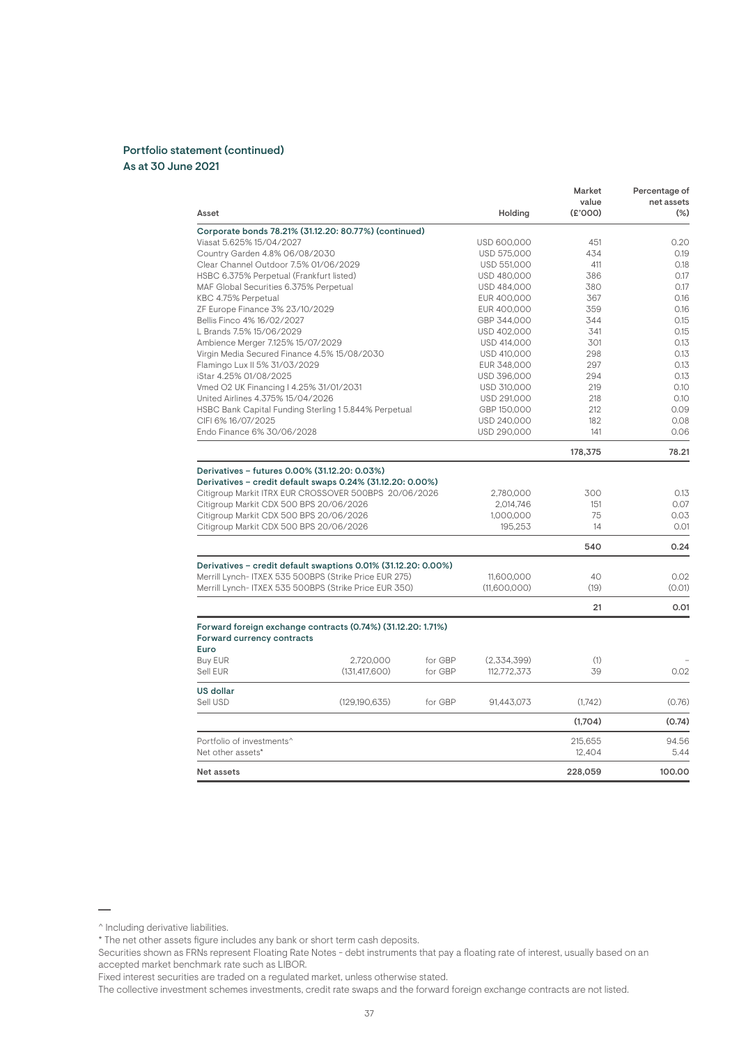## Portfolio statement (continued)
### As at 30 June 2021

| Asset | | | Holding | Market value (£'000) | Percentage of net assets (%) |
|---|---|---|---|---|---|
| **Corporate bonds 78.21% (31.12.20: 80.77%) (continued)** | | | | | |
| Viasat 5.625% 15/04/2027 | | | USD 600,000 | 451 | 0.20 |
| Country Garden 4.8% 06/08/2030 | | | USD 575,000 | 434 | 0.19 |
| Clear Channel Outdoor 7.5% 01/06/2029 | | | USD 551,000 | 411 | 0.18 |
| HSBC 6.375% Perpetual (Frankfurt listed) | | | USD 480,000 | 386 | 0.17 |
| MAF Global Securities 6.375% Perpetual | | | USD 484,000 | 380 | 0.17 |
| KBC 4.75% Perpetual | | | EUR 400,000 | 367 | 0.16 |
| ZF Europe Finance 3% 23/10/2029 | | | EUR 400,000 | 359 | 0.16 |
| Bellis Finco 4% 16/02/2027 | | | GBP 344,000 | 344 | 0.15 |
| L Brands 7.5% 15/06/2029 | | | USD 402,000 | 341 | 0.15 |
| Ambience Merger 7.125% 15/07/2029 | | | USD 414,000 | 301 | 0.13 |
| Virgin Media Secured Finance 4.5% 15/08/2030 | | | USD 410,000 | 298 | 0.13 |
| Flamingo Lux II 5% 31/03/2029 | | | EUR 348,000 | 297 | 0.13 |
| iStar 4.25% 01/08/2025 | | | USD 396,000 | 294 | 0.13 |
| Vmed O2 UK Financing I 4.25% 31/01/2031 | | | USD 310,000 | 219 | 0.10 |
| United Airlines 4.375% 15/04/2026 | | | USD 291,000 | 218 | 0.10 |
| HSBC Bank Capital Funding Sterling 1 5.844% Perpetual | | | GBP 150,000 | 212 | 0.09 |
| CIFI 6% 16/07/2025 | | | USD 240,000 | 182 | 0.08 |
| Endo Finance 6% 30/06/2028 | | | USD 290,000 | 141 | 0.06 |
| | | | | **178,375** | **78.21** |
| **Derivatives – futures 0.00% (31.12.20: 0.03%)** | | | | | |
| **Derivatives – credit default swaps 0.24% (31.12.20: 0.00%)** | | | | | |
| Citigroup Markit ITRX EUR CROSSOVER 500BPS 20/06/2026 | | | 2,780,000 | 300 | 0.13 |
| Citigroup Markit CDX 500 BPS 20/06/2026 | | | 2,014,746 | 151 | 0.07 |
| Citigroup Markit CDX 500 BPS 20/06/2026 | | | 1,000,000 | 75 | 0.03 |
| Citigroup Markit CDX 500 BPS 20/06/2026 | | | 195,253 | 14 | 0.01 |
| | | | | **540** | **0.24** |
| **Derivatives – credit default swaptions 0.01% (31.12.20: 0.00%)** | | | | | |
| Merrill Lynch- ITXEX 535 500BPS (Strike Price EUR 275) | | | 11,600,000 | 40 | 0.02 |
| Merrill Lynch- ITXEX 535 500BPS (Strike Price EUR 350) | | | (11,600,000) | (19) | (0.01) |
| | | | | **21** | **0.01** |
| **Forward foreign exchange contracts (0.74%) (31.12.20: 1.71%)** | | | | | |
| **Forward currency contracts** | | | | | |
| **Euro** | | | | | |
| Buy EUR | 2,720,000 | for GBP | (2,334,399) | (1) | – |
| Sell EUR | (131,417,600) | for GBP | 112,772,373 | 39 | 0.02 |
| **US dollar** | | | | | |
| Sell USD | (129,190,635) | for GBP | 91,443,073 | (1,742) | (0.76) |
| | | | | **(1,704)** | **(0.74)** |
| Portfolio of investments^ | | | | 215,655 | 94.56 |
| Net other assets* | | | | 12,404 | 5.44 |
| **Net assets** | | | | **228,059** | **100.00** |

^ Including derivative liabilities.

* The net other assets figure includes any bank or short term cash deposits.

Securities shown as FRNs represent Floating Rate Notes - debt instruments that pay a floating rate of interest, usually based on an accepted market benchmark rate such as LIBOR.

Fixed interest securities are traded on a regulated market, unless otherwise stated.

The collective investment schemes investments, credit rate swaps and the forward foreign exchange contracts are not listed.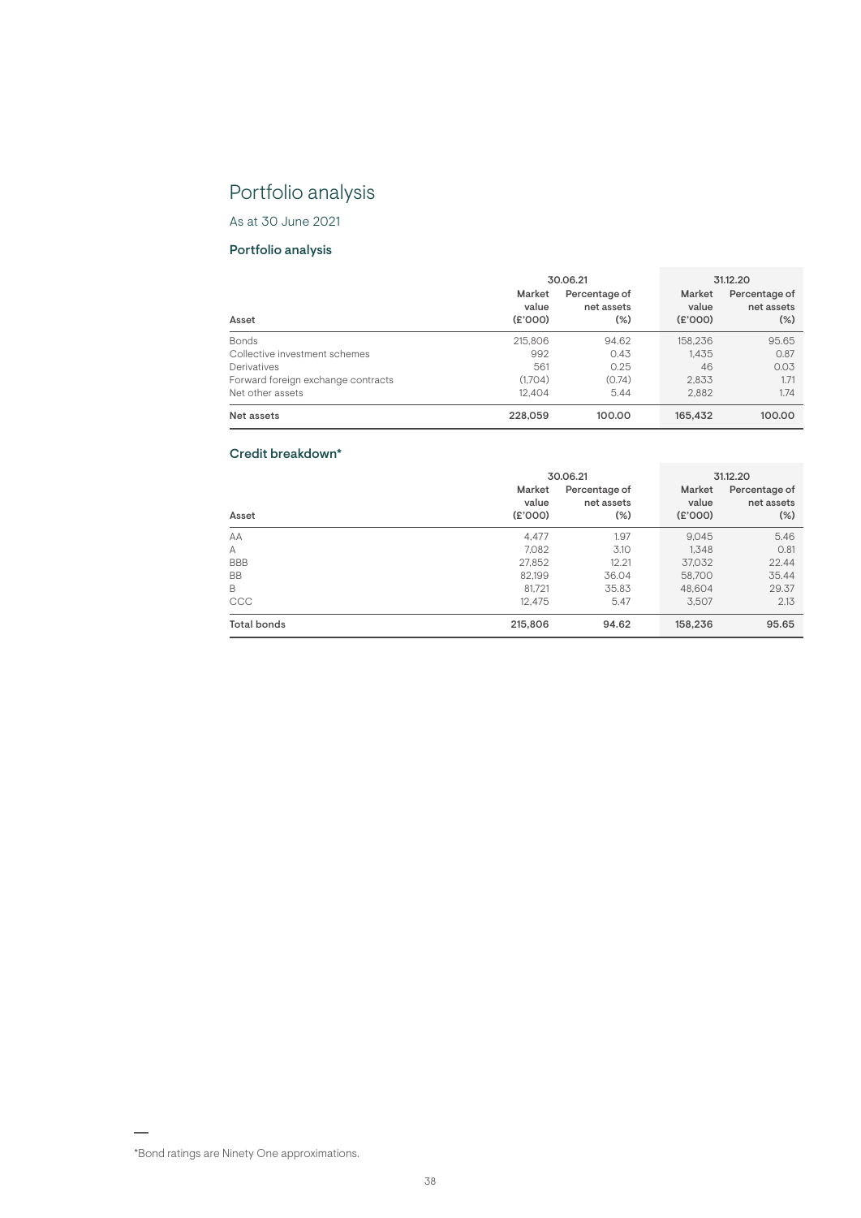# Portfolio analysis

As at 30 June 2021

## Portfolio analysis

| Asset | 30.06.21 Market value (£'000) | 30.06.21 Percentage of net assets (%) | 31.12.20 Market value (£'000) | 31.12.20 Percentage of net assets (%) |
|---|---|---|---|---|
| Bonds | 215,806 | 94.62 | 158,236 | 95.65 |
| Collective investment schemes | 992 | 0.43 | 1,435 | 0.87 |
| Derivatives | 561 | 0.25 | 46 | 0.03 |
| Forward foreign exchange contracts | (1,704) | (0.74) | 2,833 | 1.71 |
| Net other assets | 12,404 | 5.44 | 2,882 | 1.74 |
| **Net assets** | **228,059** | **100.00** | **165,432** | **100.00** |

## Credit breakdown*

| Asset | 30.06.21 Market value (£'000) | 30.06.21 Percentage of net assets (%) | 31.12.20 Market value (£'000) | 31.12.20 Percentage of net assets (%) |
|---|---|---|---|---|
| AA | 4,477 | 1.97 | 9,045 | 5.46 |
| A | 7,082 | 3.10 | 1,348 | 0.81 |
| BBB | 27,852 | 12.21 | 37,032 | 22.44 |
| BB | 82,199 | 36.04 | 58,700 | 35.44 |
| B | 81,721 | 35.83 | 48,604 | 29.37 |
| CCC | 12,475 | 5.47 | 3,507 | 2.13 |
| **Total bonds** | **215,806** | **94.62** | **158,236** | **95.65** |

*Bond ratings are Ninety One approximations.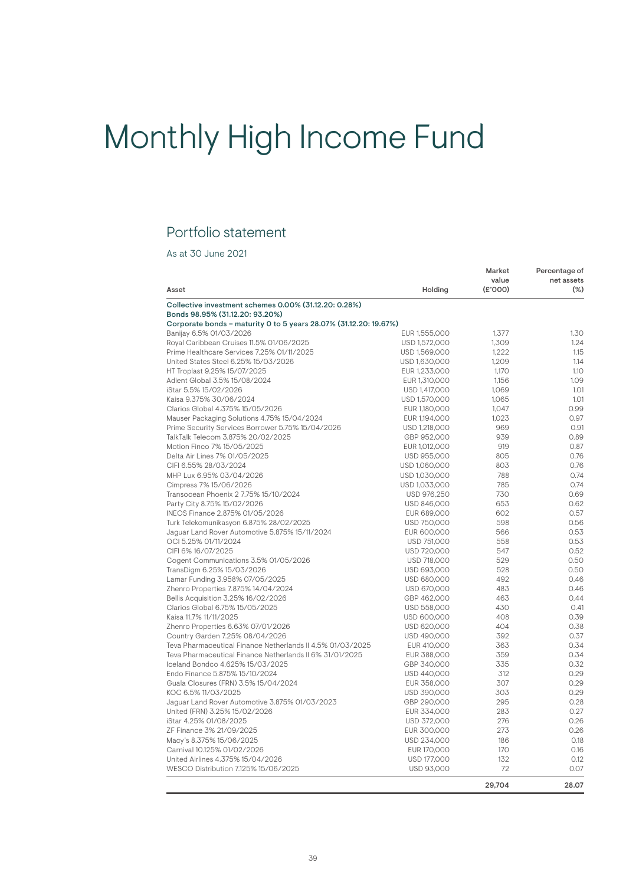# Monthly High Income Fund

## Portfolio statement

As at 30 June 2021

| Asset | Holding | Market value (£'000) | Percentage of net assets (%) |
|---|---|---|---|
| **Collective investment schemes 0.00% (31.12.20: 0.28%)** | | | |
| **Bonds 98.95% (31.12.20: 93.20%)** | | | |
| **Corporate bonds – maturity 0 to 5 years 28.07% (31.12.20: 19.67%)** | | | |
| Banijay 6.5% 01/03/2026 | EUR 1,555,000 | 1,377 | 1.30 |
| Royal Caribbean Cruises 11.5% 01/06/2025 | USD 1,572,000 | 1,309 | 1.24 |
| Prime Healthcare Services 7.25% 01/11/2025 | USD 1,569,000 | 1,222 | 1.15 |
| United States Steel 6.25% 15/03/2026 | USD 1,630,000 | 1,209 | 1.14 |
| HT Troplast 9.25% 15/07/2025 | EUR 1,233,000 | 1,170 | 1.10 |
| Adient Global 3.5% 15/08/2024 | EUR 1,310,000 | 1,156 | 1.09 |
| iStar 5.5% 15/02/2026 | USD 1,417,000 | 1,069 | 1.01 |
| Kaisa 9.375% 30/06/2024 | USD 1,570,000 | 1,065 | 1.01 |
| Clarios Global 4.375% 15/05/2026 | EUR 1,180,000 | 1,047 | 0.99 |
| Mauser Packaging Solutions 4.75% 15/04/2024 | EUR 1,194,000 | 1,023 | 0.97 |
| Prime Security Services Borrower 5.75% 15/04/2026 | USD 1,218,000 | 969 | 0.91 |
| TalkTalk Telecom 3.875% 20/02/2025 | GBP 952,000 | 939 | 0.89 |
| Motion Finco 7% 15/05/2025 | EUR 1,012,000 | 919 | 0.87 |
| Delta Air Lines 7% 01/05/2025 | USD 955,000 | 805 | 0.76 |
| CIFI 6.55% 28/03/2024 | USD 1,060,000 | 803 | 0.76 |
| MHP Lux 6.95% 03/04/2026 | USD 1,030,000 | 788 | 0.74 |
| Cimpress 7% 15/06/2026 | USD 1,033,000 | 785 | 0.74 |
| Transocean Phoenix 2 7.75% 15/10/2024 | USD 976,250 | 730 | 0.69 |
| Party City 8.75% 15/02/2026 | USD 846,000 | 653 | 0.62 |
| INEOS Finance 2.875% 01/05/2026 | EUR 689,000 | 602 | 0.57 |
| Turk Telekomunikasyon 6.875% 28/02/2025 | USD 750,000 | 598 | 0.56 |
| Jaguar Land Rover Automotive 5.875% 15/11/2024 | EUR 600,000 | 566 | 0.53 |
| OCI 5.25% 01/11/2024 | USD 751,000 | 558 | 0.53 |
| CIFI 6% 16/07/2025 | USD 720,000 | 547 | 0.52 |
| Cogent Communications 3.5% 01/05/2026 | USD 718,000 | 529 | 0.50 |
| TransDigm 6.25% 15/03/2026 | USD 693,000 | 528 | 0.50 |
| Lamar Funding 3.958% 07/05/2025 | USD 680,000 | 492 | 0.46 |
| Zhenro Properties 7.875% 14/04/2024 | USD 670,000 | 483 | 0.46 |
| Bellis Acquisition 3.25% 16/02/2026 | GBP 462,000 | 463 | 0.44 |
| Clarios Global 6.75% 15/05/2025 | USD 558,000 | 430 | 0.41 |
| Kaisa 11.7% 11/11/2025 | USD 600,000 | 408 | 0.39 |
| Zhenro Properties 6.63% 07/01/2026 | USD 620,000 | 404 | 0.38 |
| Country Garden 7.25% 08/04/2026 | USD 490,000 | 392 | 0.37 |
| Teva Pharmaceutical Finance Netherlands II 4.5% 01/03/2025 | EUR 410,000 | 363 | 0.34 |
| Teva Pharmaceutical Finance Netherlands II 6% 31/01/2025 | EUR 388,000 | 359 | 0.34 |
| Iceland Bondco 4.625% 15/03/2025 | GBP 340,000 | 335 | 0.32 |
| Endo Finance 5.875% 15/10/2024 | USD 440,000 | 312 | 0.29 |
| Guala Closures (FRN) 3.5% 15/04/2024 | EUR 358,000 | 307 | 0.29 |
| KOC 6.5% 11/03/2025 | USD 390,000 | 303 | 0.29 |
| Jaguar Land Rover Automotive 3.875% 01/03/2023 | GBP 290,000 | 295 | 0.28 |
| United (FRN) 3.25% 15/02/2026 | EUR 334,000 | 283 | 0.27 |
| iStar 4.25% 01/08/2025 | USD 372,000 | 276 | 0.26 |
| ZF Finance 3% 21/09/2025 | EUR 300,000 | 273 | 0.26 |
| Macy's 8.375% 15/06/2025 | USD 234,000 | 186 | 0.18 |
| Carnival 10.125% 01/02/2026 | EUR 170,000 | 170 | 0.16 |
| United Airlines 4.375% 15/04/2026 | USD 177,000 | 132 | 0.12 |
| WESCO Distribution 7.125% 15/06/2025 | USD 93,000 | 72 | 0.07 |
| | | **29,704** | **28.07** |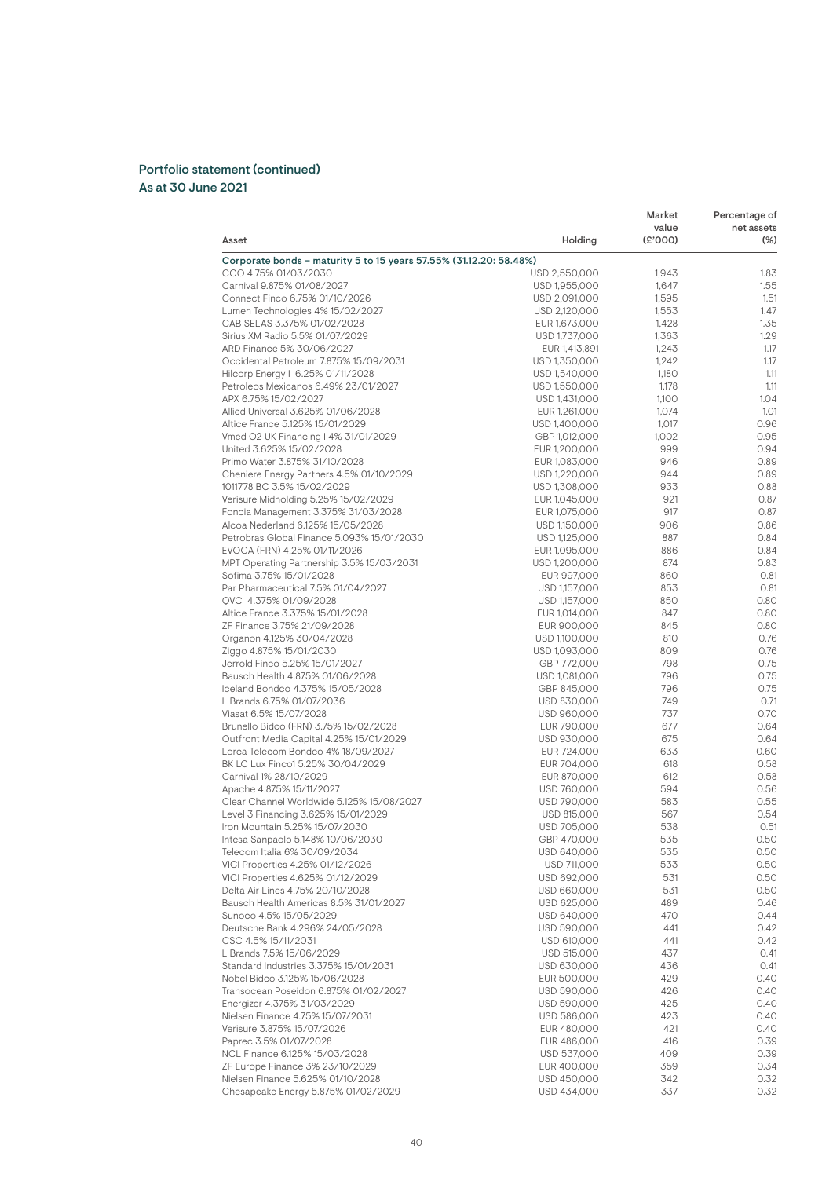## Portfolio statement (continued)
### As at 30 June 2021

| Asset | Holding | Market value (£'000) | Percentage of net assets (%) |
|---|---|---|---|
| **Corporate bonds – maturity 5 to 15 years 57.55% (31.12.20: 58.48%)** | | | |
| CCO 4.75% 01/03/2030 | USD 2,550,000 | 1,943 | 1.83 |
| Carnival 9.875% 01/08/2027 | USD 1,955,000 | 1,647 | 1.55 |
| Connect Finco 6.75% 01/10/2026 | USD 2,091,000 | 1,595 | 1.51 |
| Lumen Technologies 4% 15/02/2027 | USD 2,120,000 | 1,553 | 1.47 |
| CAB SELAS 3.375% 01/02/2028 | EUR 1,673,000 | 1,428 | 1.35 |
| Sirius XM Radio 5.5% 01/07/2029 | USD 1,737,000 | 1,363 | 1.29 |
| ARD Finance 5% 30/06/2027 | EUR 1,413,891 | 1,243 | 1.17 |
| Occidental Petroleum 7.875% 15/09/2031 | USD 1,350,000 | 1,242 | 1.17 |
| Hilcorp Energy I 6.25% 01/11/2028 | USD 1,540,000 | 1,180 | 1.11 |
| Petroleos Mexicanos 6.49% 23/01/2027 | USD 1,550,000 | 1,178 | 1.11 |
| APX 6.75% 15/02/2027 | USD 1,431,000 | 1,100 | 1.04 |
| Allied Universal 3.625% 01/06/2028 | EUR 1,261,000 | 1,074 | 1.01 |
| Altice France 5.125% 15/01/2029 | USD 1,400,000 | 1,017 | 0.96 |
| Vmed O2 UK Financing I 4% 31/01/2029 | GBP 1,012,000 | 1,002 | 0.95 |
| United 3.625% 15/02/2028 | EUR 1,200,000 | 999 | 0.94 |
| Primo Water 3.875% 31/10/2028 | EUR 1,083,000 | 946 | 0.89 |
| Cheniere Energy Partners 4.5% 01/10/2029 | USD 1,220,000 | 944 | 0.89 |
| 1011778 BC 3.5% 15/02/2029 | USD 1,308,000 | 933 | 0.88 |
| Verisure Midholding 5.25% 15/02/2029 | EUR 1,045,000 | 921 | 0.87 |
| Foncia Management 3.375% 31/03/2028 | EUR 1,075,000 | 917 | 0.87 |
| Alcoa Nederland 6.125% 15/05/2028 | USD 1,150,000 | 906 | 0.86 |
| Petrobras Global Finance 5.093% 15/01/2030 | USD 1,125,000 | 887 | 0.84 |
| EVOCA (FRN) 4.25% 01/11/2026 | EUR 1,095,000 | 886 | 0.84 |
| MPT Operating Partnership 3.5% 15/03/2031 | USD 1,200,000 | 874 | 0.83 |
| Sofima 3.75% 15/01/2028 | EUR 997,000 | 860 | 0.81 |
| Par Pharmaceutical 7.5% 01/04/2027 | USD 1,157,000 | 853 | 0.81 |
| QVC 4.375% 01/09/2028 | USD 1,157,000 | 850 | 0.80 |
| Altice France 3.375% 15/01/2028 | EUR 1,014,000 | 847 | 0.80 |
| ZF Finance 3.75% 21/09/2028 | EUR 900,000 | 845 | 0.80 |
| Organon 4.125% 30/04/2028 | USD 1,100,000 | 810 | 0.76 |
| Ziggo 4.875% 15/01/2030 | USD 1,093,000 | 809 | 0.76 |
| Jerrold Finco 5.25% 15/01/2027 | GBP 772,000 | 798 | 0.75 |
| Bausch Health 4.875% 01/06/2028 | USD 1,081,000 | 796 | 0.75 |
| Iceland Bondco 4.375% 15/05/2028 | GBP 845,000 | 796 | 0.75 |
| L Brands 6.75% 01/07/2036 | USD 830,000 | 749 | 0.71 |
| Viasat 6.5% 15/07/2028 | USD 960,000 | 737 | 0.70 |
| Brunello Bidco (FRN) 3.75% 15/02/2028 | EUR 790,000 | 677 | 0.64 |
| Outfront Media Capital 4.25% 15/01/2029 | USD 930,000 | 675 | 0.64 |
| Lorca Telecom Bondco 4% 18/09/2027 | EUR 724,000 | 633 | 0.60 |
| BK LC Lux Finco1 5.25% 30/04/2029 | EUR 704,000 | 618 | 0.58 |
| Carnival 1% 28/10/2029 | EUR 870,000 | 612 | 0.58 |
| Apache 4.875% 15/11/2027 | USD 760,000 | 594 | 0.56 |
| Clear Channel Worldwide 5.125% 15/08/2027 | USD 790,000 | 583 | 0.55 |
| Level 3 Financing 3.625% 15/01/2029 | USD 815,000 | 567 | 0.54 |
| Iron Mountain 5.25% 15/07/2030 | USD 705,000 | 538 | 0.51 |
| Intesa Sanpaolo 5.148% 10/06/2030 | GBP 470,000 | 535 | 0.50 |
| Telecom Italia 6% 30/09/2034 | USD 640,000 | 535 | 0.50 |
| VICI Properties 4.25% 01/12/2026 | USD 711,000 | 533 | 0.50 |
| VICI Properties 4.625% 01/12/2029 | USD 692,000 | 531 | 0.50 |
| Delta Air Lines 4.75% 20/10/2028 | USD 660,000 | 531 | 0.50 |
| Bausch Health Americas 8.5% 31/01/2027 | USD 625,000 | 489 | 0.46 |
| Sunoco 4.5% 15/05/2029 | USD 640,000 | 470 | 0.44 |
| Deutsche Bank 4.296% 24/05/2028 | USD 590,000 | 441 | 0.42 |
| CSC 4.5% 15/11/2031 | USD 610,000 | 441 | 0.42 |
| L Brands 7.5% 15/06/2029 | USD 515,000 | 437 | 0.41 |
| Standard Industries 3.375% 15/01/2031 | USD 630,000 | 436 | 0.41 |
| Nobel Bidco 3.125% 15/06/2028 | EUR 500,000 | 429 | 0.40 |
| Transocean Poseidon 6.875% 01/02/2027 | USD 590,000 | 426 | 0.40 |
| Energizer 4.375% 31/03/2029 | USD 590,000 | 425 | 0.40 |
| Nielsen Finance 4.75% 15/07/2031 | USD 586,000 | 423 | 0.40 |
| Verisure 3.875% 15/07/2026 | EUR 480,000 | 421 | 0.40 |
| Paprec 3.5% 01/07/2028 | EUR 486,000 | 416 | 0.39 |
| NCL Finance 6.125% 15/03/2028 | USD 537,000 | 409 | 0.39 |
| ZF Europe Finance 3% 23/10/2029 | EUR 400,000 | 359 | 0.34 |
| Nielsen Finance 5.625% 01/10/2028 | USD 450,000 | 342 | 0.32 |
| Chesapeake Energy 5.875% 01/02/2029 | USD 434,000 | 337 | 0.32 |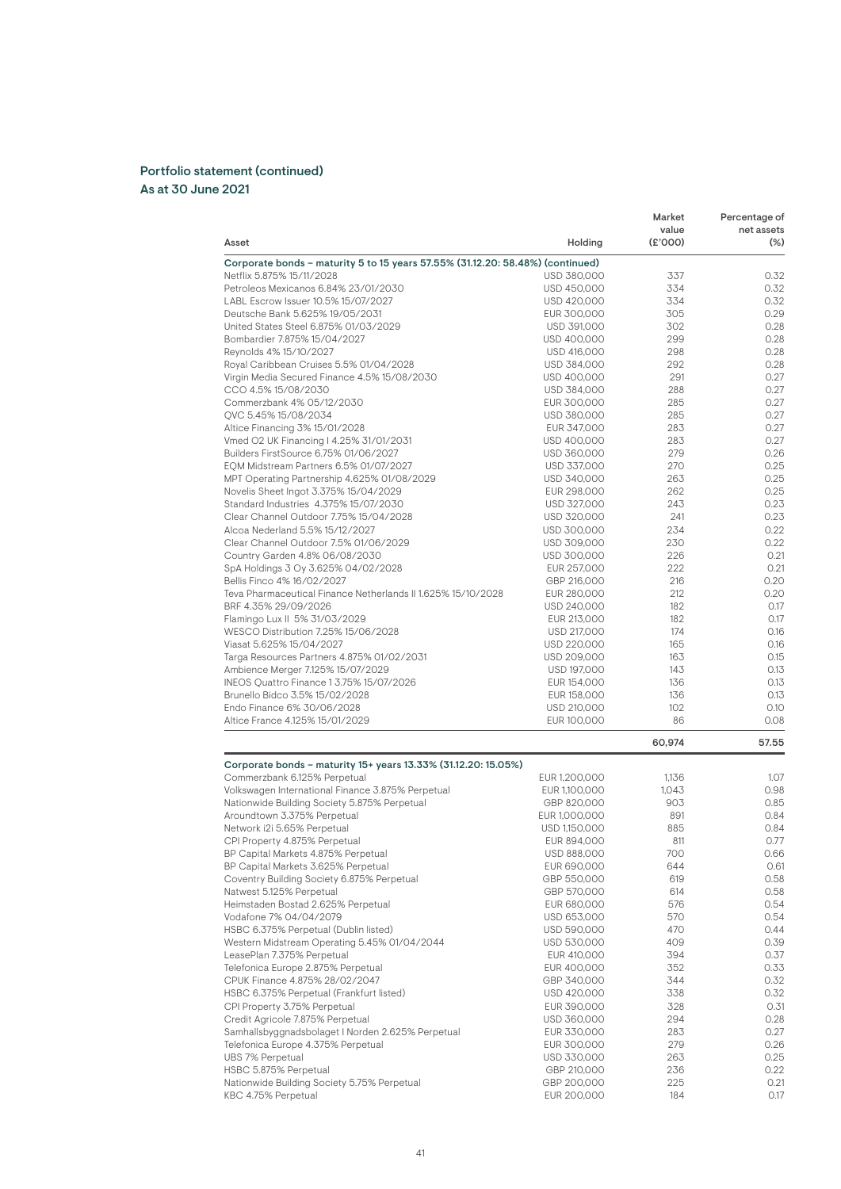## Portfolio statement (continued)
### As at 30 June 2021

| Asset | Holding | Market value (£'000) | Percentage of net assets (%) |
|---|---|---|---|
| **Corporate bonds – maturity 5 to 15 years 57.55% (31.12.20: 58.48%) (continued)** | | | |
| Netflix 5.875% 15/11/2028 | USD 380,000 | 337 | 0.32 |
| Petroleos Mexicanos 6.84% 23/01/2030 | USD 450,000 | 334 | 0.32 |
| LABL Escrow Issuer 10.5% 15/07/2027 | USD 420,000 | 334 | 0.32 |
| Deutsche Bank 5.625% 19/05/2031 | EUR 300,000 | 305 | 0.29 |
| United States Steel 6.875% 01/03/2029 | USD 391,000 | 302 | 0.28 |
| Bombardier 7.875% 15/04/2027 | USD 400,000 | 299 | 0.28 |
| Reynolds 4% 15/10/2027 | USD 416,000 | 298 | 0.28 |
| Royal Caribbean Cruises 5.5% 01/04/2028 | USD 384,000 | 292 | 0.28 |
| Virgin Media Secured Finance 4.5% 15/08/2030 | USD 400,000 | 291 | 0.27 |
| CCO 4.5% 15/08/2030 | USD 384,000 | 288 | 0.27 |
| Commerzbank 4% 05/12/2030 | EUR 300,000 | 285 | 0.27 |
| QVC 5.45% 15/08/2034 | USD 380,000 | 285 | 0.27 |
| Altice Financing 3% 15/01/2028 | EUR 347,000 | 283 | 0.27 |
| Vmed O2 UK Financing I 4.25% 31/01/2031 | USD 400,000 | 283 | 0.27 |
| Builders FirstSource 6.75% 01/06/2027 | USD 360,000 | 279 | 0.26 |
| EQM Midstream Partners 6.5% 01/07/2027 | USD 337,000 | 270 | 0.25 |
| MPT Operating Partnership 4.625% 01/08/2029 | USD 340,000 | 263 | 0.25 |
| Novelis Sheet Ingot 3.375% 15/04/2029 | EUR 298,000 | 262 | 0.25 |
| Standard Industries 4.375% 15/07/2030 | USD 327,000 | 243 | 0.23 |
| Clear Channel Outdoor 7.75% 15/04/2028 | USD 320,000 | 241 | 0.23 |
| Alcoa Nederland 5.5% 15/12/2027 | USD 300,000 | 234 | 0.22 |
| Clear Channel Outdoor 7.5% 01/06/2029 | USD 309,000 | 230 | 0.22 |
| Country Garden 4.8% 06/08/2030 | USD 300,000 | 226 | 0.21 |
| SpA Holdings 3 Oy 3.625% 04/02/2028 | EUR 257,000 | 222 | 0.21 |
| Bellis Finco 4% 16/02/2027 | GBP 216,000 | 216 | 0.20 |
| Teva Pharmaceutical Finance Netherlands II 1.625% 15/10/2028 | EUR 280,000 | 212 | 0.20 |
| BRF 4.35% 29/09/2026 | USD 240,000 | 182 | 0.17 |
| Flamingo Lux II 5% 31/03/2029 | EUR 213,000 | 182 | 0.17 |
| WESCO Distribution 7.25% 15/06/2028 | USD 217,000 | 174 | 0.16 |
| Viasat 5.625% 15/04/2027 | USD 220,000 | 165 | 0.16 |
| Targa Resources Partners 4.875% 01/02/2031 | USD 209,000 | 163 | 0.15 |
| Ambience Merger 7.125% 15/07/2029 | USD 197,000 | 143 | 0.13 |
| INEOS Quattro Finance 1 3.75% 15/07/2026 | EUR 154,000 | 136 | 0.13 |
| Brunello Bidco 3.5% 15/02/2028 | EUR 158,000 | 136 | 0.13 |
| Endo Finance 6% 30/06/2028 | USD 210,000 | 102 | 0.10 |
| Altice France 4.125% 15/01/2029 | EUR 100,000 | 86 | 0.08 |
| | | **60,974** | **57.55** |
| **Corporate bonds – maturity 15+ years 13.33% (31.12.20: 15.05%)** | | | |
| Commerzbank 6.125% Perpetual | EUR 1,200,000 | 1,136 | 1.07 |
| Volkswagen International Finance 3.875% Perpetual | EUR 1,100,000 | 1,043 | 0.98 |
| Nationwide Building Society 5.875% Perpetual | GBP 820,000 | 903 | 0.85 |
| Aroundtown 3.375% Perpetual | EUR 1,000,000 | 891 | 0.84 |
| Network i2i 5.65% Perpetual | USD 1,150,000 | 885 | 0.84 |
| CPI Property 4.875% Perpetual | EUR 894,000 | 811 | 0.77 |
| BP Capital Markets 4.875% Perpetual | USD 888,000 | 700 | 0.66 |
| BP Capital Markets 3.625% Perpetual | EUR 690,000 | 644 | 0.61 |
| Coventry Building Society 6.875% Perpetual | GBP 550,000 | 619 | 0.58 |
| Natwest 5.125% Perpetual | GBP 570,000 | 614 | 0.58 |
| Heimstaden Bostad 2.625% Perpetual | EUR 680,000 | 576 | 0.54 |
| Vodafone 7% 04/04/2079 | USD 653,000 | 570 | 0.54 |
| HSBC 6.375% Perpetual (Dublin listed) | USD 590,000 | 470 | 0.44 |
| Western Midstream Operating 5.45% 01/04/2044 | USD 530,000 | 409 | 0.39 |
| LeasePlan 7.375% Perpetual | EUR 410,000 | 394 | 0.37 |
| Telefonica Europe 2.875% Perpetual | EUR 400,000 | 352 | 0.33 |
| CPUK Finance 4.875% 28/02/2047 | GBP 340,000 | 344 | 0.32 |
| HSBC 6.375% Perpetual (Frankfurt listed) | USD 420,000 | 338 | 0.32 |
| CPI Property 3.75% Perpetual | EUR 390,000 | 328 | 0.31 |
| Credit Agricole 7.875% Perpetual | USD 360,000 | 294 | 0.28 |
| Samhallsbyggnadsbolaget I Norden 2.625% Perpetual | EUR 330,000 | 283 | 0.27 |
| Telefonica Europe 4.375% Perpetual | EUR 300,000 | 279 | 0.26 |
| UBS 7% Perpetual | USD 330,000 | 263 | 0.25 |
| HSBC 5.875% Perpetual | GBP 210,000 | 236 | 0.22 |
| Nationwide Building Society 5.75% Perpetual | GBP 200,000 | 225 | 0.21 |
| KBC 4.75% Perpetual | EUR 200,000 | 184 | 0.17 |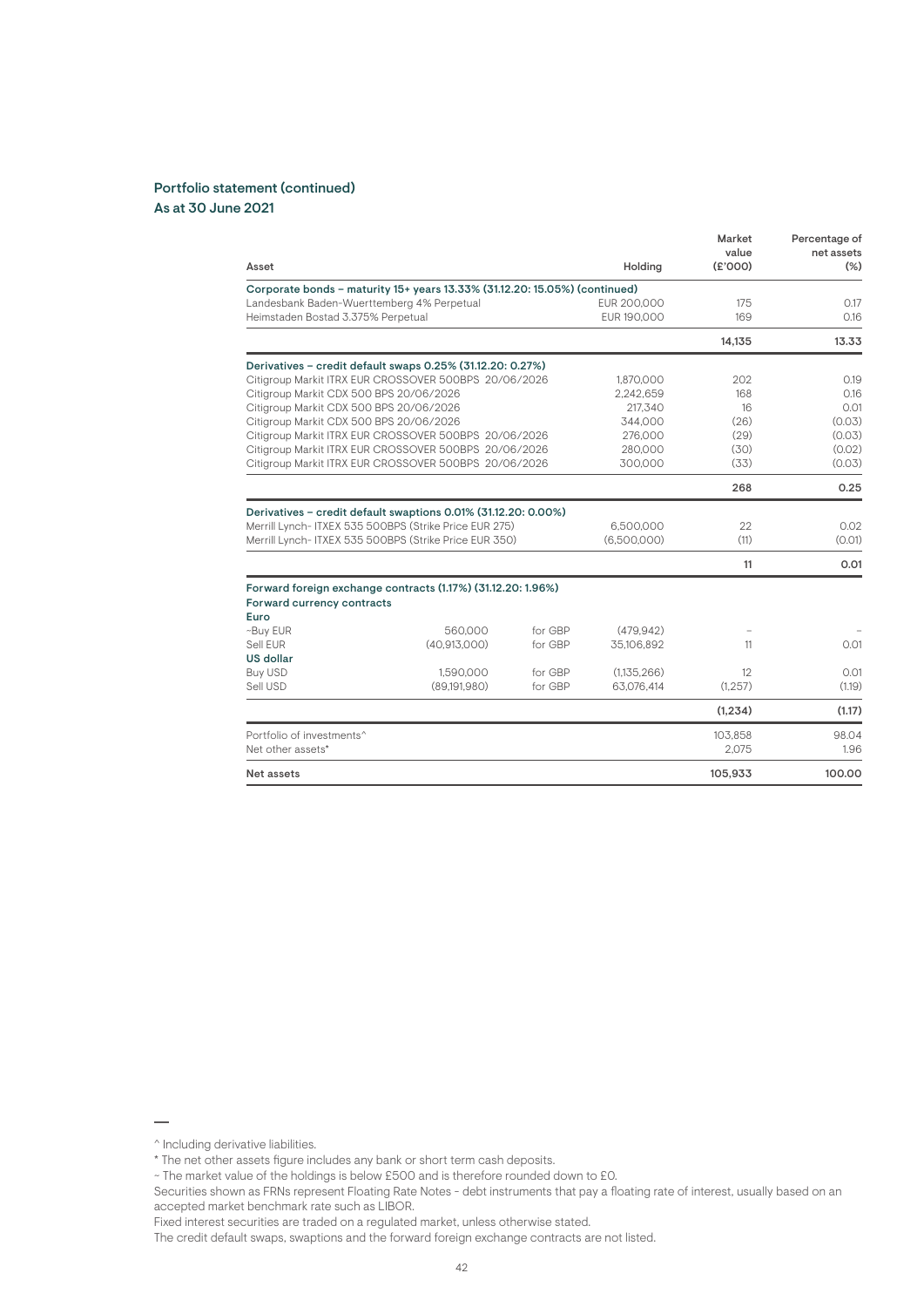## Portfolio statement (continued)
### As at 30 June 2021

| Asset | | | Holding | Market value (£'000) | Percentage of net assets (%) |
|---|---|---|---|---|---|
| **Corporate bonds – maturity 15+ years 13.33% (31.12.20: 15.05%) (continued)** | | | | | |
| Landesbank Baden-Wuerttemberg 4% Perpetual | | | EUR 200,000 | 175 | 0.17 |
| Heimstaden Bostad 3.375% Perpetual | | | EUR 190,000 | 169 | 0.16 |
| | | | | **14,135** | **13.33** |
| **Derivatives – credit default swaps 0.25% (31.12.20: 0.27%)** | | | | | |
| Citigroup Markit ITRX EUR CROSSOVER 500BPS 20/06/2026 | | | 1,870,000 | 202 | 0.19 |
| Citigroup Markit CDX 500 BPS 20/06/2026 | | | 2,242,659 | 168 | 0.16 |
| Citigroup Markit CDX 500 BPS 20/06/2026 | | | 217,340 | 16 | 0.01 |
| Citigroup Markit CDX 500 BPS 20/06/2026 | | | 344,000 | (26) | (0.03) |
| Citigroup Markit ITRX EUR CROSSOVER 500BPS 20/06/2026 | | | 276,000 | (29) | (0.03) |
| Citigroup Markit ITRX EUR CROSSOVER 500BPS 20/06/2026 | | | 280,000 | (30) | (0.02) |
| Citigroup Markit ITRX EUR CROSSOVER 500BPS 20/06/2026 | | | 300,000 | (33) | (0.03) |
| | | | | **268** | **0.25** |
| **Derivatives – credit default swaptions 0.01% (31.12.20: 0.00%)** | | | | | |
| Merrill Lynch- ITXEX 535 500BPS (Strike Price EUR 275) | | | 6,500,000 | 22 | 0.02 |
| Merrill Lynch- ITXEX 535 500BPS (Strike Price EUR 350) | | | (6,500,000) | (11) | (0.01) |
| | | | | **11** | **0.01** |
| **Forward foreign exchange contracts (1.17%) (31.12.20: 1.96%)** | | | | | |
| **Forward currency contracts** | | | | | |
| **Euro** | | | | | |
| ~Buy EUR | 560,000 | for GBP | (479,942) | – | – |
| Sell EUR | (40,913,000) | for GBP | 35,106,892 | 11 | 0.01 |
| **US dollar** | | | | | |
| Buy USD | 1,590,000 | for GBP | (1,135,266) | 12 | 0.01 |
| Sell USD | (89,191,980) | for GBP | 63,076,414 | (1,257) | (1.19) |
| | | | | **(1,234)** | **(1.17)** |
| Portfolio of investments^ | | | | 103,858 | 98.04 |
| Net other assets* | | | | 2,075 | 1.96 |
| **Net assets** | | | | **105,933** | **100.00** |

^ Including derivative liabilities.

* The net other assets figure includes any bank or short term cash deposits.

~ The market value of the holdings is below £500 and is therefore rounded down to £0.

Securities shown as FRNs represent Floating Rate Notes - debt instruments that pay a floating rate of interest, usually based on an accepted market benchmark rate such as LIBOR.

Fixed interest securities are traded on a regulated market, unless otherwise stated.

The credit default swaps, swaptions and the forward foreign exchange contracts are not listed.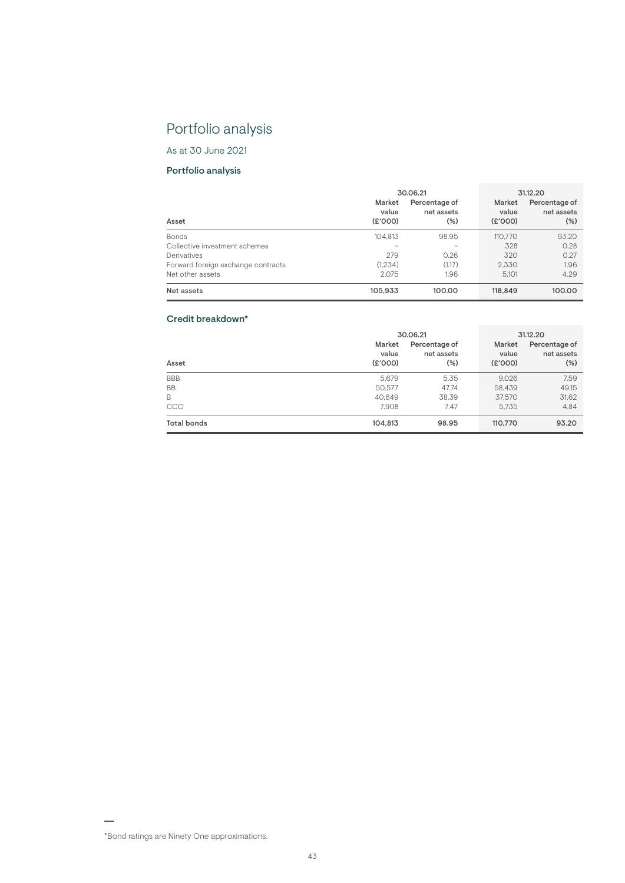# Portfolio analysis

As at 30 June 2021

## Portfolio analysis

| | 30.06.21 | | 31.12.20 | |
|---|---|---|---|---|
| Asset | Market value (£'000) | Percentage of net assets (%) | Market value (£'000) | Percentage of net assets (%) |
| Bonds | 104,813 | 98.95 | 110,770 | 93.20 |
| Collective investment schemes | – | – | 328 | 0.28 |
| Derivatives | 279 | 0.26 | 320 | 0.27 |
| Forward foreign exchange contracts | (1,234) | (1.17) | 2,330 | 1.96 |
| Net other assets | 2,075 | 1.96 | 5,101 | 4.29 |
| **Net assets** | **105,933** | **100.00** | **118,849** | **100.00** |

## Credit breakdown*

| | 30.06.21 | | 31.12.20 | |
|---|---|---|---|---|
| Asset | Market value (£'000) | Percentage of net assets (%) | Market value (£'000) | Percentage of net assets (%) |
| BBB | 5,679 | 5.35 | 9,026 | 7.59 |
| BB | 50,577 | 47.74 | 58,439 | 49.15 |
| B | 40,649 | 38.39 | 37,570 | 31.62 |
| CCC | 7,908 | 7.47 | 5,735 | 4.84 |
| **Total bonds** | **104,813** | **98.95** | **110,770** | **93.20** |

*Bond ratings are Ninety One approximations.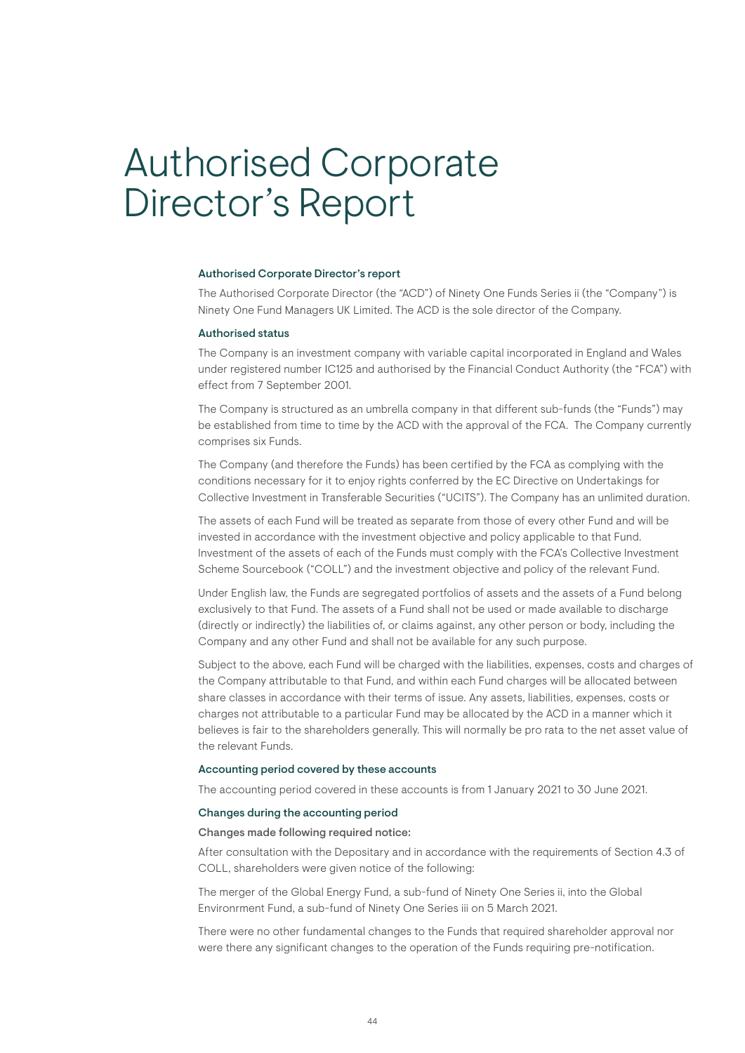# Authorised Corporate Director's Report

### Authorised Corporate Director's report

The Authorised Corporate Director (the "ACD") of Ninety One Funds Series ii (the "Company") is Ninety One Fund Managers UK Limited. The ACD is the sole director of the Company.

### Authorised status

The Company is an investment company with variable capital incorporated in England and Wales under registered number IC125 and authorised by the Financial Conduct Authority (the "FCA") with effect from 7 September 2001.

The Company is structured as an umbrella company in that different sub-funds (the "Funds") may be established from time to time by the ACD with the approval of the FCA. The Company currently comprises six Funds.

The Company (and therefore the Funds) has been certified by the FCA as complying with the conditions necessary for it to enjoy rights conferred by the EC Directive on Undertakings for Collective Investment in Transferable Securities ("UCITS"). The Company has an unlimited duration.

The assets of each Fund will be treated as separate from those of every other Fund and will be invested in accordance with the investment objective and policy applicable to that Fund. Investment of the assets of each of the Funds must comply with the FCA's Collective Investment Scheme Sourcebook ("COLL") and the investment objective and policy of the relevant Fund.

Under English law, the Funds are segregated portfolios of assets and the assets of a Fund belong exclusively to that Fund. The assets of a Fund shall not be used or made available to discharge (directly or indirectly) the liabilities of, or claims against, any other person or body, including the Company and any other Fund and shall not be available for any such purpose.

Subject to the above, each Fund will be charged with the liabilities, expenses, costs and charges of the Company attributable to that Fund, and within each Fund charges will be allocated between share classes in accordance with their terms of issue. Any assets, liabilities, expenses, costs or charges not attributable to a particular Fund may be allocated by the ACD in a manner which it believes is fair to the shareholders generally. This will normally be pro rata to the net asset value of the relevant Funds.

### Accounting period covered by these accounts

The accounting period covered in these accounts is from 1 January 2021 to 30 June 2021.

### Changes during the accounting period

**Changes made following required notice:**

After consultation with the Depositary and in accordance with the requirements of Section 4.3 of COLL, shareholders were given notice of the following:

The merger of the Global Energy Fund, a sub-fund of Ninety One Series ii, into the Global Environrment Fund, a sub-fund of Ninety One Series iii on 5 March 2021.

There were no other fundamental changes to the Funds that required shareholder approval nor were there any significant changes to the operation of the Funds requiring pre-notification.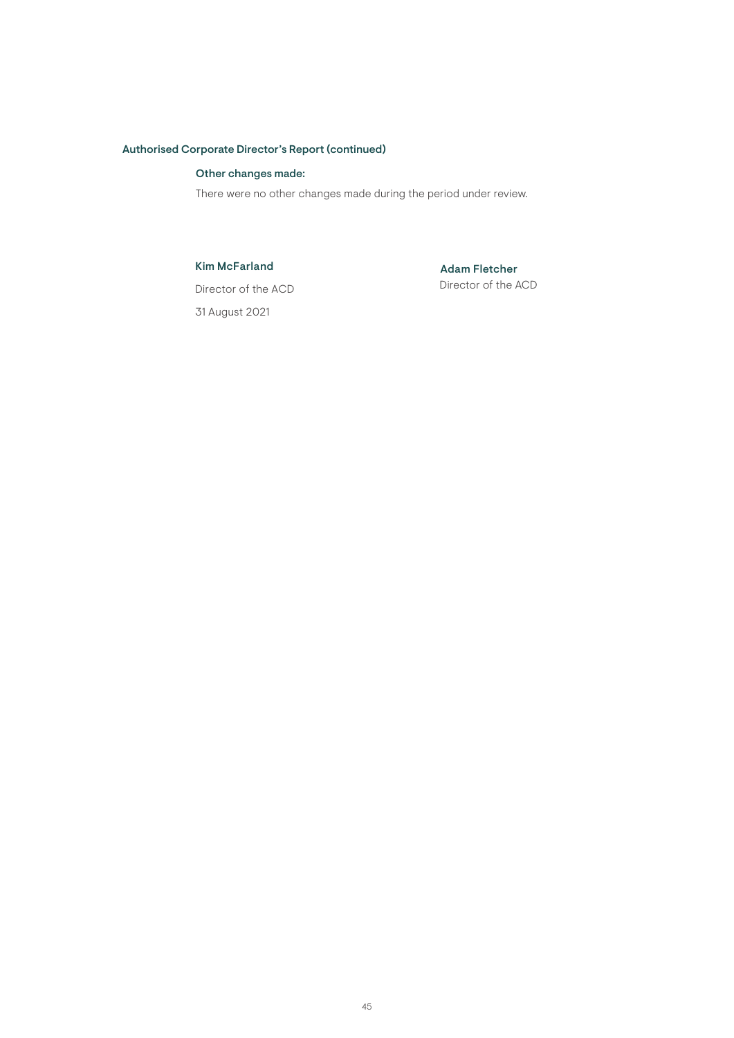## Authorised Corporate Director's Report (continued)

### Other changes made:

There were no other changes made during the period under review.

**Kim McFarland**
Director of the ACD
31 August 2021

**Adam Fletcher**
Director of the ACD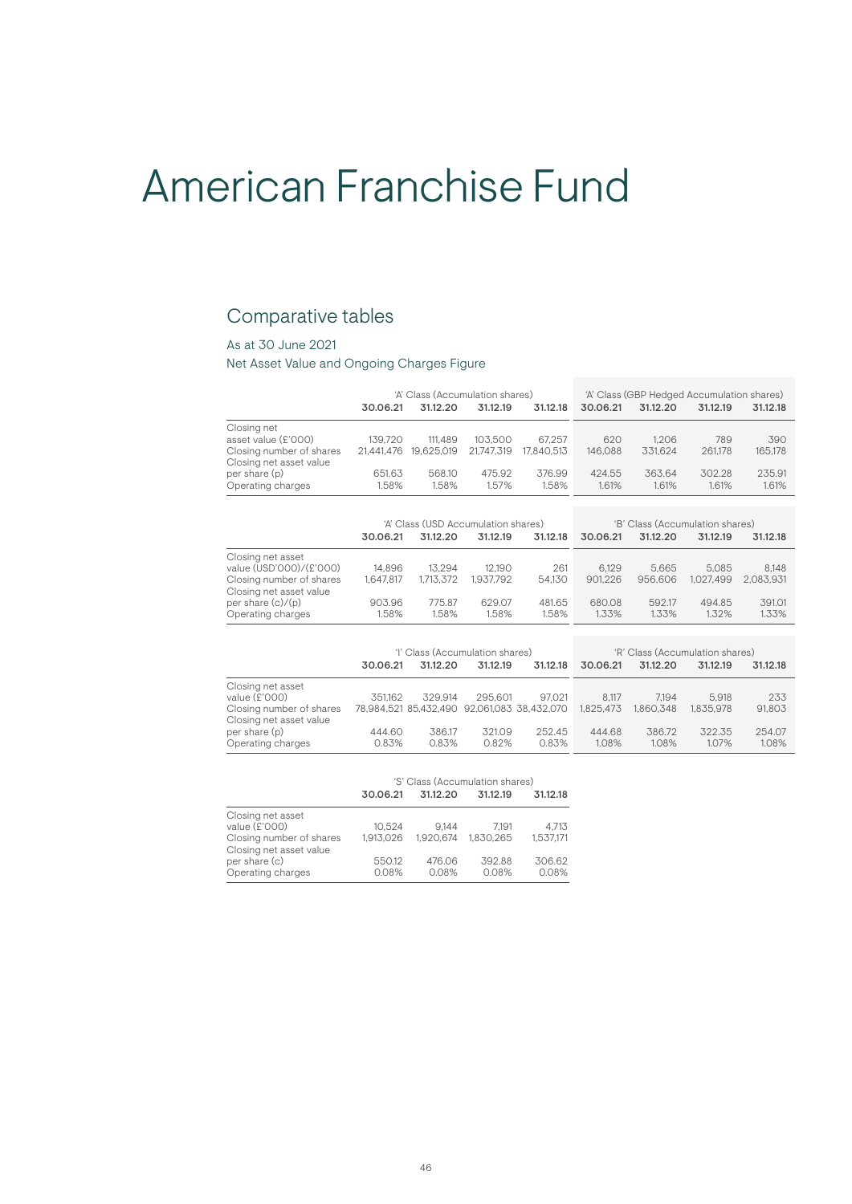# American Franchise Fund

## Comparative tables

As at 30 June 2021

Net Asset Value and Ongoing Charges Figure

| | 'A' Class (Accumulation shares) | | | | 'A' Class (GBP Hedged Accumulation shares) | | | |
|---|---|---|---|---|---|---|---|---|
| | **30.06.21** | **31.12.20** | **31.12.19** | **31.12.18** | **30.06.21** | **31.12.20** | **31.12.19** | **31.12.18** |
| Closing net asset value (£'000) | 139,720 | 111,489 | 103,500 | 67,257 | 620 | 1,206 | 789 | 390 |
| Closing number of shares | 21,441,476 | 19,625,019 | 21,747,319 | 17,840,513 | 146,088 | 331,624 | 261,178 | 165,178 |
| Closing net asset value per share (p) | 651.63 | 568.10 | 475.92 | 376.99 | 424.55 | 363.64 | 302.28 | 235.91 |
| Operating charges | 1.58% | 1.58% | 1.57% | 1.58% | 1.61% | 1.61% | 1.61% | 1.61% |

| | 'A' Class (USD Accumulation shares) | | | | 'B' Class (Accumulation shares) | | | |
|---|---|---|---|---|---|---|---|---|
| | **30.06.21** | **31.12.20** | **31.12.19** | **31.12.18** | **30.06.21** | **31.12.20** | **31.12.19** | **31.12.18** |
| Closing net asset value (USD'000)/(£'000) | 14,896 | 13,294 | 12,190 | 261 | 6,129 | 5,665 | 5,085 | 8,148 |
| Closing number of shares | 1,647,817 | 1,713,372 | 1,937,792 | 54,130 | 901,226 | 956,606 | 1,027,499 | 2,083,931 |
| Closing net asset value per share (c)/(p) | 903.96 | 775.87 | 629.07 | 481.65 | 680.08 | 592.17 | 494.85 | 391.01 |
| Operating charges | 1.58% | 1.58% | 1.58% | 1.58% | 1.33% | 1.33% | 1.32% | 1.33% |

| | 'I' Class (Accumulation shares) | | | | 'R' Class (Accumulation shares) | | | |
|---|---|---|---|---|---|---|---|---|
| | **30.06.21** | **31.12.20** | **31.12.19** | **31.12.18** | **30.06.21** | **31.12.20** | **31.12.19** | **31.12.18** |
| Closing net asset value (£'000) | 351,162 | 329,914 | 295,601 | 97,021 | 8,117 | 7,194 | 5,918 | 233 |
| Closing number of shares | 78,984,521 | 85,432,490 | 92,061,083 | 38,432,070 | 1,825,473 | 1,860,348 | 1,835,978 | 91,803 |
| Closing net asset value per share (p) | 444.60 | 386.17 | 321.09 | 252.45 | 444.68 | 386.72 | 322.35 | 254.07 |
| Operating charges | 0.83% | 0.83% | 0.82% | 0.83% | 1.08% | 1.08% | 1.07% | 1.08% |

| | 'S' Class (Accumulation shares) | | | |
|---|---|---|---|---|
| | **30.06.21** | **31.12.20** | **31.12.19** | **31.12.18** |
| Closing net asset value (£'000) | 10,524 | 9,144 | 7,191 | 4,713 |
| Closing number of shares | 1,913,026 | 1,920,674 | 1,830,265 | 1,537,171 |
| Closing net asset value per share (c) | 550.12 | 476.06 | 392.88 | 306.62 |
| Operating charges | 0.08% | 0.08% | 0.08% | 0.08% |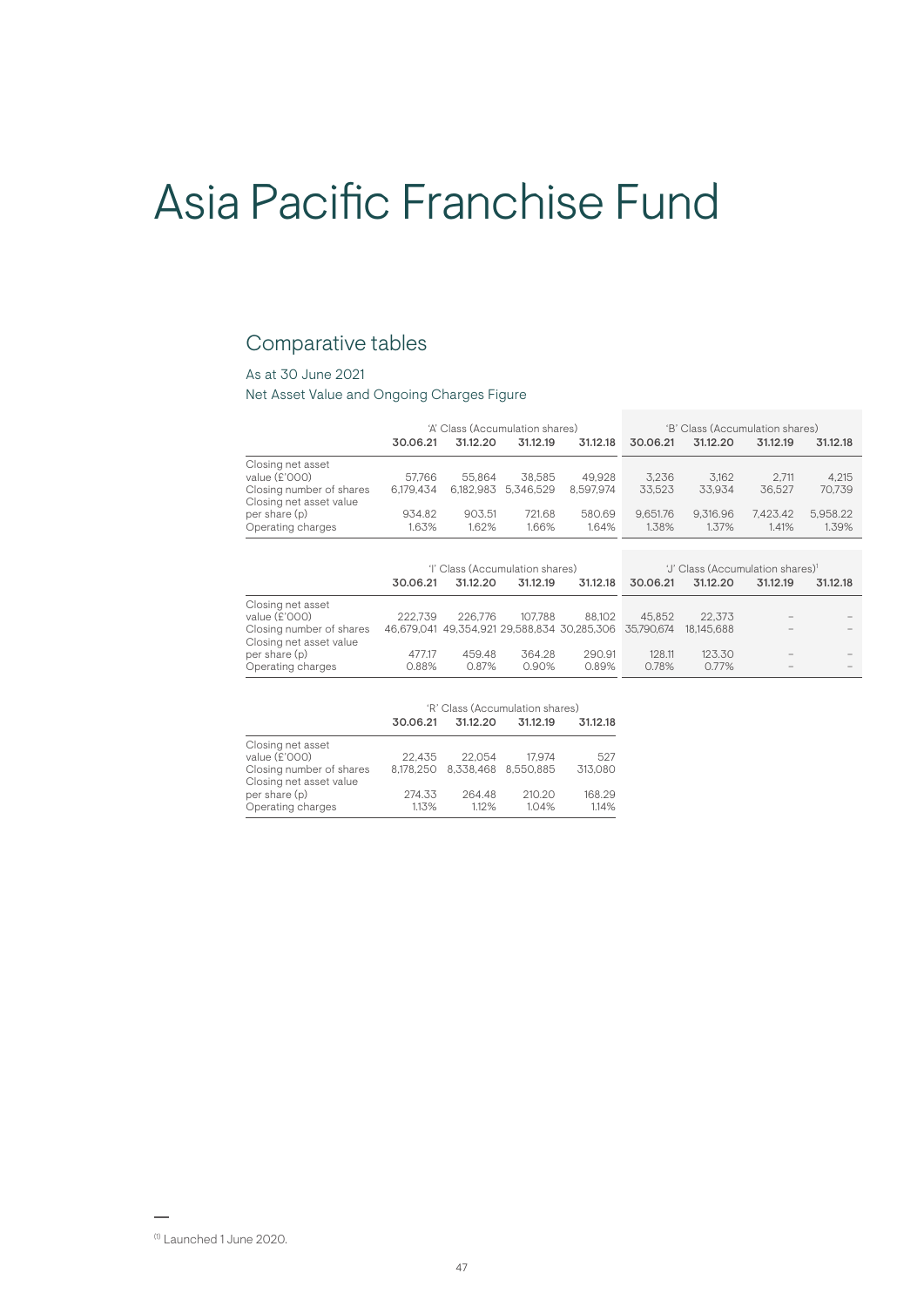# Asia Pacific Franchise Fund

## Comparative tables

As at 30 June 2021

Net Asset Value and Ongoing Charges Figure

| | 'A' Class (Accumulation shares) | | | | 'B' Class (Accumulation shares) | | | |
|---|---|---|---|---|---|---|---|---|
| | **30.06.21** | **31.12.20** | **31.12.19** | **31.12.18** | **30.06.21** | **31.12.20** | **31.12.19** | **31.12.18** |
| Closing net asset value (£'000) | 57,766 | 55,864 | 38,585 | 49,928 | 3,236 | 3,162 | 2,711 | 4,215 |
| Closing number of shares | 6,179,434 | 6,182,983 | 5,346,529 | 8,597,974 | 33,523 | 33,934 | 36,527 | 70,739 |
| Closing net asset value per share (p) | 934.82 | 903.51 | 721.68 | 580.69 | 9,651.76 | 9,316.96 | 7,423.42 | 5,958.22 |
| Operating charges | 1.63% | 1.62% | 1.66% | 1.64% | 1.38% | 1.37% | 1.41% | 1.39% |

| | 'I' Class (Accumulation shares) | | | | 'J' Class (Accumulation shares)[1] | | | |
|---|---|---|---|---|---|---|---|---|
| | **30.06.21** | **31.12.20** | **31.12.19** | **31.12.18** | **30.06.21** | **31.12.20** | **31.12.19** | **31.12.18** |
| Closing net asset value (£'000) | 222,739 | 226,776 | 107,788 | 88,102 | 45,852 | 22,373 | – | – |
| Closing number of shares | 46,679,041 | 49,354,921 | 29,588,834 | 30,285,306 | 35,790,674 | 18,145,688 | – | – |
| Closing net asset value per share (p) | 477.17 | 459.48 | 364.28 | 290.91 | 128.11 | 123.30 | – | – |
| Operating charges | 0.88% | 0.87% | 0.90% | 0.89% | 0.78% | 0.77% | – | – |

| | 'R' Class (Accumulation shares) | | | |
|---|---|---|---|---|
| | **30.06.21** | **31.12.20** | **31.12.19** | **31.12.18** |
| Closing net asset value (£'000) | 22,435 | 22,054 | 17,974 | 527 |
| Closing number of shares | 8,178,250 | 8,338,468 | 8,550,885 | 313,080 |
| Closing net asset value per share (p) | 274.33 | 264.48 | 210.20 | 168.29 |
| Operating charges | 1.13% | 1.12% | 1.04% | 1.14% |

[1] Launched 1 June 2020.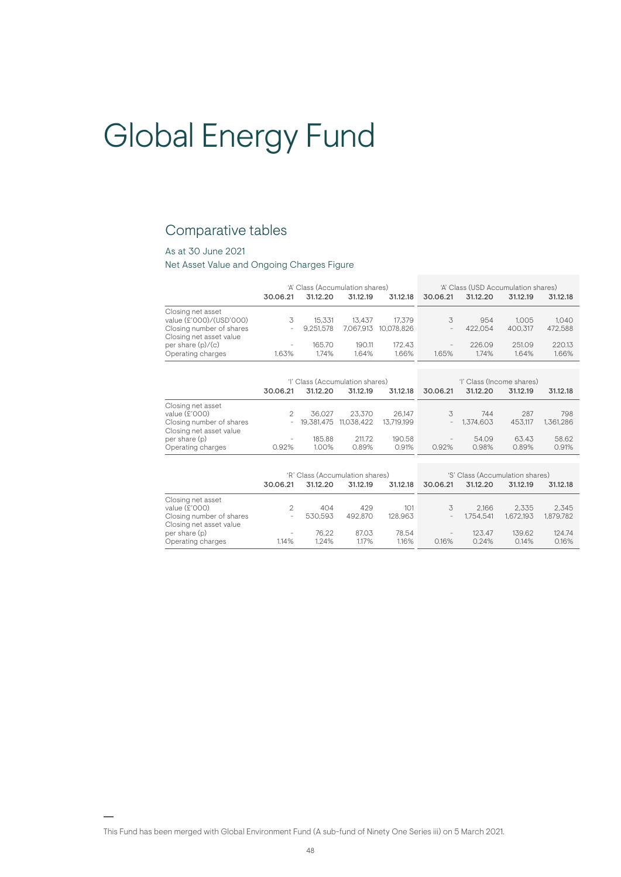# Global Energy Fund

## Comparative tables

As at 30 June 2021

Net Asset Value and Ongoing Charges Figure

| | 'A' Class (Accumulation shares) | | | | 'A' Class (USD Accumulation shares) | | | |
|---|---|---|---|---|---|---|---|---|
| | 30.06.21 | 31.12.20 | 31.12.19 | 31.12.18 | 30.06.21 | 31.12.20 | 31.12.19 | 31.12.18 |
| Closing net asset value (£'000)/(USD'000) | 3 | 15,331 | 13,437 | 17,379 | 3 | 954 | 1,005 | 1,040 |
| Closing number of shares | - | 9,251,578 | 7,067,913 | 10,078,826 | - | 422,054 | 400,317 | 472,588 |
| Closing net asset value per share (p)/(c) | - | 165.70 | 190.11 | 172.43 | - | 226.09 | 251.09 | 220.13 |
| Operating charges | 1.63% | 1.74% | 1.64% | 1.66% | 1.65% | 1.74% | 1.64% | 1.66% |

| | 'I' Class (Accumulation shares) | | | | 'I' Class (Income shares) | | | |
|---|---|---|---|---|---|---|---|---|
| | 30.06.21 | 31.12.20 | 31.12.19 | 31.12.18 | 30.06.21 | 31.12.20 | 31.12.19 | 31.12.18 |
| Closing net asset value (£'000) | 2 | 36,027 | 23,370 | 26,147 | 3 | 744 | 287 | 798 |
| Closing number of shares | - | 19,381,475 | 11,038,422 | 13,719,199 | - | 1,374,603 | 453,117 | 1,361,286 |
| Closing net asset value per share (p) | - | 185.88 | 211.72 | 190.58 | - | 54.09 | 63.43 | 58.62 |
| Operating charges | 0.92% | 1.00% | 0.89% | 0.91% | 0.92% | 0.98% | 0.89% | 0.91% |

| | 'R' Class (Accumulation shares) | | | | 'S' Class (Accumulation shares) | | | |
|---|---|---|---|---|---|---|---|---|
| | 30.06.21 | 31.12.20 | 31.12.19 | 31.12.18 | 30.06.21 | 31.12.20 | 31.12.19 | 31.12.18 |
| Closing net asset value (£'000) | 2 | 404 | 429 | 101 | 3 | 2,166 | 2,335 | 2,345 |
| Closing number of shares | - | 530,593 | 492,870 | 128,963 | - | 1,754,541 | 1,672,193 | 1,879,782 |
| Closing net asset value per share (p) | - | 76.22 | 87.03 | 78.54 | - | 123.47 | 139.62 | 124.74 |
| Operating charges | 1.14% | 1.24% | 1.17% | 1.16% | 0.16% | 0.24% | 0.14% | 0.16% |

This Fund has been merged with Global Environment Fund (A sub-fund of Ninety One Series iii) on 5 March 2021.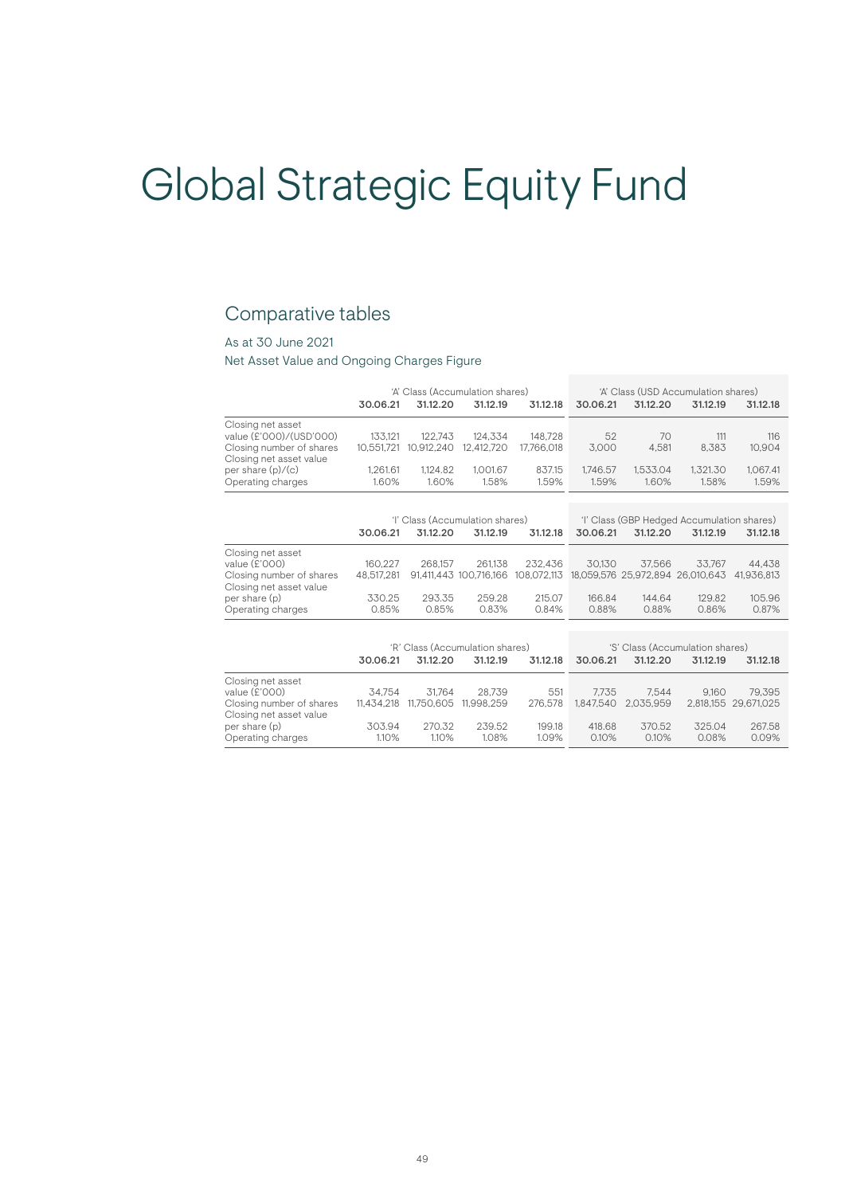# Global Strategic Equity Fund

## Comparative tables

As at 30 June 2021

Net Asset Value and Ongoing Charges Figure

| | 'A' Class (Accumulation shares) | | | | 'A' Class (USD Accumulation shares) | | | |
|---|---|---|---|---|---|---|---|---|
| | **30.06.21** | **31.12.20** | **31.12.19** | **31.12.18** | **30.06.21** | **31.12.20** | **31.12.19** | **31.12.18** |
| Closing net asset value (£'000)/(USD'000) | 133,121 | 122,743 | 124,334 | 148,728 | 52 | 70 | 111 | 116 |
| Closing number of shares | 10,551,721 | 10,912,240 | 12,412,720 | 17,766,018 | 3,000 | 4,581 | 8,383 | 10,904 |
| Closing net asset value per share (p)/(c) | 1,261.61 | 1,124.82 | 1,001.67 | 837.15 | 1,746.57 | 1,533.04 | 1,321.30 | 1,067.41 |
| Operating charges | 1.60% | 1.60% | 1.58% | 1.59% | 1.59% | 1.60% | 1.58% | 1.59% |

| | 'I' Class (Accumulation shares) | | | | 'I' Class (GBP Hedged Accumulation shares) | | | |
|---|---|---|---|---|---|---|---|---|
| | **30.06.21** | **31.12.20** | **31.12.19** | **31.12.18** | **30.06.21** | **31.12.20** | **31.12.19** | **31.12.18** |
| Closing net asset value (£'000) | 160,227 | 268,157 | 261,138 | 232,436 | 30,130 | 37,566 | 33,767 | 44,438 |
| Closing number of shares | 48,517,281 | 91,411,443 | 100,716,166 | 108,072,113 | 18,059,576 | 25,972,894 | 26,010,643 | 41,936,813 |
| Closing net asset value per share (p) | 330.25 | 293.35 | 259.28 | 215.07 | 166.84 | 144.64 | 129.82 | 105.96 |
| Operating charges | 0.85% | 0.85% | 0.83% | 0.84% | 0.88% | 0.88% | 0.86% | 0.87% |

| | 'R' Class (Accumulation shares) | | | | 'S' Class (Accumulation shares) | | | |
|---|---|---|---|---|---|---|---|---|
| | **30.06.21** | **31.12.20** | **31.12.19** | **31.12.18** | **30.06.21** | **31.12.20** | **31.12.19** | **31.12.18** |
| Closing net asset value (£'000) | 34,754 | 31,764 | 28,739 | 551 | 7,735 | 7,544 | 9,160 | 79,395 |
| Closing number of shares | 11,434,218 | 11,750,605 | 11,998,259 | 276,578 | 1,847,540 | 2,035,959 | 2,818,155 | 29,671,025 |
| Closing net asset value per share (p) | 303.94 | 270.32 | 239.52 | 199.18 | 418.68 | 370.52 | 325.04 | 267.58 |
| Operating charges | 1.10% | 1.10% | 1.08% | 1.09% | 0.10% | 0.10% | 0.08% | 0.09% |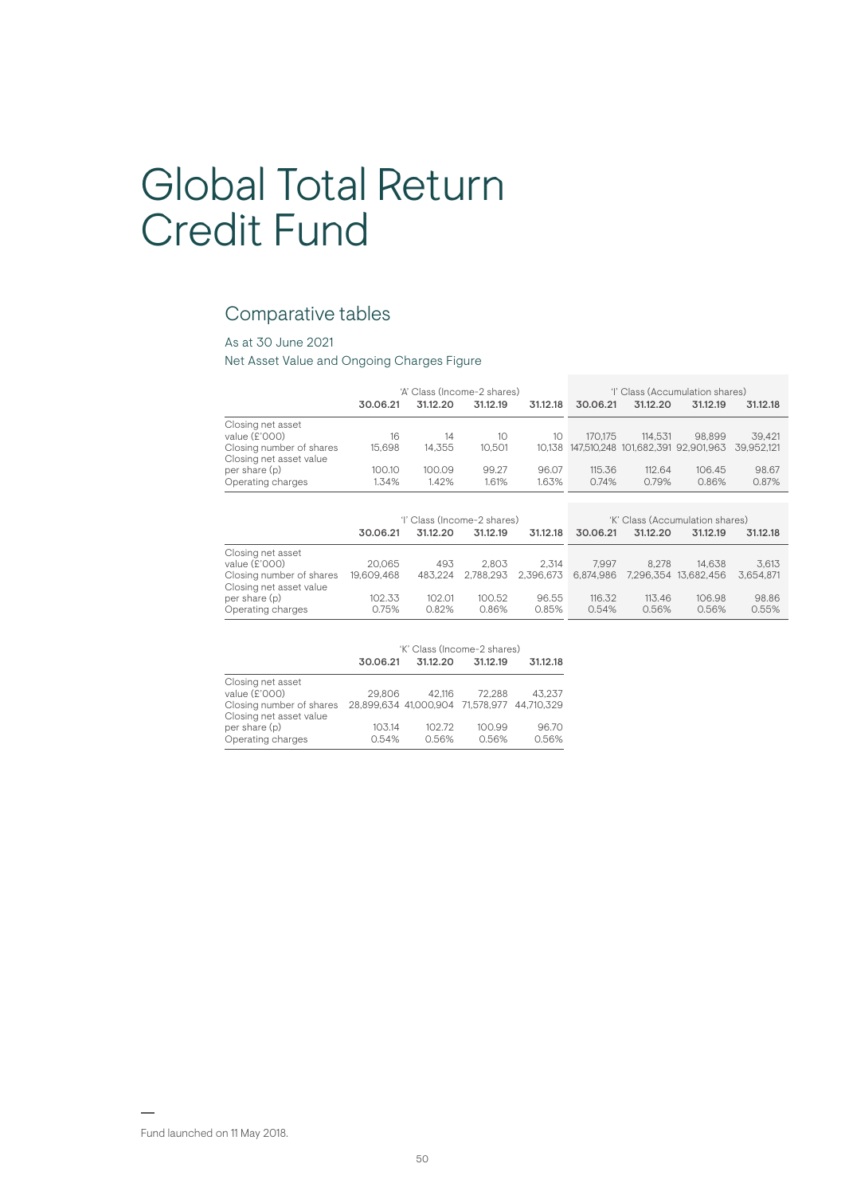# Global Total Return Credit Fund

## Comparative tables

As at 30 June 2021

Net Asset Value and Ongoing Charges Figure

| | 'A' Class (Income-2 shares) | | | | 'I' Class (Accumulation shares) | | | |
|---|---|---|---|---|---|---|---|---|
| | 30.06.21 | 31.12.20 | 31.12.19 | 31.12.18 | 30.06.21 | 31.12.20 | 31.12.19 | 31.12.18 |
| Closing net asset value (£'000) | 16 | 14 | 10 | 10 | 170,175 | 114,531 | 98,899 | 39,421 |
| Closing number of shares | 15,698 | 14,355 | 10,501 | 10,138 | 147,510,248 | 101,682,391 | 92,901,963 | 39,952,121 |
| Closing net asset value per share (p) | 100.10 | 100.09 | 99.27 | 96.07 | 115.36 | 112.64 | 106.45 | 98.67 |
| Operating charges | 1.34% | 1.42% | 1.61% | 1.63% | 0.74% | 0.79% | 0.86% | 0.87% |

| | 'I' Class (Income-2 shares) | | | | 'K' Class (Accumulation shares) | | | |
|---|---|---|---|---|---|---|---|---|
| | 30.06.21 | 31.12.20 | 31.12.19 | 31.12.18 | 30.06.21 | 31.12.20 | 31.12.19 | 31.12.18 |
| Closing net asset value (£'000) | 20,065 | 493 | 2,803 | 2,314 | 7,997 | 8,278 | 14,638 | 3,613 |
| Closing number of shares | 19,609,468 | 483,224 | 2,788,293 | 2,396,673 | 6,874,986 | 7,296,354 | 13,682,456 | 3,654,871 |
| Closing net asset value per share (p) | 102.33 | 102.01 | 100.52 | 96.55 | 116.32 | 113.46 | 106.98 | 98.86 |
| Operating charges | 0.75% | 0.82% | 0.86% | 0.85% | 0.54% | 0.56% | 0.56% | 0.55% |

| | 'K' Class (Income-2 shares) | | | |
|---|---|---|---|---|
| | 30.06.21 | 31.12.20 | 31.12.19 | 31.12.18 |
| Closing net asset value (£'000) | 29,806 | 42,116 | 72,288 | 43,237 |
| Closing number of shares | 28,899,634 | 41,000,904 | 71,578,977 | 44,710,329 |
| Closing net asset value per share (p) | 103.14 | 102.72 | 100.99 | 96.70 |
| Operating charges | 0.54% | 0.56% | 0.56% | 0.56% |

Fund launched on 11 May 2018.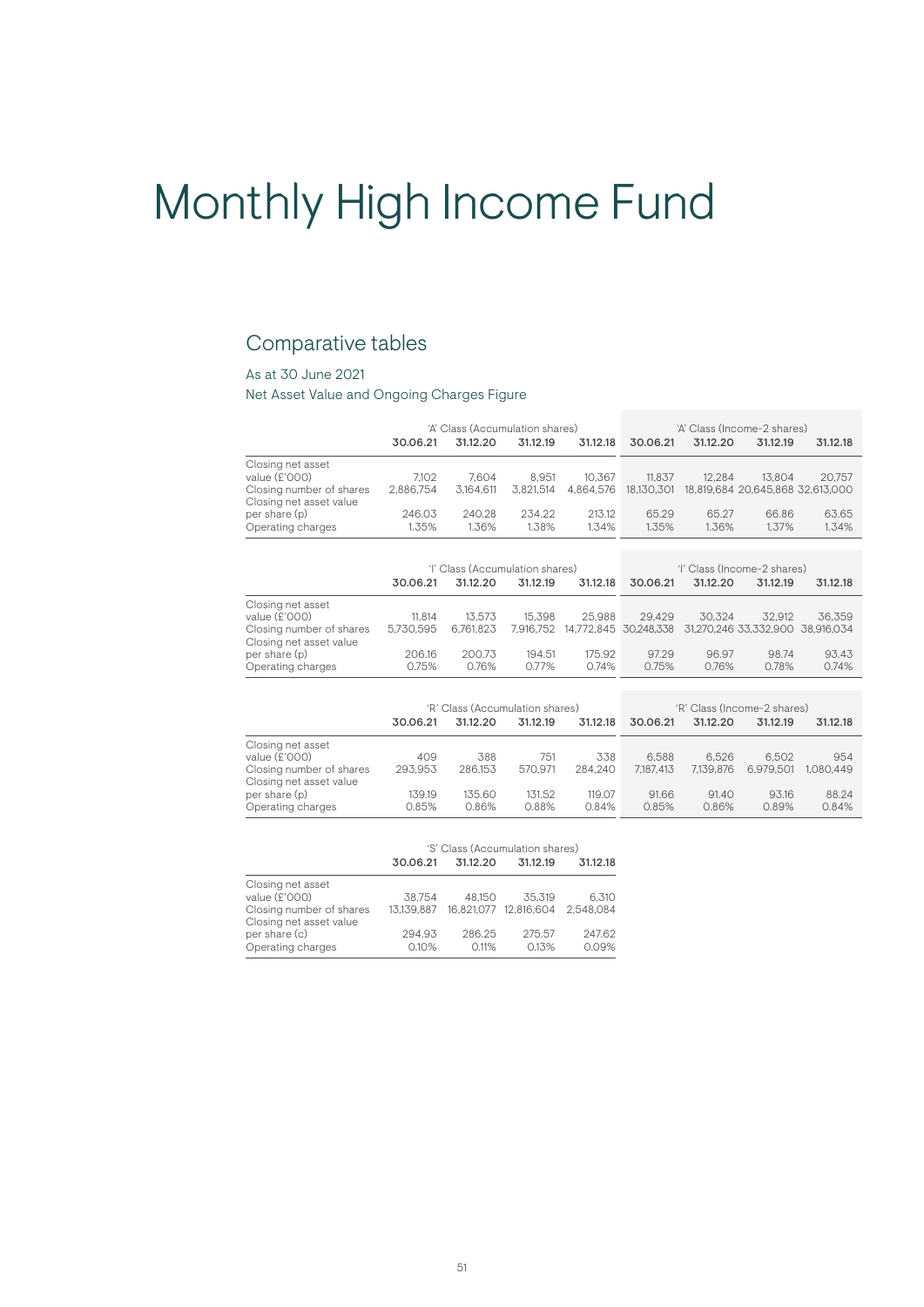# Monthly High Income Fund

## Comparative tables

As at 30 June 2021

Net Asset Value and Ongoing Charges Figure

| | 'A' Class (Accumulation shares) | | | | 'A' Class (Income-2 shares) | | | |
|---|---|---|---|---|---|---|---|---|
| | 30.06.21 | 31.12.20 | 31.12.19 | 31.12.18 | 30.06.21 | 31.12.20 | 31.12.19 | 31.12.18 |
| Closing net asset value (£'000) | 7,102 | 7,604 | 8,951 | 10,367 | 11,837 | 12,284 | 13,804 | 20,757 |
| Closing number of shares | 2,886,754 | 3,164,611 | 3,821,514 | 4,864,576 | 18,130,301 | 18,819,684 | 20,645,868 | 32,613,000 |
| Closing net asset value per share (p) | 246.03 | 240.28 | 234.22 | 213.12 | 65.29 | 65.27 | 66.86 | 63.65 |
| Operating charges | 1.35% | 1.36% | 1.38% | 1.34% | 1.35% | 1.36% | 1.37% | 1.34% |

| | 'I' Class (Accumulation shares) | | | | 'I' Class (Income-2 shares) | | | |
|---|---|---|---|---|---|---|---|---|
| | 30.06.21 | 31.12.20 | 31.12.19 | 31.12.18 | 30.06.21 | 31.12.20 | 31.12.19 | 31.12.18 |
| Closing net asset value (£'000) | 11,814 | 13,573 | 15,398 | 25,988 | 29,429 | 30,324 | 32,912 | 36,359 |
| Closing number of shares | 5,730,595 | 6,761,823 | 7,916,752 | 14,772,845 | 30,248,338 | 31,270,246 | 33,332,900 | 38,916,034 |
| Closing net asset value per share (p) | 206.16 | 200.73 | 194.51 | 175.92 | 97.29 | 96.97 | 98.74 | 93.43 |
| Operating charges | 0.75% | 0.76% | 0.77% | 0.74% | 0.75% | 0.76% | 0.78% | 0.74% |

| | 'R' Class (Accumulation shares) | | | | 'R' Class (Income-2 shares) | | | |
|---|---|---|---|---|---|---|---|---|
| | 30.06.21 | 31.12.20 | 31.12.19 | 31.12.18 | 30.06.21 | 31.12.20 | 31.12.19 | 31.12.18 |
| Closing net asset value (£'000) | 409 | 388 | 751 | 338 | 6,588 | 6,526 | 6,502 | 954 |
| Closing number of shares | 293,953 | 286,153 | 570,971 | 284,240 | 7,187,413 | 7,139,876 | 6,979,501 | 1,080,449 |
| Closing net asset value per share (p) | 139.19 | 135.60 | 131.52 | 119.07 | 91.66 | 91.40 | 93.16 | 88.24 |
| Operating charges | 0.85% | 0.86% | 0.88% | 0.84% | 0.85% | 0.86% | 0.89% | 0.84% |

| | 'S' Class (Accumulation shares) | | | |
|---|---|---|---|---|
| | 30.06.21 | 31.12.20 | 31.12.19 | 31.12.18 |
| Closing net asset value (£'000) | 38,754 | 48,150 | 35,319 | 6,310 |
| Closing number of shares | 13,139,887 | 16,821,077 | 12,816,604 | 2,548,084 |
| Closing net asset value per share (c) | 294.93 | 286.25 | 275.57 | 247.62 |
| Operating charges | 0.10% | 0.11% | 0.13% | 0.09% |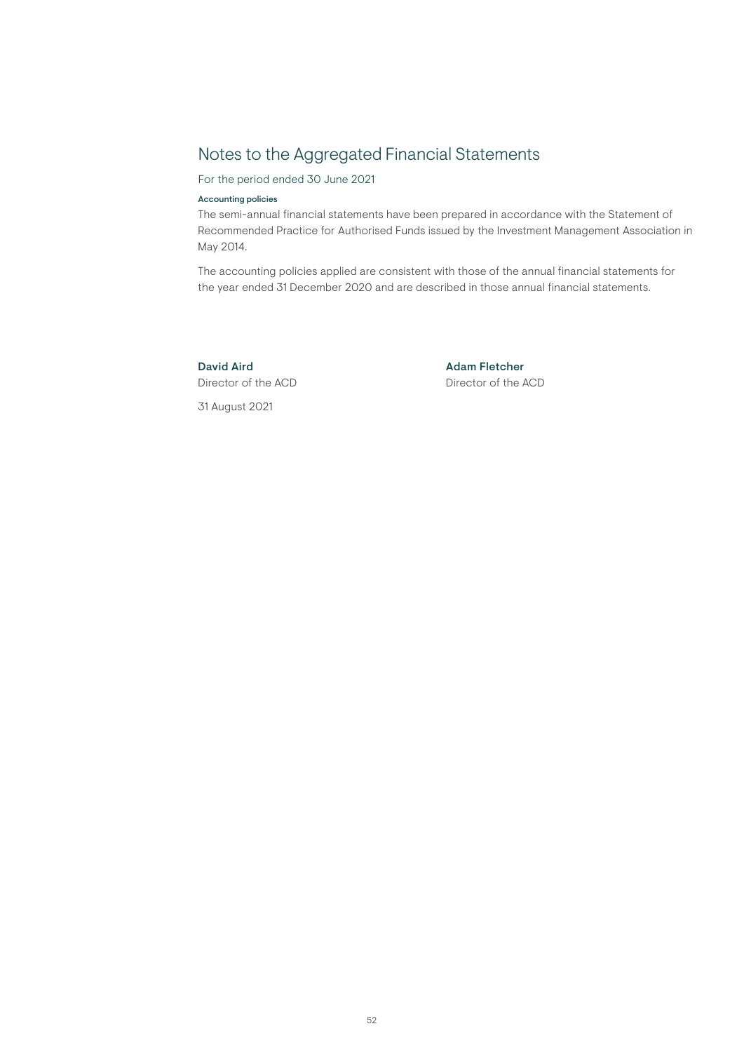# Notes to the Aggregated Financial Statements

For the period ended 30 June 2021

### Accounting policies

The semi-annual financial statements have been prepared in accordance with the Statement of Recommended Practice for Authorised Funds issued by the Investment Management Association in May 2014.

The accounting policies applied are consistent with those of the annual financial statements for the year ended 31 December 2020 and are described in those annual financial statements.

**David Aird**
Director of the ACD

**Adam Fletcher**
Director of the ACD

31 August 2021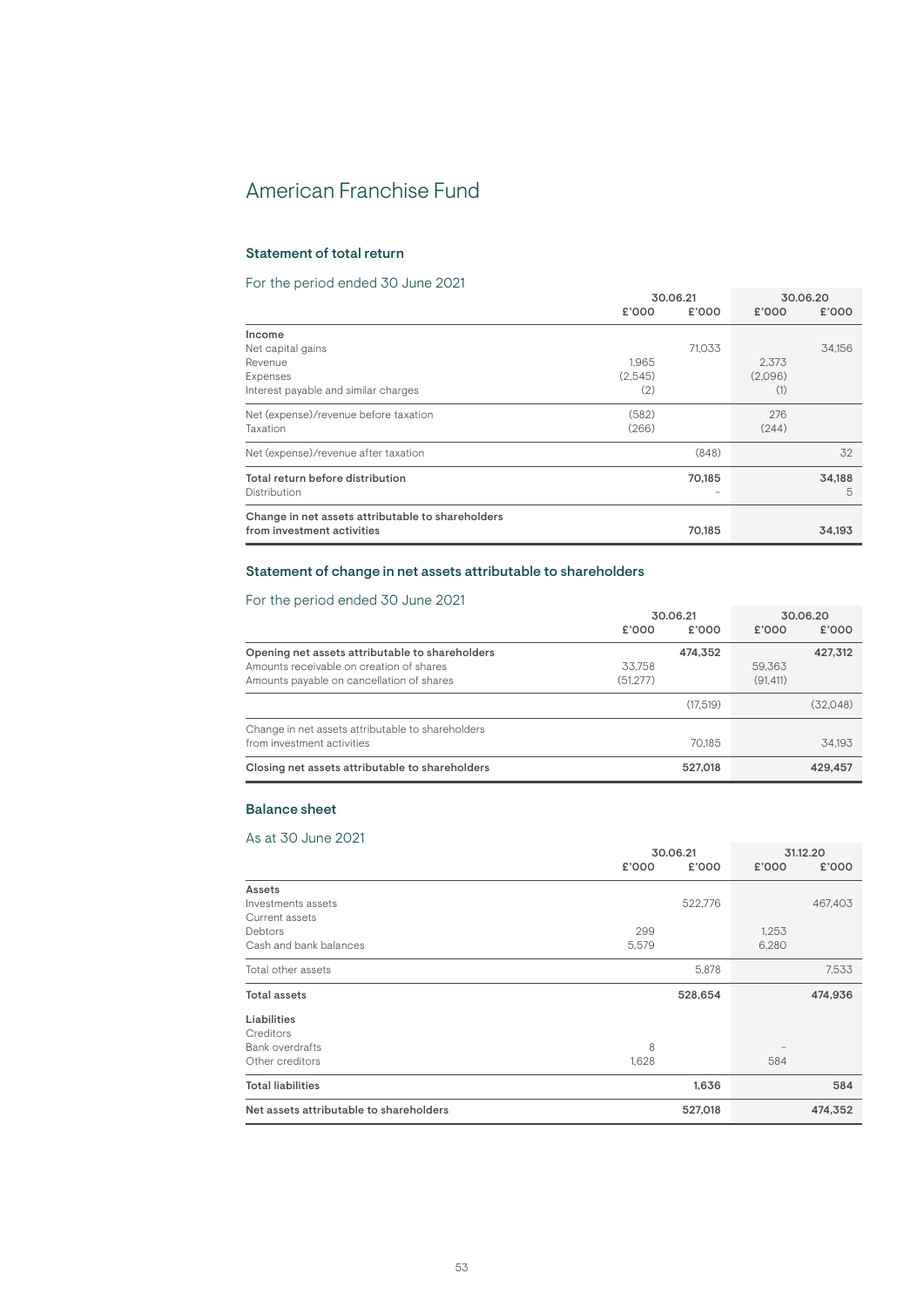# American Franchise Fund

## Statement of total return

For the period ended 30 June 2021

| | 30.06.21 | | 30.06.20 | |
|---|---|---|---|---|
| | £'000 | £'000 | £'000 | £'000 |
| **Income** | | | | |
| Net capital gains | | 71,033 | | 34,156 |
| Revenue | 1,965 | | 2,373 | |
| Expenses | (2,545) | | (2,096) | |
| Interest payable and similar charges | (2) | | (1) | |
| Net (expense)/revenue before taxation | (582) | | 276 | |
| Taxation | (266) | | (244) | |
| Net (expense)/revenue after taxation | | (848) | | 32 |
| **Total return before distribution** | | **70,185** | | **34,188** |
| Distribution | | – | | 5 |
| **Change in net assets attributable to shareholders from investment activities** | | **70,185** | | **34,193** |

## Statement of change in net assets attributable to shareholders

For the period ended 30 June 2021

| | 30.06.21 | | 30.06.20 | |
|---|---|---|---|---|
| | £'000 | £'000 | £'000 | £'000 |
| **Opening net assets attributable to shareholders** | | **474,352** | | **427,312** |
| Amounts receivable on creation of shares | 33,758 | | 59,363 | |
| Amounts payable on cancellation of shares | (51,277) | | (91,411) | |
| | | (17,519) | | (32,048) |
| Change in net assets attributable to shareholders from investment activities | | 70,185 | | 34,193 |
| **Closing net assets attributable to shareholders** | | **527,018** | | **429,457** |

## Balance sheet

As at 30 June 2021

| | 30.06.21 | | 31.12.20 | |
|---|---|---|---|---|
| | £'000 | £'000 | £'000 | £'000 |
| **Assets** | | | | |
| Investments assets | | 522,776 | | 467,403 |
| Current assets | | | | |
| Debtors | 299 | | 1,253 | |
| Cash and bank balances | 5,579 | | 6,280 | |
| Total other assets | | 5,878 | | 7,533 |
| **Total assets** | | **528,654** | | **474,936** |
| **Liabilities** | | | | |
| Creditors | | | | |
| Bank overdrafts | 8 | | – | |
| Other creditors | 1,628 | | 584 | |
| **Total liabilities** | | **1,636** | | **584** |
| **Net assets attributable to shareholders** | | **527,018** | | **474,352** |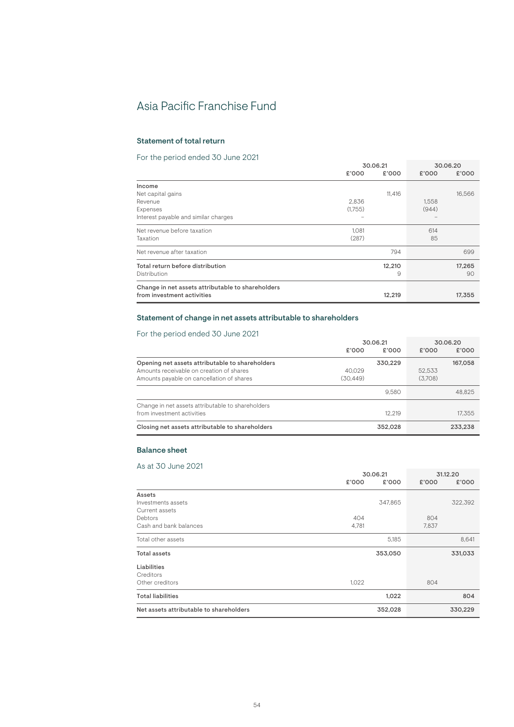# Asia Pacific Franchise Fund

## Statement of total return

For the period ended 30 June 2021

| | 30.06.21 | | 30.06.20 | |
|---|---|---|---|---|
| | £'000 | £'000 | £'000 | £'000 |
| **Income** | | | | |
| Net capital gains | | 11,416 | | 16,566 |
| Revenue | 2,836 | | 1,558 | |
| Expenses | (1,755) | | (944) | |
| Interest payable and similar charges | – | | – | |
| Net revenue before taxation | 1,081 | | 614 | |
| Taxation | (287) | | 85 | |
| Net revenue after taxation | | 794 | | 699 |
| **Total return before distribution** | | **12,210** | | **17,265** |
| Distribution | | 9 | | 90 |
| **Change in net assets attributable to shareholders from investment activities** | | **12,219** | | **17,355** |

## Statement of change in net assets attributable to shareholders

For the period ended 30 June 2021

| | 30.06.21 | | 30.06.20 | |
|---|---|---|---|---|
| | £'000 | £'000 | £'000 | £'000 |
| **Opening net assets attributable to shareholders** | | **330,229** | | **167,058** |
| Amounts receivable on creation of shares | 40,029 | | 52,533 | |
| Amounts payable on cancellation of shares | (30,449) | | (3,708) | |
| | | 9,580 | | 48,825 |
| Change in net assets attributable to shareholders from investment activities | | 12,219 | | 17,355 |
| **Closing net assets attributable to shareholders** | | **352,028** | | **233,238** |

## Balance sheet

As at 30 June 2021

| | 30.06.21 | | 31.12.20 | |
|---|---|---|---|---|
| | £'000 | £'000 | £'000 | £'000 |
| **Assets** | | | | |
| Investments assets | | 347,865 | | 322,392 |
| Current assets | | | | |
| Debtors | 404 | | 804 | |
| Cash and bank balances | 4,781 | | 7,837 | |
| Total other assets | | 5,185 | | 8,641 |
| **Total assets** | | **353,050** | | **331,033** |
| **Liabilities** | | | | |
| Creditors | | | | |
| Other creditors | 1,022 | | 804 | |
| **Total liabilities** | | **1,022** | | **804** |
| **Net assets attributable to shareholders** | | **352,028** | | **330,229** |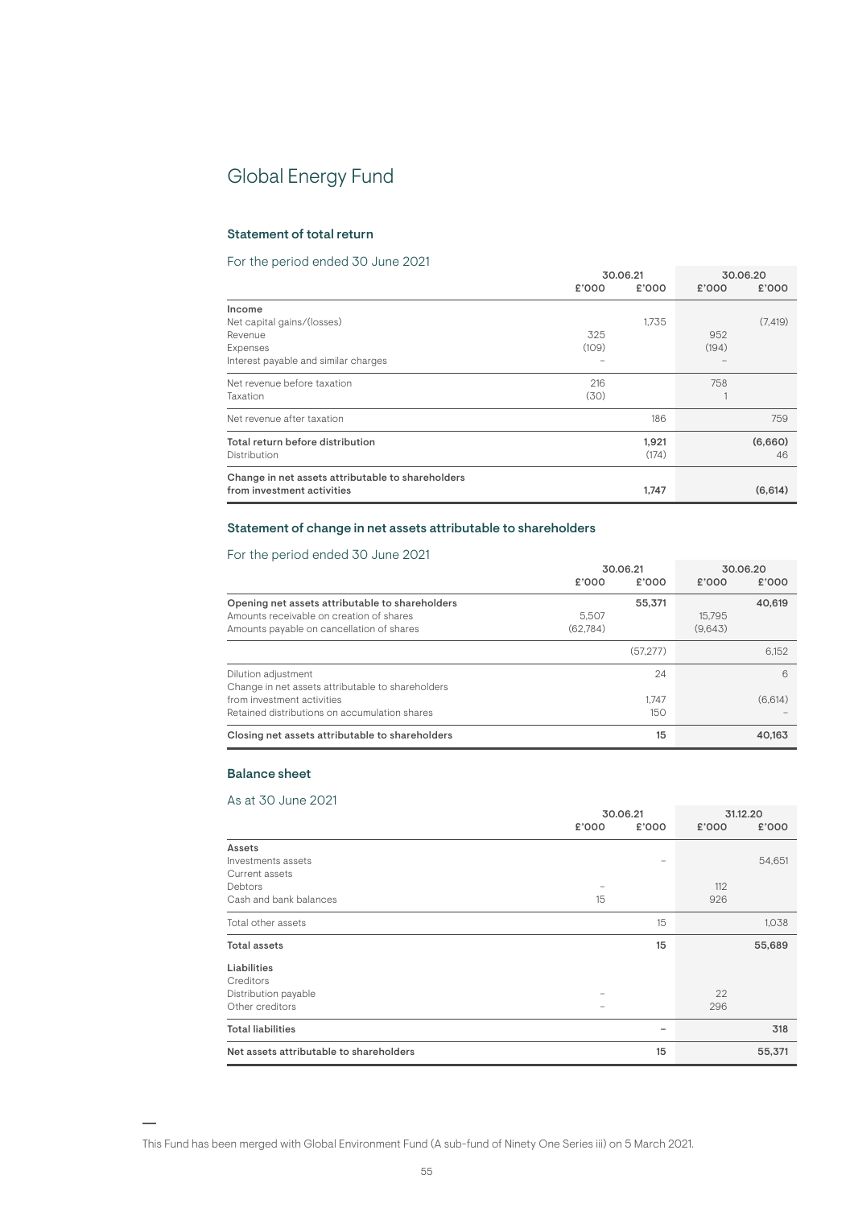# Global Energy Fund

### Statement of total return

For the period ended 30 June 2021

| | 30.06.21 | | 30.06.20 | |
|---|---|---|---|---|
| | £'000 | £'000 | £'000 | £'000 |
| **Income** | | | | |
| Net capital gains/(losses) | | 1,735 | | (7,419) |
| Revenue | 325 | | 952 | |
| Expenses | (109) | | (194) | |
| Interest payable and similar charges | – | | – | |
| Net revenue before taxation | 216 | | 758 | |
| Taxation | (30) | | 1 | |
| Net revenue after taxation | | 186 | | 759 |
| **Total return before distribution** | | **1,921** | | **(6,660)** |
| Distribution | | (174) | | 46 |
| **Change in net assets attributable to shareholders from investment activities** | | **1,747** | | **(6,614)** |

### Statement of change in net assets attributable to shareholders

For the period ended 30 June 2021

| | 30.06.21 | | 30.06.20 | |
|---|---|---|---|---|
| | £'000 | £'000 | £'000 | £'000 |
| **Opening net assets attributable to shareholders** | | **55,371** | | **40,619** |
| Amounts receivable on creation of shares | 5,507 | | 15,795 | |
| Amounts payable on cancellation of shares | (62,784) | | (9,643) | |
| | | (57,277) | | 6,152 |
| Dilution adjustment | | 24 | | 6 |
| Change in net assets attributable to shareholders from investment activities | | 1,747 | | (6,614) |
| Retained distributions on accumulation shares | | 150 | | – |
| **Closing net assets attributable to shareholders** | | **15** | | **40,163** |

### Balance sheet

As at 30 June 2021

| | 30.06.21 | | 31.12.20 | |
|---|---|---|---|---|
| | £'000 | £'000 | £'000 | £'000 |
| **Assets** | | | | |
| Investments assets | | – | | 54,651 |
| Current assets | | | | |
| Debtors | – | | 112 | |
| Cash and bank balances | 15 | | 926 | |
| Total other assets | | 15 | | 1,038 |
| **Total assets** | | **15** | | **55,689** |
| **Liabilities** | | | | |
| Creditors | | | | |
| Distribution payable | – | | 22 | |
| Other creditors | – | | 296 | |
| **Total liabilities** | | **–** | | **318** |
| **Net assets attributable to shareholders** | | **15** | | **55,371** |

---

This Fund has been merged with Global Environment Fund (A sub-fund of Ninety One Series iii) on 5 March 2021.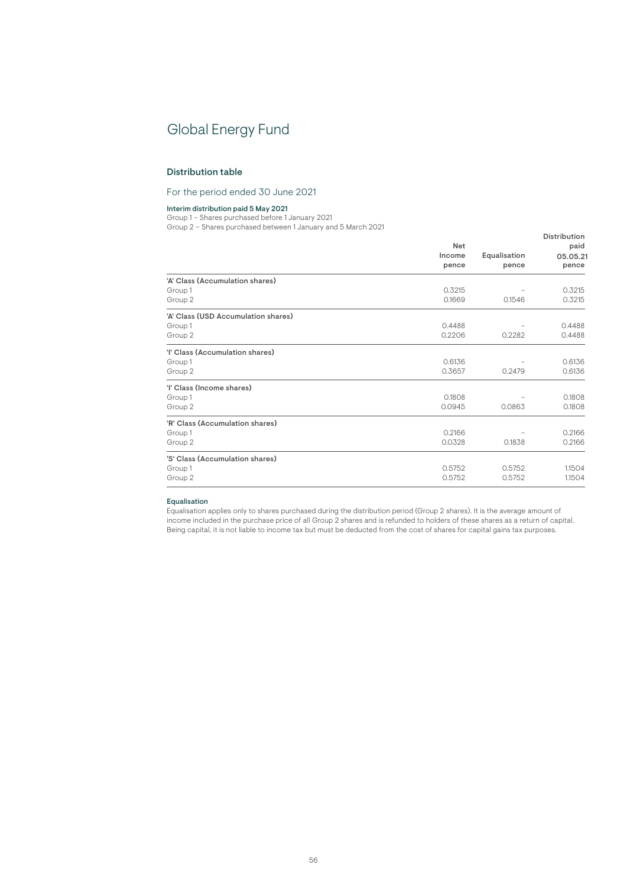# Global Energy Fund

## Distribution table

### For the period ended 30 June 2021

**Interim distribution paid 5 May 2021**

Group 1 – Shares purchased before 1 January 2021
Group 2 – Shares purchased between 1 January and 5 March 2021

| | Net Income pence | Equalisation pence | Distribution paid 05.05.21 pence |
|---|---|---|---|
| **'A' Class (Accumulation shares)** | | | |
| Group 1 | 0.3215 | – | 0.3215 |
| Group 2 | 0.1669 | 0.1546 | 0.3215 |
| **'A' Class (USD Accumulation shares)** | | | |
| Group 1 | 0.4488 | – | 0.4488 |
| Group 2 | 0.2206 | 0.2282 | 0.4488 |
| **'I' Class (Accumulation shares)** | | | |
| Group 1 | 0.6136 | – | 0.6136 |
| Group 2 | 0.3657 | 0.2479 | 0.6136 |
| **'I' Class (Income shares)** | | | |
| Group 1 | 0.1808 | – | 0.1808 |
| Group 2 | 0.0945 | 0.0863 | 0.1808 |
| **'R' Class (Accumulation shares)** | | | |
| Group 1 | 0.2166 | – | 0.2166 |
| Group 2 | 0.0328 | 0.1838 | 0.2166 |
| **'S' Class (Accumulation shares)** | | | |
| Group 1 | 0.5752 | 0.5752 | 1.1504 |
| Group 2 | 0.5752 | 0.5752 | 1.1504 |

**Equalisation**

Equalisation applies only to shares purchased during the distribution period (Group 2 shares). It is the average amount of income included in the purchase price of all Group 2 shares and is refunded to holders of these shares as a return of capital. Being capital, it is not liable to income tax but must be deducted from the cost of shares for capital gains tax purposes.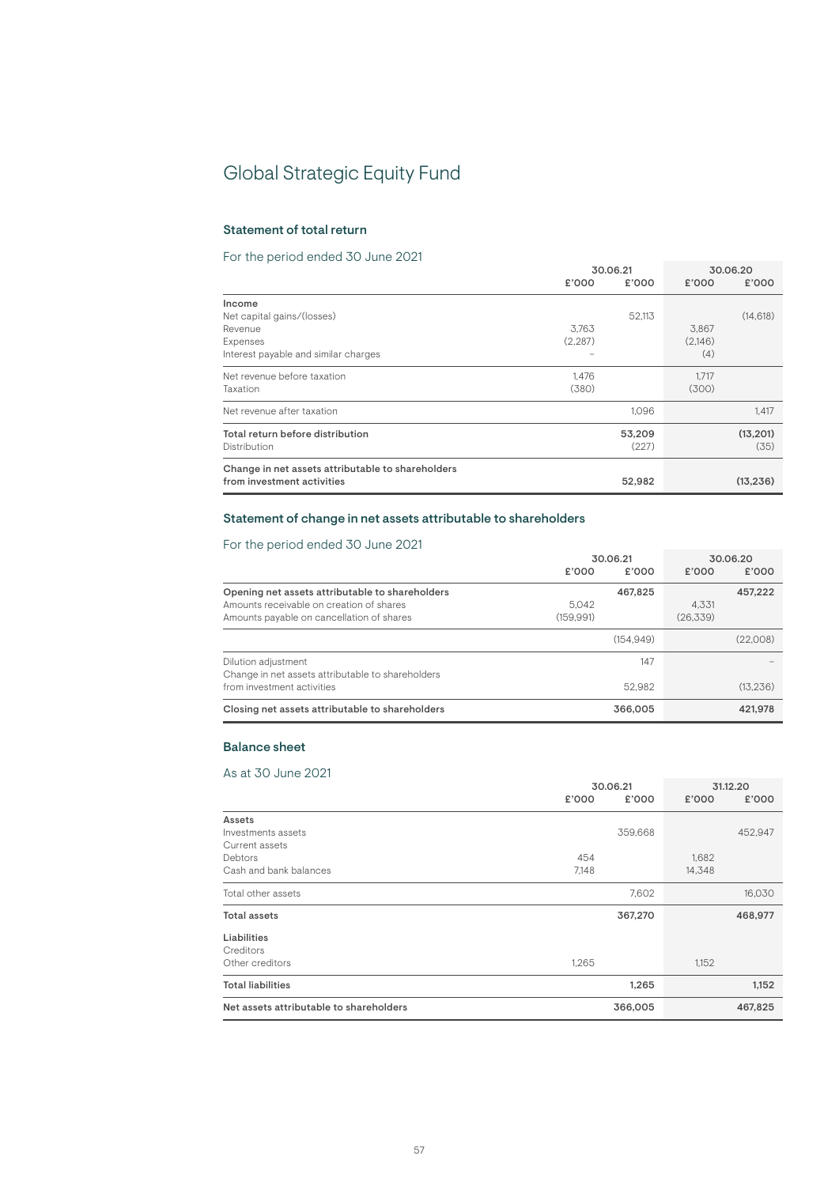# Global Strategic Equity Fund

### Statement of total return

For the period ended 30 June 2021

| | 30.06.21 | | 30.06.20 | |
|---|---|---|---|---|
| | £'000 | £'000 | £'000 | £'000 |
| **Income** | | | | |
| Net capital gains/(losses) | | 52,113 | | (14,618) |
| Revenue | 3,763 | | 3,867 | |
| Expenses | (2,287) | | (2,146) | |
| Interest payable and similar charges | – | | (4) | |
| Net revenue before taxation | 1,476 | | 1,717 | |
| Taxation | (380) | | (300) | |
| Net revenue after taxation | | 1,096 | | 1,417 |
| **Total return before distribution** | | **53,209** | | **(13,201)** |
| Distribution | | (227) | | (35) |
| **Change in net assets attributable to shareholders from investment activities** | | **52,982** | | **(13,236)** |

### Statement of change in net assets attributable to shareholders

For the period ended 30 June 2021

| | 30.06.21 | | 30.06.20 | |
|---|---|---|---|---|
| | £'000 | £'000 | £'000 | £'000 |
| **Opening net assets attributable to shareholders** | | **467,825** | | **457,222** |
| Amounts receivable on creation of shares | 5,042 | | 4,331 | |
| Amounts payable on cancellation of shares | (159,991) | | (26,339) | |
| | | (154,949) | | (22,008) |
| Dilution adjustment | | 147 | | – |
| Change in net assets attributable to shareholders from investment activities | | 52,982 | | (13,236) |
| **Closing net assets attributable to shareholders** | | **366,005** | | **421,978** |

### Balance sheet

As at 30 June 2021

| | 30.06.21 | | 31.12.20 | |
|---|---|---|---|---|
| | £'000 | £'000 | £'000 | £'000 |
| **Assets** | | | | |
| Investments assets | | 359,668 | | 452,947 |
| Current assets | | | | |
| Debtors | 454 | | 1,682 | |
| Cash and bank balances | 7,148 | | 14,348 | |
| Total other assets | | 7,602 | | 16,030 |
| **Total assets** | | **367,270** | | **468,977** |
| **Liabilities** | | | | |
| Creditors | | | | |
| Other creditors | 1,265 | | 1,152 | |
| **Total liabilities** | | **1,265** | | **1,152** |
| **Net assets attributable to shareholders** | | **366,005** | | **467,825** |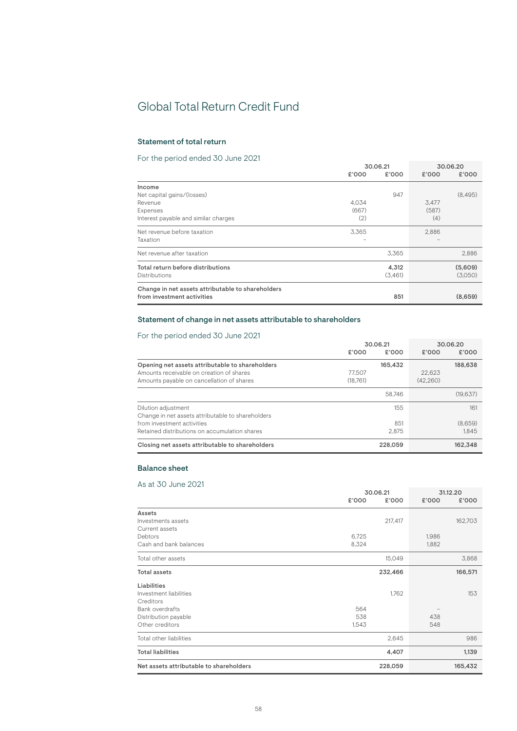# Global Total Return Credit Fund

## Statement of total return

For the period ended 30 June 2021

| | 30.06.21 | | 30.06.20 | |
|---|---|---|---|---|
| | £'000 | £'000 | £'000 | £'000 |
| **Income** | | | | |
| Net capital gains/(losses) | | 947 | | (8,495) |
| Revenue | 4,034 | | 3,477 | |
| Expenses | (667) | | (587) | |
| Interest payable and similar charges | (2) | | (4) | |
| Net revenue before taxation | 3,365 | | 2,886 | |
| Taxation | – | | – | |
| Net revenue after taxation | | 3,365 | | 2,886 |
| **Total return before distributions** | | **4,312** | | **(5,609)** |
| Distributions | | (3,461) | | (3,050) |
| **Change in net assets attributable to shareholders from investment activities** | | **851** | | **(8,659)** |

## Statement of change in net assets attributable to shareholders

For the period ended 30 June 2021

| | 30.06.21 | | 30.06.20 | |
|---|---|---|---|---|
| | £'000 | £'000 | £'000 | £'000 |
| **Opening net assets attributable to shareholders** | | **165,432** | | **188,638** |
| Amounts receivable on creation of shares | 77,507 | | 22,623 | |
| Amounts payable on cancellation of shares | (18,761) | | (42,260) | |
| | | 58,746 | | (19,637) |
| Dilution adjustment | | 155 | | 161 |
| Change in net assets attributable to shareholders from investment activities | | 851 | | (8,659) |
| Retained distributions on accumulation shares | | 2,875 | | 1,845 |
| **Closing net assets attributable to shareholders** | | **228,059** | | **162,348** |

## Balance sheet

As at 30 June 2021

| | 30.06.21 | | 31.12.20 | |
|---|---|---|---|---|
| | £'000 | £'000 | £'000 | £'000 |
| **Assets** | | | | |
| Investments assets | | 217,417 | | 162,703 |
| Current assets | | | | |
| Debtors | 6,725 | | 1,986 | |
| Cash and bank balances | 8,324 | | 1,882 | |
| Total other assets | | 15,049 | | 3,868 |
| **Total assets** | | **232,466** | | **166,571** |
| **Liabilities** | | | | |
| Investment liabilities | | 1,762 | | 153 |
| Creditors | | | | |
| Bank overdrafts | 564 | | – | |
| Distribution payable | 538 | | 438 | |
| Other creditors | 1,543 | | 548 | |
| Total other liabilities | | 2,645 | | 986 |
| **Total liabilities** | | **4,407** | | **1,139** |
| **Net assets attributable to shareholders** | | **228,059** | | **165,432** |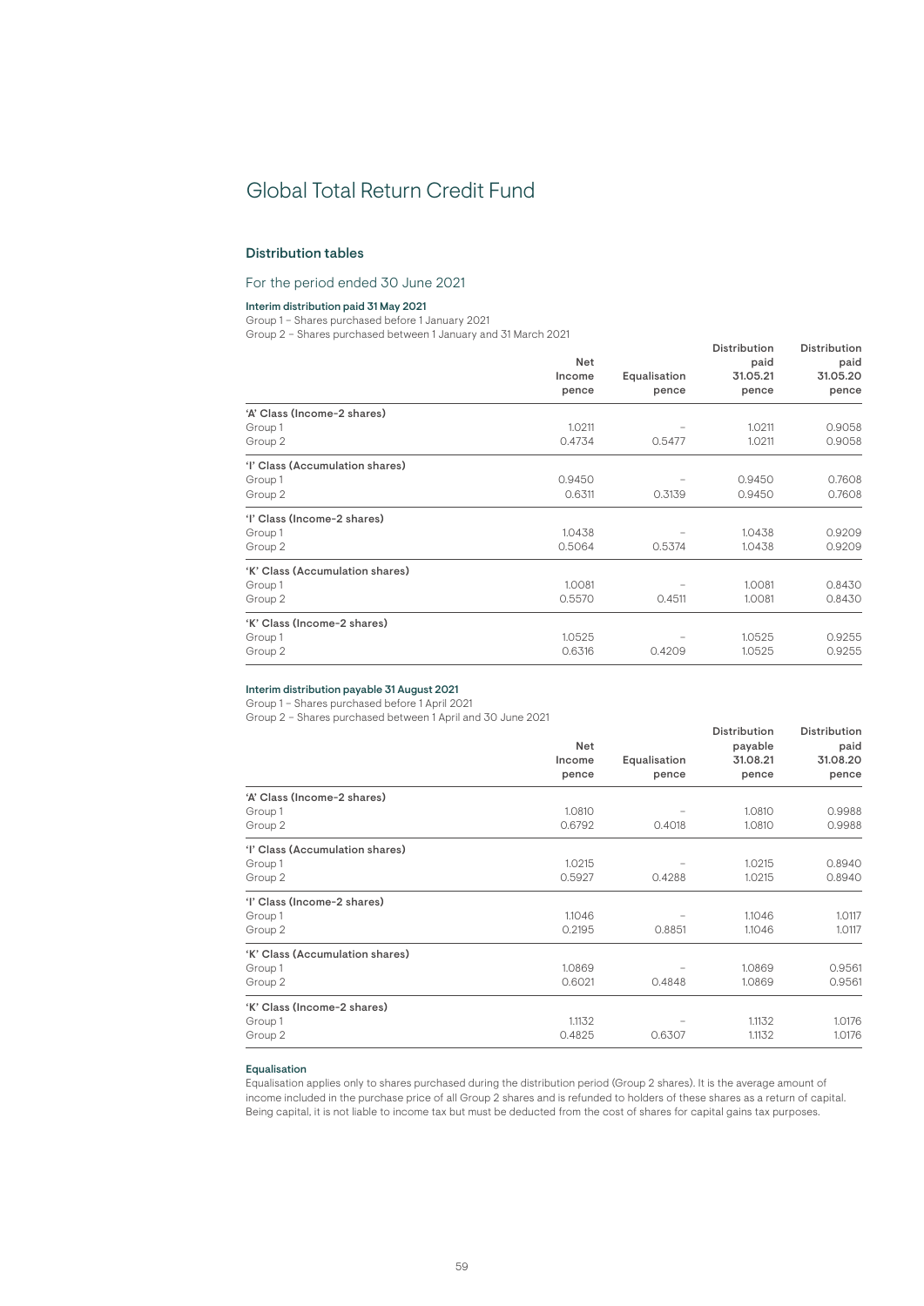# Global Total Return Credit Fund

## Distribution tables

### For the period ended 30 June 2021

#### Interim distribution paid 31 May 2021

Group 1 – Shares purchased before 1 January 2021
Group 2 – Shares purchased between 1 January and 31 March 2021

| | Net Income pence | Equalisation pence | Distribution paid 31.05.21 pence | Distribution paid 31.05.20 pence |
|---|---|---|---|---|
| **'A' Class (Income-2 shares)** | | | | |
| Group 1 | 1.0211 | – | 1.0211 | 0.9058 |
| Group 2 | 0.4734 | 0.5477 | 1.0211 | 0.9058 |
| **'I' Class (Accumulation shares)** | | | | |
| Group 1 | 0.9450 | – | 0.9450 | 0.7608 |
| Group 2 | 0.6311 | 0.3139 | 0.9450 | 0.7608 |
| **'I' Class (Income-2 shares)** | | | | |
| Group 1 | 1.0438 | – | 1.0438 | 0.9209 |
| Group 2 | 0.5064 | 0.5374 | 1.0438 | 0.9209 |
| **'K' Class (Accumulation shares)** | | | | |
| Group 1 | 1.0081 | – | 1.0081 | 0.8430 |
| Group 2 | 0.5570 | 0.4511 | 1.0081 | 0.8430 |
| **'K' Class (Income-2 shares)** | | | | |
| Group 1 | 1.0525 | – | 1.0525 | 0.9255 |
| Group 2 | 0.6316 | 0.4209 | 1.0525 | 0.9255 |

#### Interim distribution payable 31 August 2021

Group 1 – Shares purchased before 1 April 2021
Group 2 – Shares purchased between 1 April and 30 June 2021

| | Net Income pence | Equalisation pence | Distribution payable 31.08.21 pence | Distribution paid 31.08.20 pence |
|---|---|---|---|---|
| **'A' Class (Income-2 shares)** | | | | |
| Group 1 | 1.0810 | – | 1.0810 | 0.9988 |
| Group 2 | 0.6792 | 0.4018 | 1.0810 | 0.9988 |
| **'I' Class (Accumulation shares)** | | | | |
| Group 1 | 1.0215 | – | 1.0215 | 0.8940 |
| Group 2 | 0.5927 | 0.4288 | 1.0215 | 0.8940 |
| **'I' Class (Income-2 shares)** | | | | |
| Group 1 | 1.1046 | – | 1.1046 | 1.0117 |
| Group 2 | 0.2195 | 0.8851 | 1.1046 | 1.0117 |
| **'K' Class (Accumulation shares)** | | | | |
| Group 1 | 1.0869 | – | 1.0869 | 0.9561 |
| Group 2 | 0.6021 | 0.4848 | 1.0869 | 0.9561 |
| **'K' Class (Income-2 shares)** | | | | |
| Group 1 | 1.1132 | – | 1.1132 | 1.0176 |
| Group 2 | 0.4825 | 0.6307 | 1.1132 | 1.0176 |

#### Equalisation

Equalisation applies only to shares purchased during the distribution period (Group 2 shares). It is the average amount of income included in the purchase price of all Group 2 shares and is refunded to holders of these shares as a return of capital. Being capital, it is not liable to income tax but must be deducted from the cost of shares for capital gains tax purposes.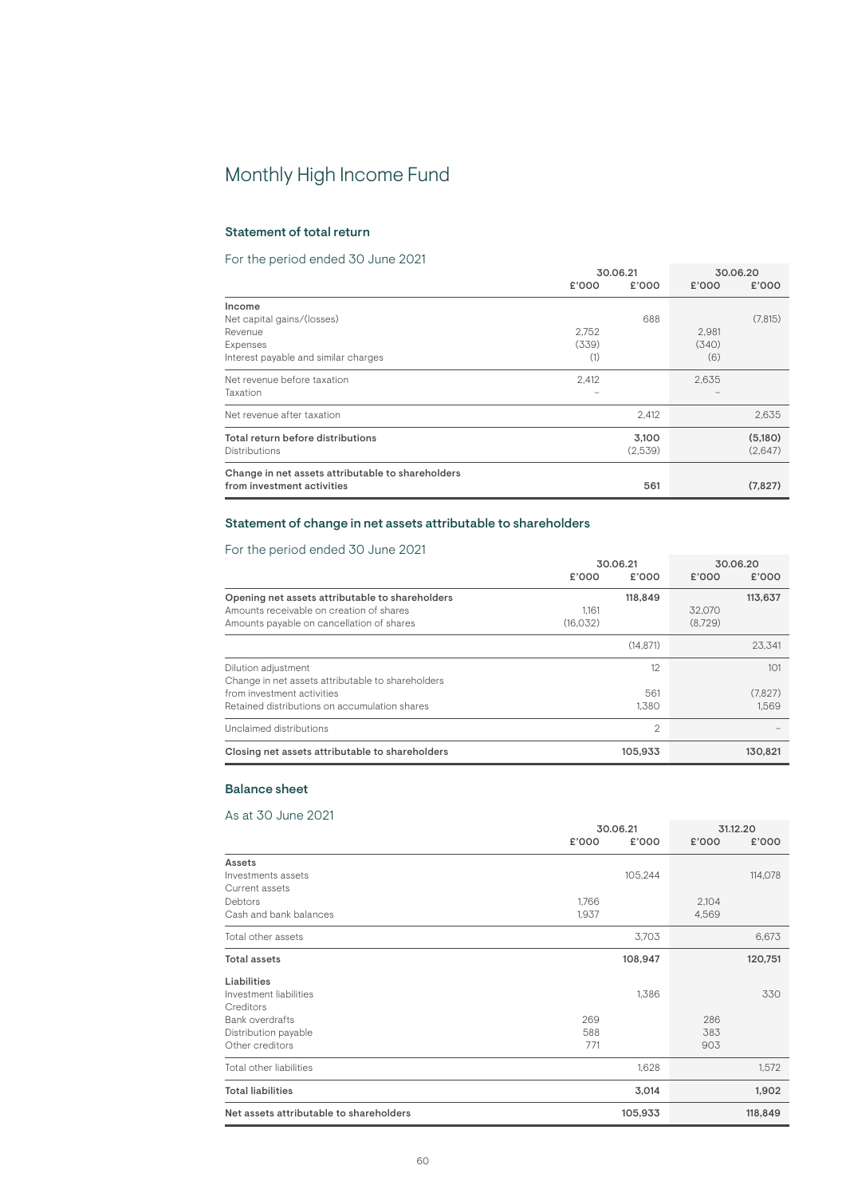# Monthly High Income Fund

## Statement of total return

### For the period ended 30 June 2021

| | 30.06.21 | | 30.06.20 | |
|---|---|---|---|---|
| | £'000 | £'000 | £'000 | £'000 |
| **Income** | | | | |
| Net capital gains/(losses) | | 688 | | (7,815) |
| Revenue | 2,752 | | 2,981 | |
| Expenses | (339) | | (340) | |
| Interest payable and similar charges | (1) | | (6) | |
| Net revenue before taxation | 2,412 | | 2,635 | |
| Taxation | – | | – | |
| Net revenue after taxation | | 2,412 | | 2,635 |
| **Total return before distributions** | | **3,100** | | **(5,180)** |
| Distributions | | (2,539) | | (2,647) |
| **Change in net assets attributable to shareholders from investment activities** | | **561** | | **(7,827)** |

## Statement of change in net assets attributable to shareholders

### For the period ended 30 June 2021

| | 30.06.21 | | 30.06.20 | |
|---|---|---|---|---|
| | £'000 | £'000 | £'000 | £'000 |
| **Opening net assets attributable to shareholders** | | **118,849** | | **113,637** |
| Amounts receivable on creation of shares | 1,161 | | 32,070 | |
| Amounts payable on cancellation of shares | (16,032) | | (8,729) | |
| | | (14,871) | | 23,341 |
| Dilution adjustment | | 12 | | 101 |
| Change in net assets attributable to shareholders from investment activities | | 561 | | (7,827) |
| Retained distributions on accumulation shares | | 1,380 | | 1,569 |
| Unclaimed distributions | | 2 | | – |
| **Closing net assets attributable to shareholders** | | **105,933** | | **130,821** |

## Balance sheet

### As at 30 June 2021

| | 30.06.21 | | 31.12.20 | |
|---|---|---|---|---|
| | £'000 | £'000 | £'000 | £'000 |
| **Assets** | | | | |
| Investments assets | | 105,244 | | 114,078 |
| Current assets | | | | |
| Debtors | 1,766 | | 2,104 | |
| Cash and bank balances | 1,937 | | 4,569 | |
| Total other assets | | 3,703 | | 6,673 |
| **Total assets** | | **108,947** | | **120,751** |
| **Liabilities** | | | | |
| Investment liabilities | | 1,386 | | 330 |
| Creditors | | | | |
| Bank overdrafts | 269 | | 286 | |
| Distribution payable | 588 | | 383 | |
| Other creditors | 771 | | 903 | |
| Total other liabilities | | 1,628 | | 1,572 |
| **Total liabilities** | | **3,014** | | **1,902** |
| **Net assets attributable to shareholders** | | **105,933** | | **118,849** |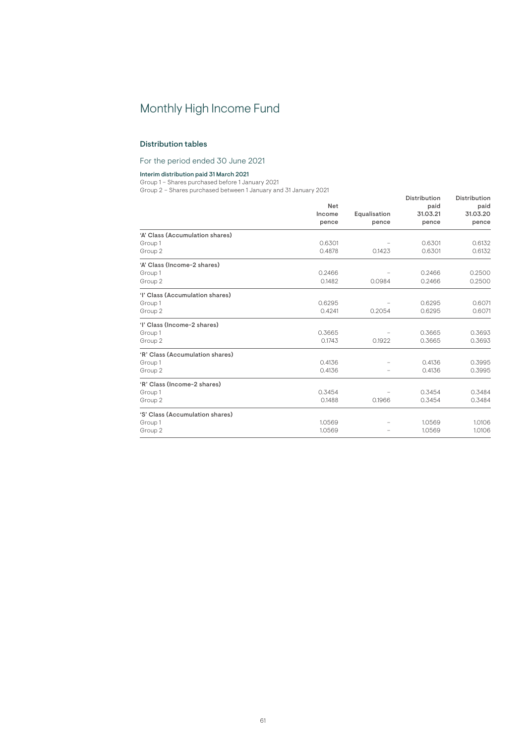# Monthly High Income Fund

## Distribution tables

### For the period ended 30 June 2021

**Interim distribution paid 31 March 2021**

Group 1 – Shares purchased before 1 January 2021
Group 2 – Shares purchased between 1 January and 31 January 2021

| | Net Income pence | Equalisation pence | Distribution paid 31.03.21 pence | Distribution paid 31.03.20 pence |
|---|---|---|---|---|
| **'A' Class (Accumulation shares)** | | | | |
| Group 1 | 0.6301 | – | 0.6301 | 0.6132 |
| Group 2 | 0.4878 | 0.1423 | 0.6301 | 0.6132 |
| **'A' Class (Income-2 shares)** | | | | |
| Group 1 | 0.2466 | – | 0.2466 | 0.2500 |
| Group 2 | 0.1482 | 0.0984 | 0.2466 | 0.2500 |
| **'I' Class (Accumulation shares)** | | | | |
| Group 1 | 0.6295 | – | 0.6295 | 0.6071 |
| Group 2 | 0.4241 | 0.2054 | 0.6295 | 0.6071 |
| **'I' Class (Income-2 shares)** | | | | |
| Group 1 | 0.3665 | – | 0.3665 | 0.3693 |
| Group 2 | 0.1743 | 0.1922 | 0.3665 | 0.3693 |
| **'R' Class (Accumulation shares)** | | | | |
| Group 1 | 0.4136 | – | 0.4136 | 0.3995 |
| Group 2 | 0.4136 | – | 0.4136 | 0.3995 |
| **'R' Class (Income-2 shares)** | | | | |
| Group 1 | 0.3454 | – | 0.3454 | 0.3484 |
| Group 2 | 0.1488 | 0.1966 | 0.3454 | 0.3484 |
| **'S' Class (Accumulation shares)** | | | | |
| Group 1 | 1.0569 | – | 1.0569 | 1.0106 |
| Group 2 | 1.0569 | – | 1.0569 | 1.0106 |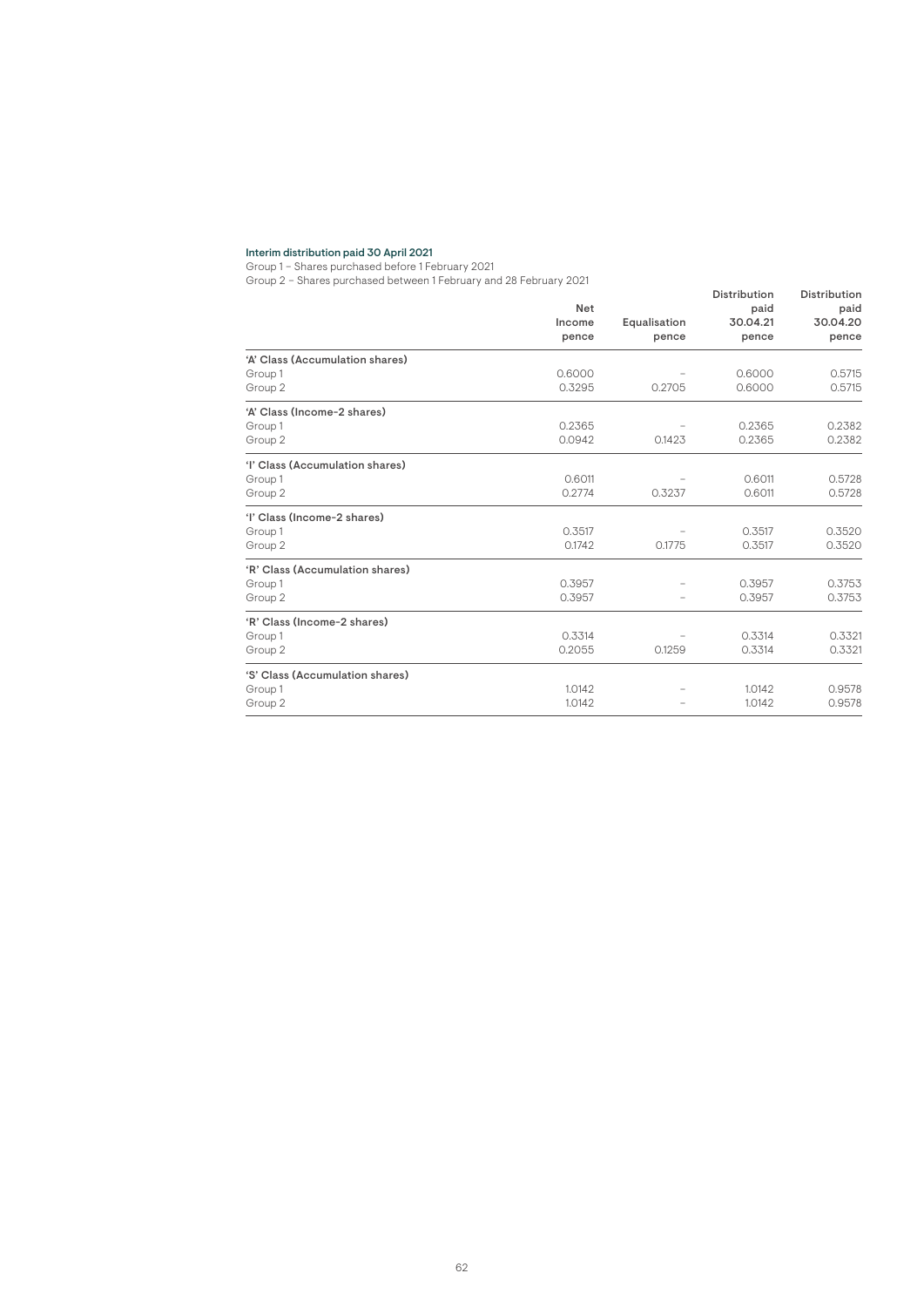### Interim distribution paid 30 April 2021

Group 1 – Shares purchased before 1 February 2021
Group 2 – Shares purchased between 1 February and 28 February 2021

| | Net Income pence | Equalisation pence | Distribution paid 30.04.21 pence | Distribution paid 30.04.20 pence |
|---|---|---|---|---|
| **'A' Class (Accumulation shares)** | | | | |
| Group 1 | 0.6000 | – | 0.6000 | 0.5715 |
| Group 2 | 0.3295 | 0.2705 | 0.6000 | 0.5715 |
| **'A' Class (Income-2 shares)** | | | | |
| Group 1 | 0.2365 | – | 0.2365 | 0.2382 |
| Group 2 | 0.0942 | 0.1423 | 0.2365 | 0.2382 |
| **'I' Class (Accumulation shares)** | | | | |
| Group 1 | 0.6011 | – | 0.6011 | 0.5728 |
| Group 2 | 0.2774 | 0.3237 | 0.6011 | 0.5728 |
| **'I' Class (Income-2 shares)** | | | | |
| Group 1 | 0.3517 | – | 0.3517 | 0.3520 |
| Group 2 | 0.1742 | 0.1775 | 0.3517 | 0.3520 |
| **'R' Class (Accumulation shares)** | | | | |
| Group 1 | 0.3957 | – | 0.3957 | 0.3753 |
| Group 2 | 0.3957 | – | 0.3957 | 0.3753 |
| **'R' Class (Income-2 shares)** | | | | |
| Group 1 | 0.3314 | – | 0.3314 | 0.3321 |
| Group 2 | 0.2055 | 0.1259 | 0.3314 | 0.3321 |
| **'S' Class (Accumulation shares)** | | | | |
| Group 1 | 1.0142 | – | 1.0142 | 0.9578 |
| Group 2 | 1.0142 | – | 1.0142 | 0.9578 |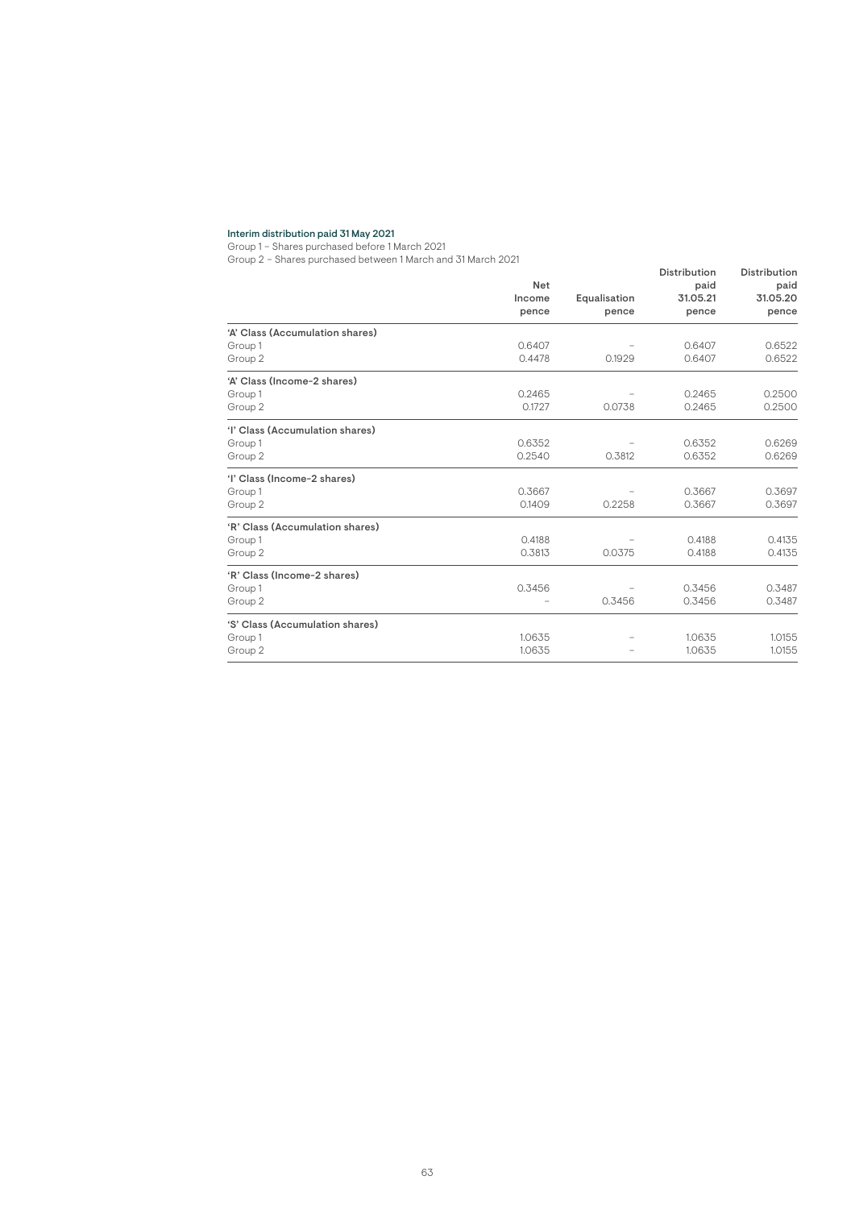### Interim distribution paid 31 May 2021

Group 1 – Shares purchased before 1 March 2021
Group 2 – Shares purchased between 1 March and 31 March 2021

| | Net Income pence | Equalisation pence | Distribution paid 31.05.21 pence | Distribution paid 31.05.20 pence |
|---|---|---|---|---|
| **'A' Class (Accumulation shares)** | | | | |
| Group 1 | 0.6407 | – | 0.6407 | 0.6522 |
| Group 2 | 0.4478 | 0.1929 | 0.6407 | 0.6522 |
| **'A' Class (Income-2 shares)** | | | | |
| Group 1 | 0.2465 | – | 0.2465 | 0.2500 |
| Group 2 | 0.1727 | 0.0738 | 0.2465 | 0.2500 |
| **'I' Class (Accumulation shares)** | | | | |
| Group 1 | 0.6352 | – | 0.6352 | 0.6269 |
| Group 2 | 0.2540 | 0.3812 | 0.6352 | 0.6269 |
| **'I' Class (Income-2 shares)** | | | | |
| Group 1 | 0.3667 | – | 0.3667 | 0.3697 |
| Group 2 | 0.1409 | 0.2258 | 0.3667 | 0.3697 |
| **'R' Class (Accumulation shares)** | | | | |
| Group 1 | 0.4188 | – | 0.4188 | 0.4135 |
| Group 2 | 0.3813 | 0.0375 | 0.4188 | 0.4135 |
| **'R' Class (Income-2 shares)** | | | | |
| Group 1 | 0.3456 | – | 0.3456 | 0.3487 |
| Group 2 | – | 0.3456 | 0.3456 | 0.3487 |
| **'S' Class (Accumulation shares)** | | | | |
| Group 1 | 1.0635 | – | 1.0635 | 1.0155 |
| Group 2 | 1.0635 | – | 1.0635 | 1.0155 |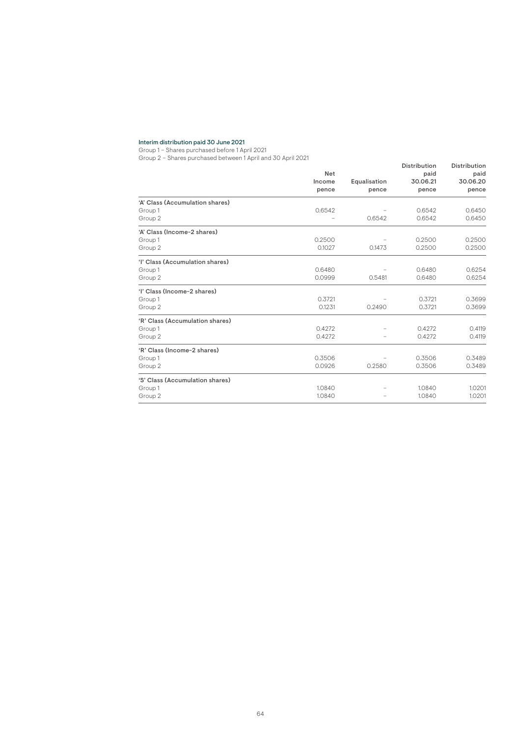### Interim distribution paid 30 June 2021

Group 1 – Shares purchased before 1 April 2021
Group 2 – Shares purchased between 1 April and 30 April 2021

| | Net Income pence | Equalisation pence | Distribution paid 30.06.21 pence | Distribution paid 30.06.20 pence |
|---|---|---|---|---|
| **'A' Class (Accumulation shares)** | | | | |
| Group 1 | 0.6542 | – | 0.6542 | 0.6450 |
| Group 2 | – | 0.6542 | 0.6542 | 0.6450 |
| **'A' Class (Income-2 shares)** | | | | |
| Group 1 | 0.2500 | – | 0.2500 | 0.2500 |
| Group 2 | 0.1027 | 0.1473 | 0.2500 | 0.2500 |
| **'I' Class (Accumulation shares)** | | | | |
| Group 1 | 0.6480 | – | 0.6480 | 0.6254 |
| Group 2 | 0.0999 | 0.5481 | 0.6480 | 0.6254 |
| **'I' Class (Income-2 shares)** | | | | |
| Group 1 | 0.3721 | – | 0.3721 | 0.3699 |
| Group 2 | 0.1231 | 0.2490 | 0.3721 | 0.3699 |
| **'R' Class (Accumulation shares)** | | | | |
| Group 1 | 0.4272 | – | 0.4272 | 0.4119 |
| Group 2 | 0.4272 | – | 0.4272 | 0.4119 |
| **'R' Class (Income-2 shares)** | | | | |
| Group 1 | 0.3506 | – | 0.3506 | 0.3489 |
| Group 2 | 0.0926 | 0.2580 | 0.3506 | 0.3489 |
| **'S' Class (Accumulation shares)** | | | | |
| Group 1 | 1.0840 | – | 1.0840 | 1.0201 |
| Group 2 | 1.0840 | – | 1.0840 | 1.0201 |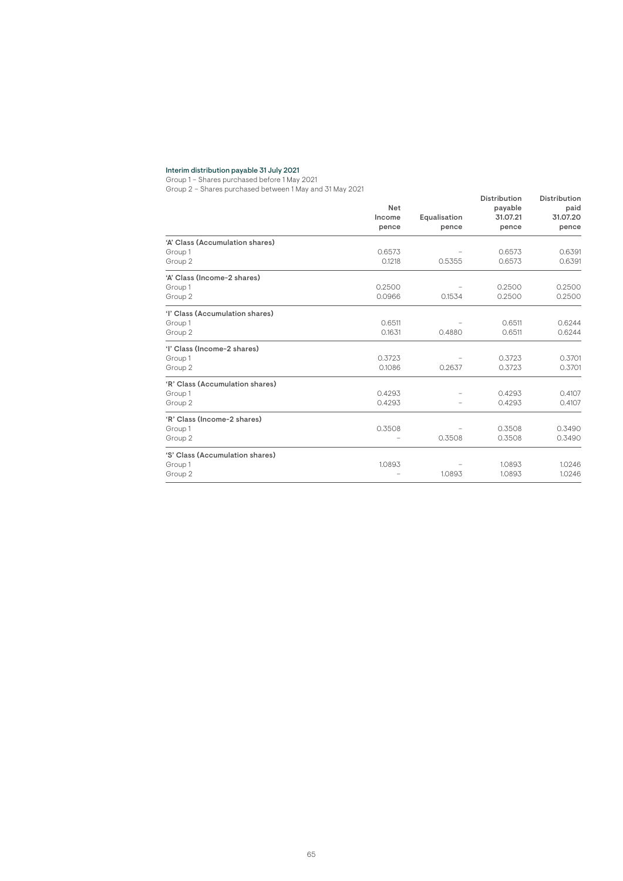### Interim distribution payable 31 July 2021

Group 1 – Shares purchased before 1 May 2021
Group 2 – Shares purchased between 1 May and 31 May 2021

| | Net Income pence | Equalisation pence | Distribution payable 31.07.21 pence | Distribution paid 31.07.20 pence |
|---|---|---|---|---|
| **'A' Class (Accumulation shares)** | | | | |
| Group 1 | 0.6573 | – | 0.6573 | 0.6391 |
| Group 2 | 0.1218 | 0.5355 | 0.6573 | 0.6391 |
| **'A' Class (Income-2 shares)** | | | | |
| Group 1 | 0.2500 | – | 0.2500 | 0.2500 |
| Group 2 | 0.0966 | 0.1534 | 0.2500 | 0.2500 |
| **'I' Class (Accumulation shares)** | | | | |
| Group 1 | 0.6511 | – | 0.6511 | 0.6244 |
| Group 2 | 0.1631 | 0.4880 | 0.6511 | 0.6244 |
| **'I' Class (Income-2 shares)** | | | | |
| Group 1 | 0.3723 | – | 0.3723 | 0.3701 |
| Group 2 | 0.1086 | 0.2637 | 0.3723 | 0.3701 |
| **'R' Class (Accumulation shares)** | | | | |
| Group 1 | 0.4293 | – | 0.4293 | 0.4107 |
| Group 2 | 0.4293 | – | 0.4293 | 0.4107 |
| **'R' Class (Income-2 shares)** | | | | |
| Group 1 | 0.3508 | – | 0.3508 | 0.3490 |
| Group 2 | – | 0.3508 | 0.3508 | 0.3490 |
| **'S' Class (Accumulation shares)** | | | | |
| Group 1 | 1.0893 | – | 1.0893 | 1.0246 |
| Group 2 | – | 1.0893 | 1.0893 | 1.0246 |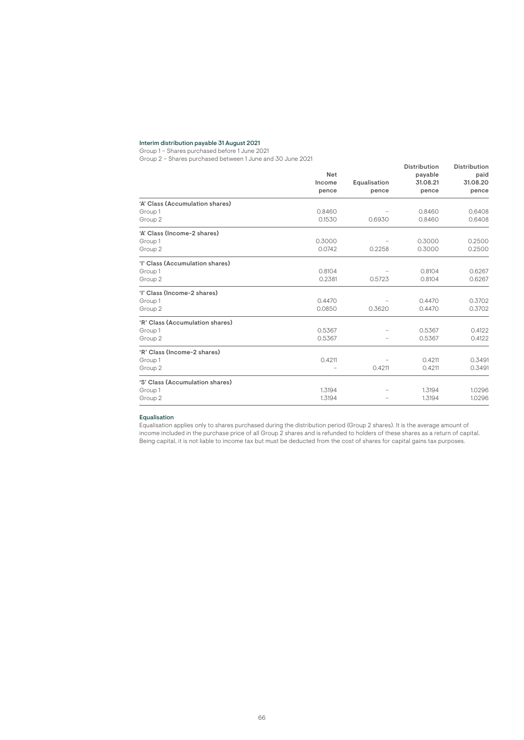### Interim distribution payable 31 August 2021

Group 1 – Shares purchased before 1 June 2021
Group 2 – Shares purchased between 1 June and 30 June 2021

| | Net Income pence | Equalisation pence | Distribution payable 31.08.21 pence | Distribution paid 31.08.20 pence |
|---|---|---|---|---|
| **'A' Class (Accumulation shares)** | | | | |
| Group 1 | 0.8460 | – | 0.8460 | 0.6408 |
| Group 2 | 0.1530 | 0.6930 | 0.8460 | 0.6408 |
| **'A' Class (Income-2 shares)** | | | | |
| Group 1 | 0.3000 | – | 0.3000 | 0.2500 |
| Group 2 | 0.0742 | 0.2258 | 0.3000 | 0.2500 |
| **'I' Class (Accumulation shares)** | | | | |
| Group 1 | 0.8104 | – | 0.8104 | 0.6267 |
| Group 2 | 0.2381 | 0.5723 | 0.8104 | 0.6267 |
| **'I' Class (Income-2 shares)** | | | | |
| Group 1 | 0.4470 | – | 0.4470 | 0.3702 |
| Group 2 | 0.0850 | 0.3620 | 0.4470 | 0.3702 |
| **'R' Class (Accumulation shares)** | | | | |
| Group 1 | 0.5367 | – | 0.5367 | 0.4122 |
| Group 2 | 0.5367 | – | 0.5367 | 0.4122 |
| **'R' Class (Income-2 shares)** | | | | |
| Group 1 | 0.4211 | – | 0.4211 | 0.3491 |
| Group 2 | – | 0.4211 | 0.4211 | 0.3491 |
| **'S' Class (Accumulation shares)** | | | | |
| Group 1 | 1.3194 | – | 1.3194 | 1.0296 |
| Group 2 | 1.3194 | – | 1.3194 | 1.0296 |

### Equalisation

Equalisation applies only to shares purchased during the distribution period (Group 2 shares). It is the average amount of income included in the purchase price of all Group 2 shares and is refunded to holders of these shares as a return of capital. Being capital, it is not liable to income tax but must be deducted from the cost of shares for capital gains tax purposes.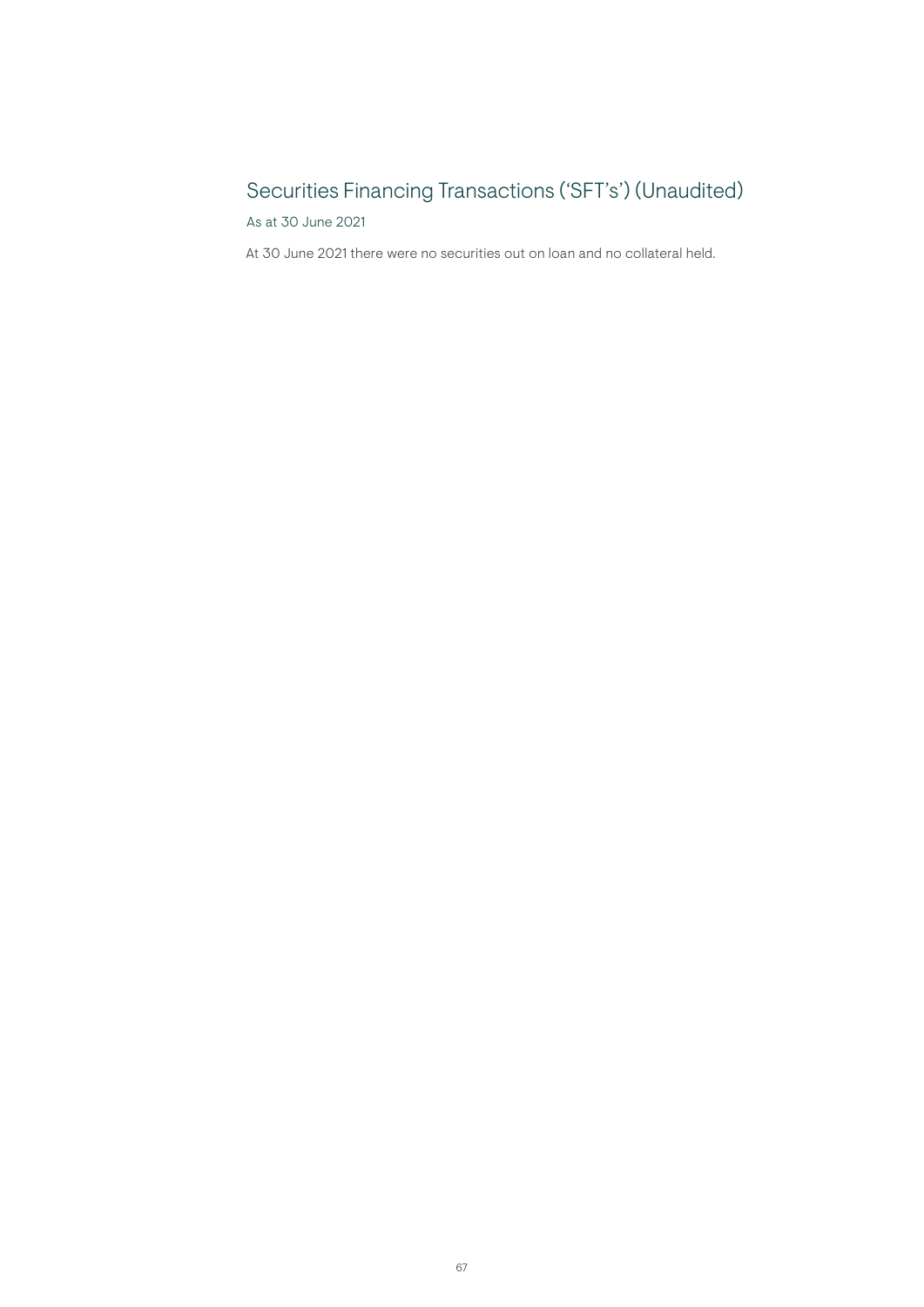# Securities Financing Transactions ('SFT's') (Unaudited)

As at 30 June 2021

At 30 June 2021 there were no securities out on loan and no collateral held.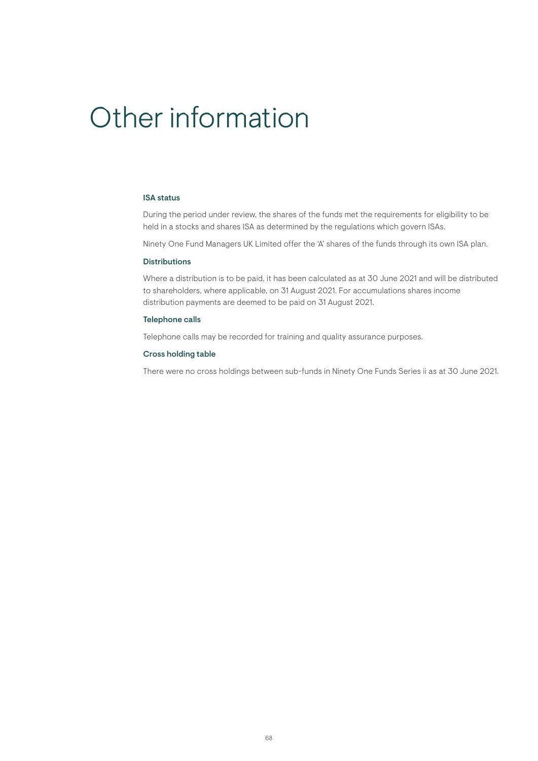# Other information

### ISA status

During the period under review, the shares of the funds met the requirements for eligibility to be held in a stocks and shares ISA as determined by the regulations which govern ISAs.

Ninety One Fund Managers UK Limited offer the 'A' shares of the funds through its own ISA plan.

### Distributions

Where a distribution is to be paid, it has been calculated as at 30 June 2021 and will be distributed to shareholders, where applicable, on 31 August 2021. For accumulations shares income distribution payments are deemed to be paid on 31 August 2021.

### Telephone calls

Telephone calls may be recorded for training and quality assurance purposes.

### Cross holding table

There were no cross holdings between sub-funds in Ninety One Funds Series ii as at 30 June 2021.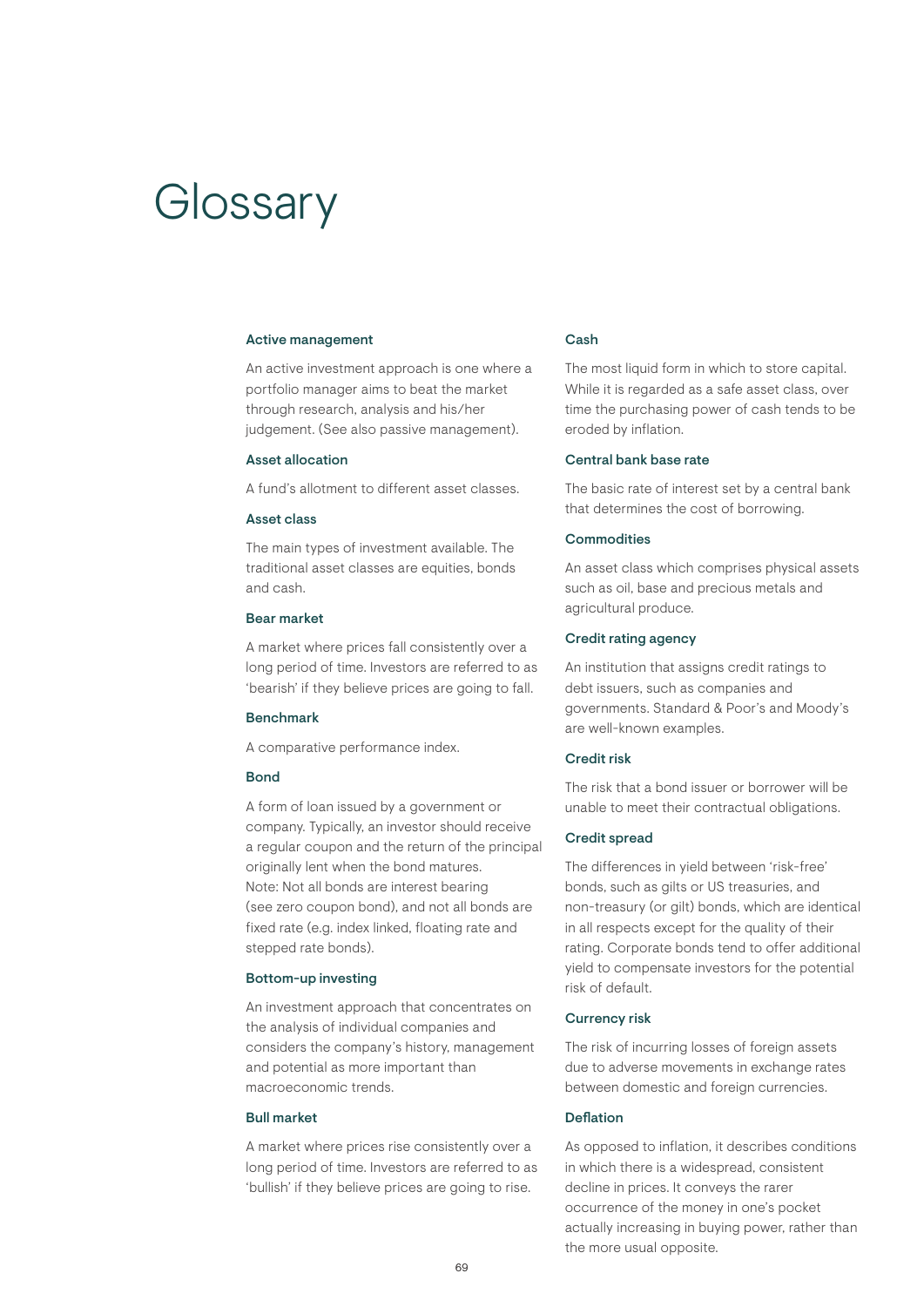# Glossary

### Active management

An active investment approach is one where a portfolio manager aims to beat the market through research, analysis and his/her judgement. (See also passive management).

### Asset allocation

A fund's allotment to different asset classes.

### Asset class

The main types of investment available. The traditional asset classes are equities, bonds and cash.

### Bear market

A market where prices fall consistently over a long period of time. Investors are referred to as 'bearish' if they believe prices are going to fall.

### Benchmark

A comparative performance index.

### Bond

A form of loan issued by a government or company. Typically, an investor should receive a regular coupon and the return of the principal originally lent when the bond matures.
Note: Not all bonds are interest bearing (see zero coupon bond), and not all bonds are fixed rate (e.g. index linked, floating rate and stepped rate bonds).

### Bottom-up investing

An investment approach that concentrates on the analysis of individual companies and considers the company's history, management and potential as more important than macroeconomic trends.

### Bull market

A market where prices rise consistently over a long period of time. Investors are referred to as 'bullish' if they believe prices are going to rise.

### Cash

The most liquid form in which to store capital. While it is regarded as a safe asset class, over time the purchasing power of cash tends to be eroded by inflation.

### Central bank base rate

The basic rate of interest set by a central bank that determines the cost of borrowing.

### Commodities

An asset class which comprises physical assets such as oil, base and precious metals and agricultural produce.

### Credit rating agency

An institution that assigns credit ratings to debt issuers, such as companies and governments. Standard & Poor's and Moody's are well-known examples.

### Credit risk

The risk that a bond issuer or borrower will be unable to meet their contractual obligations.

### Credit spread

The differences in yield between 'risk-free' bonds, such as gilts or US treasuries, and non-treasury (or gilt) bonds, which are identical in all respects except for the quality of their rating. Corporate bonds tend to offer additional yield to compensate investors for the potential risk of default.

### Currency risk

The risk of incurring losses of foreign assets due to adverse movements in exchange rates between domestic and foreign currencies.

### Deflation

As opposed to inflation, it describes conditions in which there is a widespread, consistent decline in prices. It conveys the rarer occurrence of the money in one's pocket actually increasing in buying power, rather than the more usual opposite.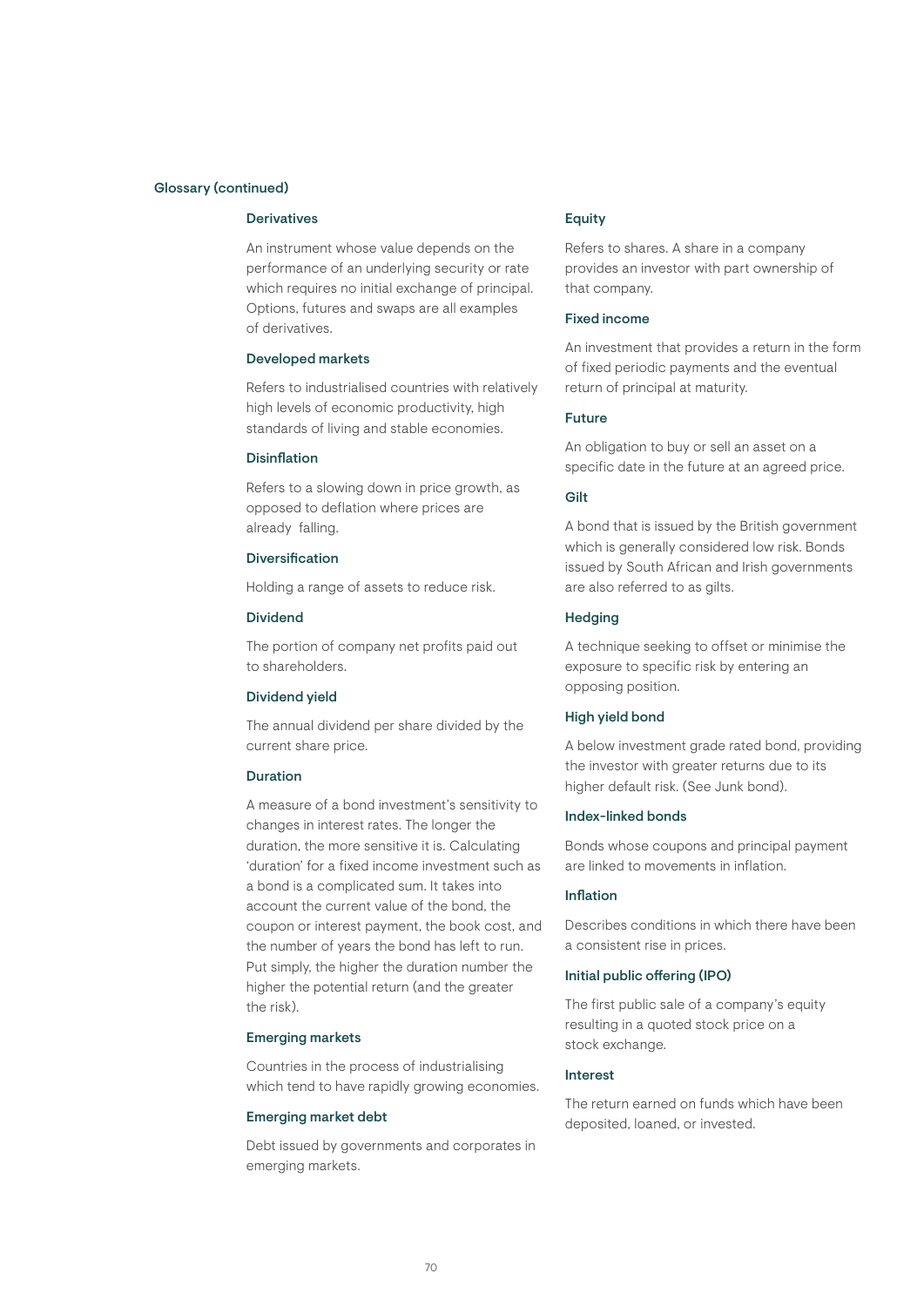## Glossary (continued)

### Derivatives

An instrument whose value depends on the performance of an underlying security or rate which requires no initial exchange of principal. Options, futures and swaps are all examples of derivatives.

### Developed markets

Refers to industrialised countries with relatively high levels of economic productivity, high standards of living and stable economies.

### Disinflation

Refers to a slowing down in price growth, as opposed to deflation where prices are already falling.

### Diversification

Holding a range of assets to reduce risk.

### Dividend

The portion of company net profits paid out to shareholders.

### Dividend yield

The annual dividend per share divided by the current share price.

### Duration

A measure of a bond investment's sensitivity to changes in interest rates. The longer the duration, the more sensitive it is. Calculating 'duration' for a fixed income investment such as a bond is a complicated sum. It takes into account the current value of the bond, the coupon or interest payment, the book cost, and the number of years the bond has left to run. Put simply, the higher the duration number the higher the potential return (and the greater the risk).

### Emerging markets

Countries in the process of industrialising which tend to have rapidly growing economies.

### Emerging market debt

Debt issued by governments and corporates in emerging markets.

### Equity

Refers to shares. A share in a company provides an investor with part ownership of that company.

### Fixed income

An investment that provides a return in the form of fixed periodic payments and the eventual return of principal at maturity.

### Future

An obligation to buy or sell an asset on a specific date in the future at an agreed price.

### Gilt

A bond that is issued by the British government which is generally considered low risk. Bonds issued by South African and Irish governments are also referred to as gilts.

### Hedging

A technique seeking to offset or minimise the exposure to specific risk by entering an opposing position.

### High yield bond

A below investment grade rated bond, providing the investor with greater returns due to its higher default risk. (See Junk bond).

### Index-linked bonds

Bonds whose coupons and principal payment are linked to movements in inflation.

### Inflation

Describes conditions in which there have been a consistent rise in prices.

### Initial public offering (IPO)

The first public sale of a company's equity resulting in a quoted stock price on a stock exchange.

### Interest

The return earned on funds which have been deposited, loaned, or invested.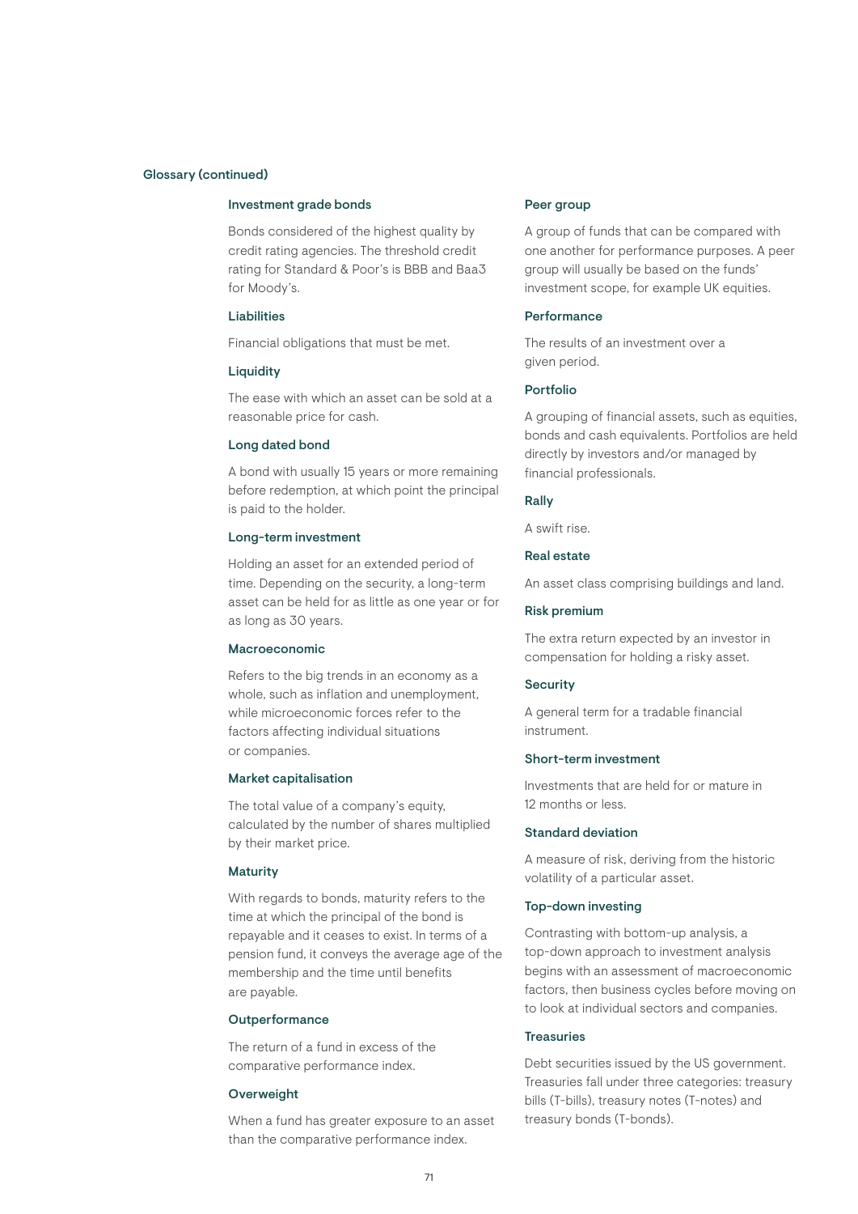## Glossary (continued)

### Investment grade bonds

Bonds considered of the highest quality by credit rating agencies. The threshold credit rating for Standard & Poor's is BBB and Baa3 for Moody's.

### Liabilities

Financial obligations that must be met.

### Liquidity

The ease with which an asset can be sold at a reasonable price for cash.

### Long dated bond

A bond with usually 15 years or more remaining before redemption, at which point the principal is paid to the holder.

### Long-term investment

Holding an asset for an extended period of time. Depending on the security, a long-term asset can be held for as little as one year or for as long as 30 years.

### Macroeconomic

Refers to the big trends in an economy as a whole, such as inflation and unemployment, while microeconomic forces refer to the factors affecting individual situations or companies.

### Market capitalisation

The total value of a company's equity, calculated by the number of shares multiplied by their market price.

### Maturity

With regards to bonds, maturity refers to the time at which the principal of the bond is repayable and it ceases to exist. In terms of a pension fund, it conveys the average age of the membership and the time until benefits are payable.

### Outperformance

The return of a fund in excess of the comparative performance index.

### Overweight

When a fund has greater exposure to an asset than the comparative performance index.

### Peer group

A group of funds that can be compared with one another for performance purposes. A peer group will usually be based on the funds' investment scope, for example UK equities.

### Performance

The results of an investment over a given period.

### Portfolio

A grouping of financial assets, such as equities, bonds and cash equivalents. Portfolios are held directly by investors and/or managed by financial professionals.

### Rally

A swift rise.

### Real estate

An asset class comprising buildings and land.

### Risk premium

The extra return expected by an investor in compensation for holding a risky asset.

### Security

A general term for a tradable financial instrument.

### Short-term investment

Investments that are held for or mature in 12 months or less.

### Standard deviation

A measure of risk, deriving from the historic volatility of a particular asset.

### Top-down investing

Contrasting with bottom-up analysis, a top-down approach to investment analysis begins with an assessment of macroeconomic factors, then business cycles before moving on to look at individual sectors and companies.

### Treasuries

Debt securities issued by the US government. Treasuries fall under three categories: treasury bills (T-bills), treasury notes (T-notes) and treasury bonds (T-bonds).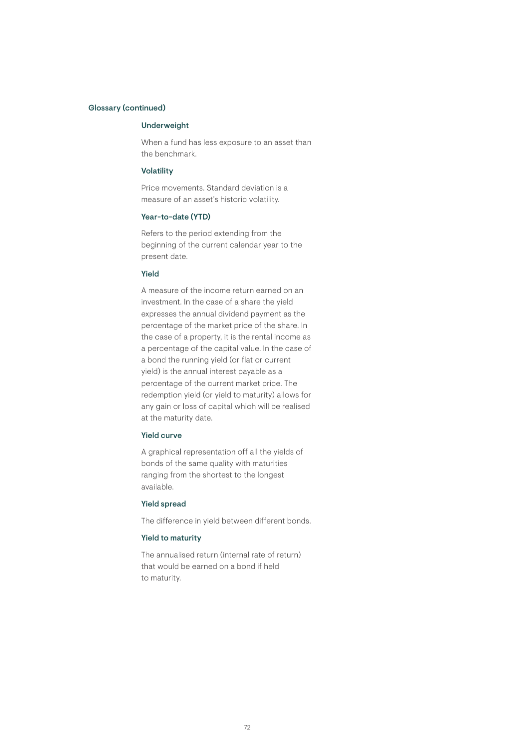## Glossary (continued)

### Underweight

When a fund has less exposure to an asset than the benchmark.

### Volatility

Price movements. Standard deviation is a measure of an asset's historic volatility.

### Year-to-date (YTD)

Refers to the period extending from the beginning of the current calendar year to the present date.

### Yield

A measure of the income return earned on an investment. In the case of a share the yield expresses the annual dividend payment as the percentage of the market price of the share. In the case of a property, it is the rental income as a percentage of the capital value. In the case of a bond the running yield (or flat or current yield) is the annual interest payable as a percentage of the current market price. The redemption yield (or yield to maturity) allows for any gain or loss of capital which will be realised at the maturity date.

### Yield curve

A graphical representation off all the yields of bonds of the same quality with maturities ranging from the shortest to the longest available.

### Yield spread

The difference in yield between different bonds.

### Yield to maturity

The annualised return (internal rate of return) that would be earned on a bond if held to maturity.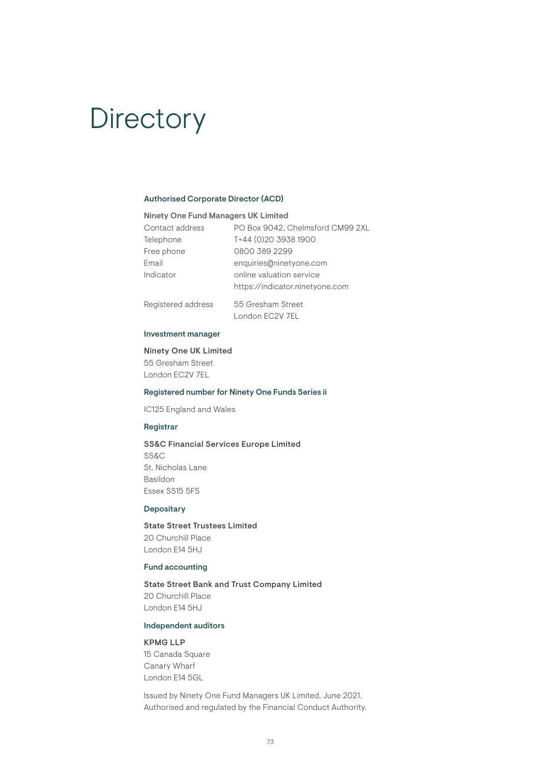# Directory

## Authorised Corporate Director (ACD)

**Ninety One Fund Managers UK Limited**

| | |
|---|---|
| Contact address | PO Box 9042, Chelmsford CM99 2XL |
| Telephone | T+44 (0)20 3938 1900 |
| Free phone | 0800 389 2299 |
| Email | enquiries@ninetyone.com |
| Indicator | online valuation service https://indicator.ninetyone.com |
| Registered address | 55 Gresham Street London EC2V 7EL |

## Investment manager

**Ninety One UK Limited**
55 Gresham Street
London EC2V 7EL

## Registered number for Ninety One Funds Series ii

IC125 England and Wales

## Registrar

**SS&C Financial Services Europe Limited**
SS&C
St. Nicholas Lane
Basildon
Essex SS15 5FS

## Depositary

**State Street Trustees Limited**
20 Churchill Place
London E14 5HJ

## Fund accounting

**State Street Bank and Trust Company Limited**
20 Churchill Place
London E14 5HJ

## Independent auditors

**KPMG LLP**
15 Canada Square
Canary Wharf
London E14 5GL

Issued by Ninety One Fund Managers UK Limited, June 2021.
Authorised and regulated by the Financial Conduct Authority.